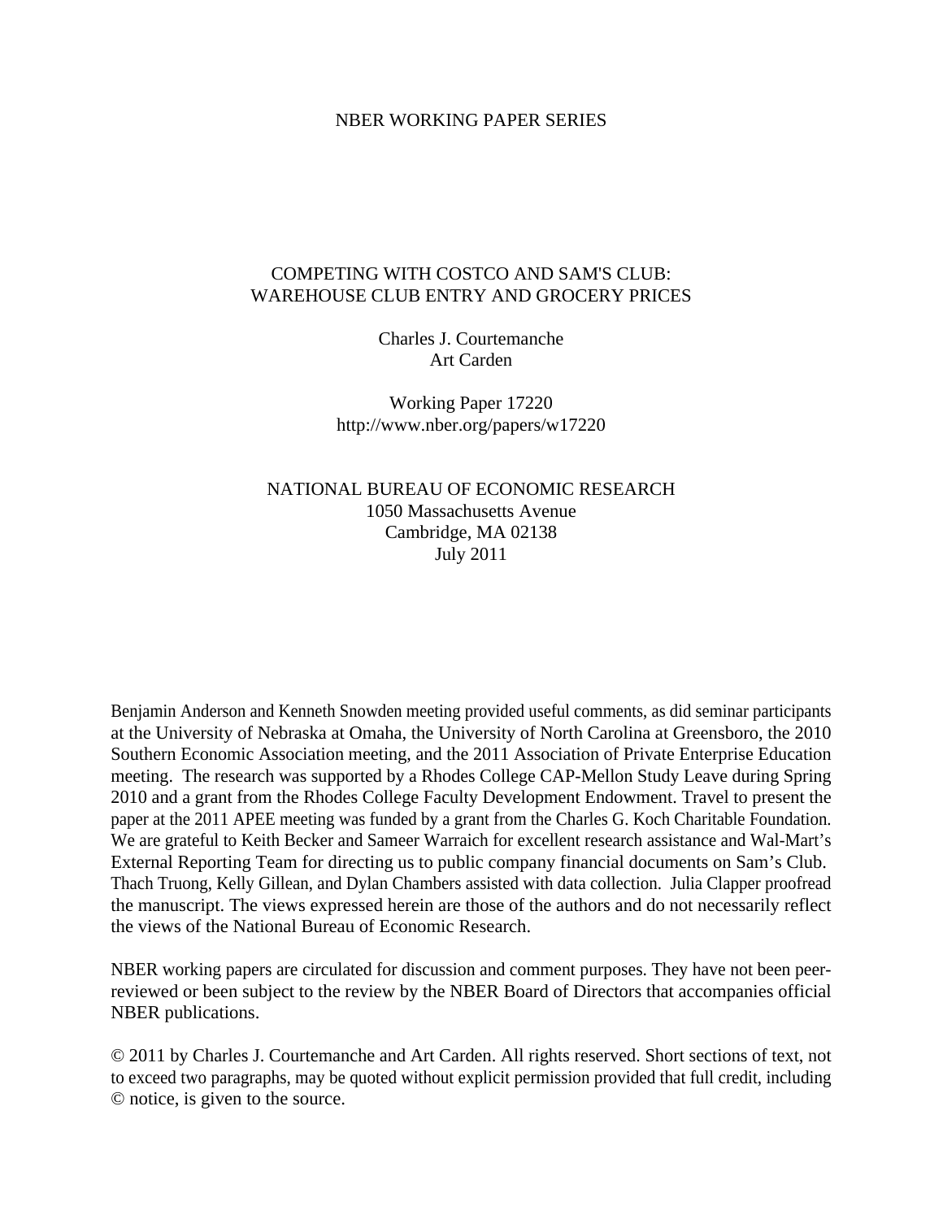NBER WORKING PAPER SERIES

# COMPETING WITH COSTCO AND SAM'S CLUB: WAREHOUSE CLUB ENTRY AND GROCERY PRICES

Charles J. Courtemanche
Art Carden

Working Paper 17220
http://www.nber.org/papers/w17220

NATIONAL BUREAU OF ECONOMIC RESEARCH
1050 Massachusetts Avenue
Cambridge, MA 02138
July 2011

Benjamin Anderson and Kenneth Snowden meeting provided useful comments, as did seminar participants at the University of Nebraska at Omaha, the University of North Carolina at Greensboro, the 2010 Southern Economic Association meeting, and the 2011 Association of Private Enterprise Education meeting. The research was supported by a Rhodes College CAP-Mellon Study Leave during Spring 2010 and a grant from the Rhodes College Faculty Development Endowment. Travel to present the paper at the 2011 APEE meeting was funded by a grant from the Charles G. Koch Charitable Foundation. We are grateful to Keith Becker and Sameer Warraich for excellent research assistance and Wal-Mart's External Reporting Team for directing us to public company financial documents on Sam's Club. Thach Truong, Kelly Gillean, and Dylan Chambers assisted with data collection. Julia Clapper proofread the manuscript. The views expressed herein are those of the authors and do not necessarily reflect the views of the National Bureau of Economic Research.

NBER working papers are circulated for discussion and comment purposes. They have not been peer-reviewed or been subject to the review by the NBER Board of Directors that accompanies official NBER publications.

© 2011 by Charles J. Courtemanche and Art Carden. All rights reserved. Short sections of text, not to exceed two paragraphs, may be quoted without explicit permission provided that full credit, including © notice, is given to the source.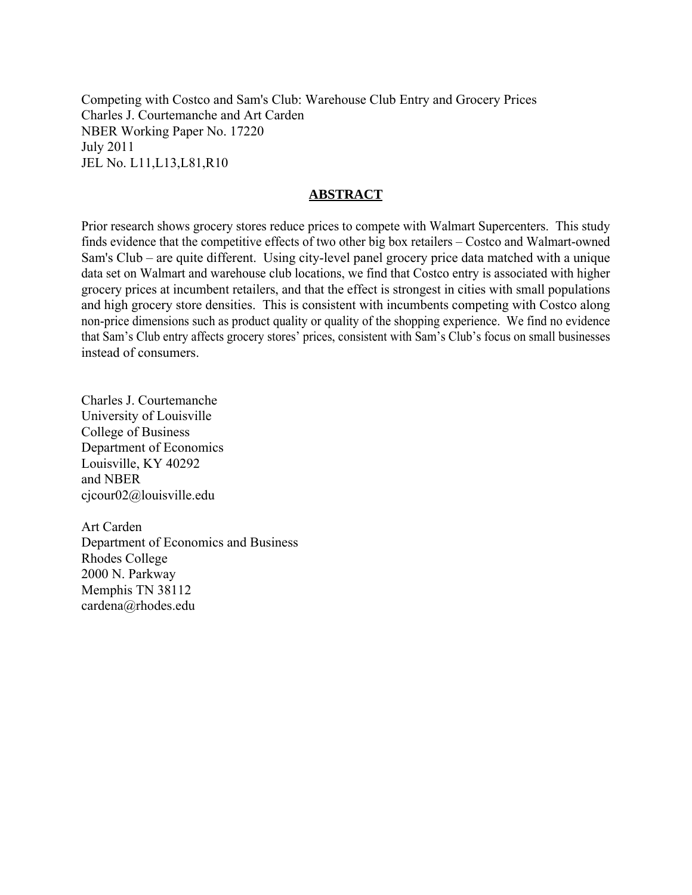Competing with Costco and Sam's Club: Warehouse Club Entry and Grocery Prices
Charles J. Courtemanche and Art Carden
NBER Working Paper No. 17220
July 2011
JEL No. L11,L13,L81,R10

## ABSTRACT

Prior research shows grocery stores reduce prices to compete with Walmart Supercenters. This study finds evidence that the competitive effects of two other big box retailers – Costco and Walmart-owned Sam's Club – are quite different. Using city-level panel grocery price data matched with a unique data set on Walmart and warehouse club locations, we find that Costco entry is associated with higher grocery prices at incumbent retailers, and that the effect is strongest in cities with small populations and high grocery store densities. This is consistent with incumbents competing with Costco along non-price dimensions such as product quality or quality of the shopping experience. We find no evidence that Sam's Club entry affects grocery stores' prices, consistent with Sam's Club's focus on small businesses instead of consumers.

Charles J. Courtemanche
University of Louisville
College of Business
Department of Economics
Louisville, KY 40292
and NBER
cjcour02@louisville.edu

Art Carden
Department of Economics and Business
Rhodes College
2000 N. Parkway
Memphis TN 38112
cardena@rhodes.edu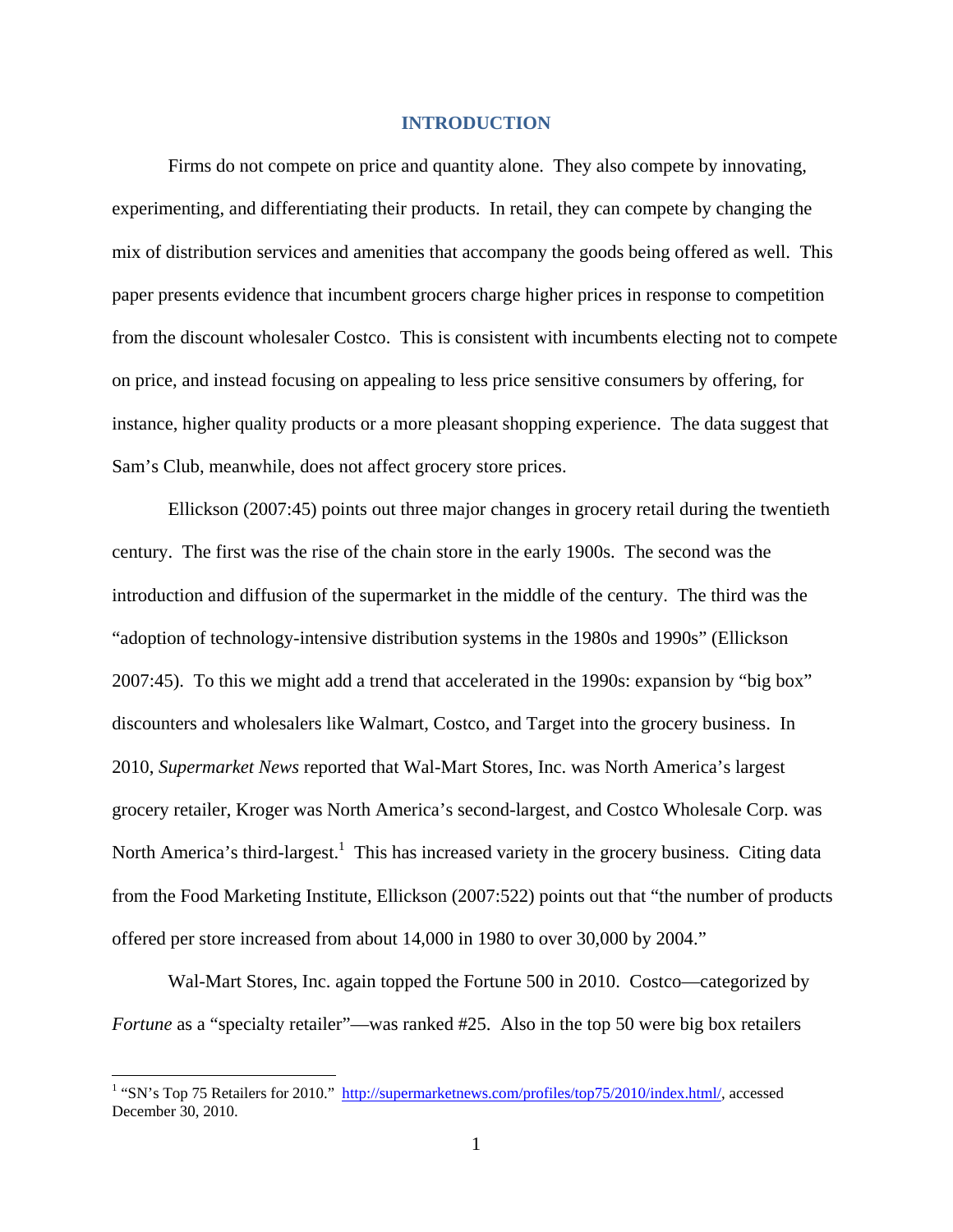# INTRODUCTION

Firms do not compete on price and quantity alone. They also compete by innovating, experimenting, and differentiating their products. In retail, they can compete by changing the mix of distribution services and amenities that accompany the goods being offered as well. This paper presents evidence that incumbent grocers charge higher prices in response to competition from the discount wholesaler Costco. This is consistent with incumbents electing not to compete on price, and instead focusing on appealing to less price sensitive consumers by offering, for instance, higher quality products or a more pleasant shopping experience. The data suggest that Sam's Club, meanwhile, does not affect grocery store prices.

Ellickson (2007:45) points out three major changes in grocery retail during the twentieth century. The first was the rise of the chain store in the early 1900s. The second was the introduction and diffusion of the supermarket in the middle of the century. The third was the "adoption of technology-intensive distribution systems in the 1980s and 1990s" (Ellickson 2007:45). To this we might add a trend that accelerated in the 1990s: expansion by "big box" discounters and wholesalers like Walmart, Costco, and Target into the grocery business. In 2010, *Supermarket News* reported that Wal-Mart Stores, Inc. was North America's largest grocery retailer, Kroger was North America's second-largest, and Costco Wholesale Corp. was North America's third-largest.[1] This has increased variety in the grocery business. Citing data from the Food Marketing Institute, Ellickson (2007:522) points out that "the number of products offered per store increased from about 14,000 in 1980 to over 30,000 by 2004."

Wal-Mart Stores, Inc. again topped the Fortune 500 in 2010. Costco—categorized by *Fortune* as a "specialty retailer"—was ranked #25. Also in the top 50 were big box retailers

[1] "SN's Top 75 Retailers for 2010." http://supermarketnews.com/profiles/top75/2010/index.html/, accessed December 30, 2010.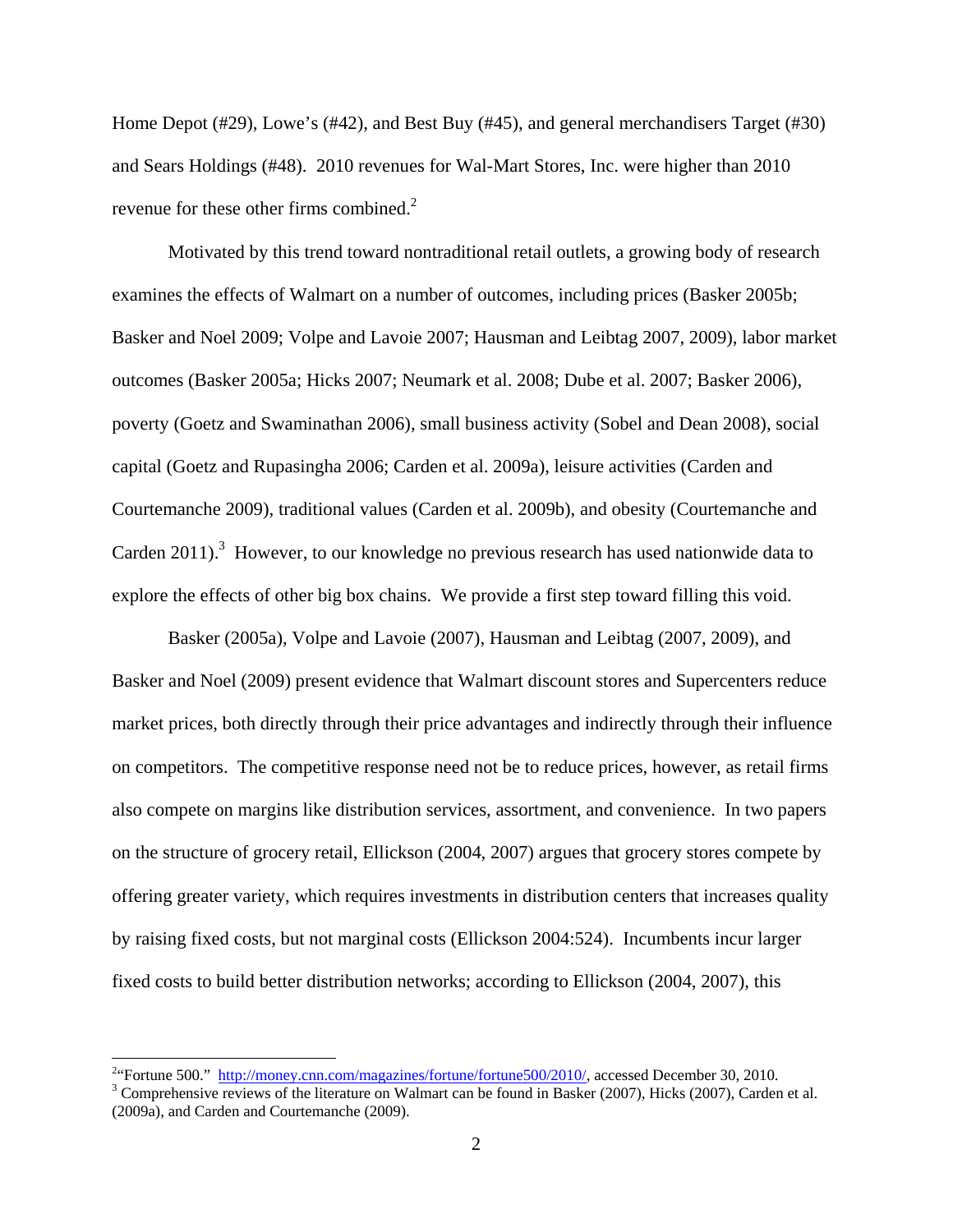Home Depot (#29), Lowe's (#42), and Best Buy (#45), and general merchandisers Target (#30) and Sears Holdings (#48). 2010 revenues for Wal-Mart Stores, Inc. were higher than 2010 revenue for these other firms combined.[2]

Motivated by this trend toward nontraditional retail outlets, a growing body of research examines the effects of Walmart on a number of outcomes, including prices (Basker 2005b; Basker and Noel 2009; Volpe and Lavoie 2007; Hausman and Leibtag 2007, 2009), labor market outcomes (Basker 2005a; Hicks 2007; Neumark et al. 2008; Dube et al. 2007; Basker 2006), poverty (Goetz and Swaminathan 2006), small business activity (Sobel and Dean 2008), social capital (Goetz and Rupasingha 2006; Carden et al. 2009a), leisure activities (Carden and Courtemanche 2009), traditional values (Carden et al. 2009b), and obesity (Courtemanche and Carden 2011).[3] However, to our knowledge no previous research has used nationwide data to explore the effects of other big box chains. We provide a first step toward filling this void.

Basker (2005a), Volpe and Lavoie (2007), Hausman and Leibtag (2007, 2009), and Basker and Noel (2009) present evidence that Walmart discount stores and Supercenters reduce market prices, both directly through their price advantages and indirectly through their influence on competitors. The competitive response need not be to reduce prices, however, as retail firms also compete on margins like distribution services, assortment, and convenience. In two papers on the structure of grocery retail, Ellickson (2004, 2007) argues that grocery stores compete by offering greater variety, which requires investments in distribution centers that increases quality by raising fixed costs, but not marginal costs (Ellickson 2004:524). Incumbents incur larger fixed costs to build better distribution networks; according to Ellickson (2004, 2007), this

[2] "Fortune 500." http://money.cnn.com/magazines/fortune/fortune500/2010/, accessed December 30, 2010.

[3] Comprehensive reviews of the literature on Walmart can be found in Basker (2007), Hicks (2007), Carden et al. (2009a), and Carden and Courtemanche (2009).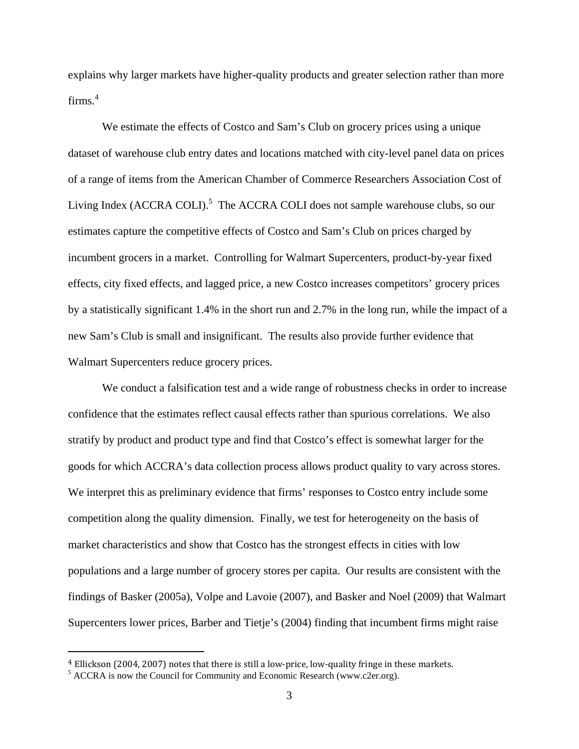explains why larger markets have higher-quality products and greater selection rather than more firms.[4]

We estimate the effects of Costco and Sam's Club on grocery prices using a unique dataset of warehouse club entry dates and locations matched with city-level panel data on prices of a range of items from the American Chamber of Commerce Researchers Association Cost of Living Index (ACCRA COLI).[5] The ACCRA COLI does not sample warehouse clubs, so our estimates capture the competitive effects of Costco and Sam's Club on prices charged by incumbent grocers in a market. Controlling for Walmart Supercenters, product-by-year fixed effects, city fixed effects, and lagged price, a new Costco increases competitors' grocery prices by a statistically significant 1.4% in the short run and 2.7% in the long run, while the impact of a new Sam's Club is small and insignificant. The results also provide further evidence that Walmart Supercenters reduce grocery prices.

We conduct a falsification test and a wide range of robustness checks in order to increase confidence that the estimates reflect causal effects rather than spurious correlations. We also stratify by product and product type and find that Costco's effect is somewhat larger for the goods for which ACCRA's data collection process allows product quality to vary across stores. We interpret this as preliminary evidence that firms' responses to Costco entry include some competition along the quality dimension. Finally, we test for heterogeneity on the basis of market characteristics and show that Costco has the strongest effects in cities with low populations and a large number of grocery stores per capita. Our results are consistent with the findings of Basker (2005a), Volpe and Lavoie (2007), and Basker and Noel (2009) that Walmart Supercenters lower prices, Barber and Tietje's (2004) finding that incumbent firms might raise

[4] Ellickson (2004, 2007) notes that there is still a low-price, low-quality fringe in these markets.

[5] ACCRA is now the Council for Community and Economic Research (www.c2er.org).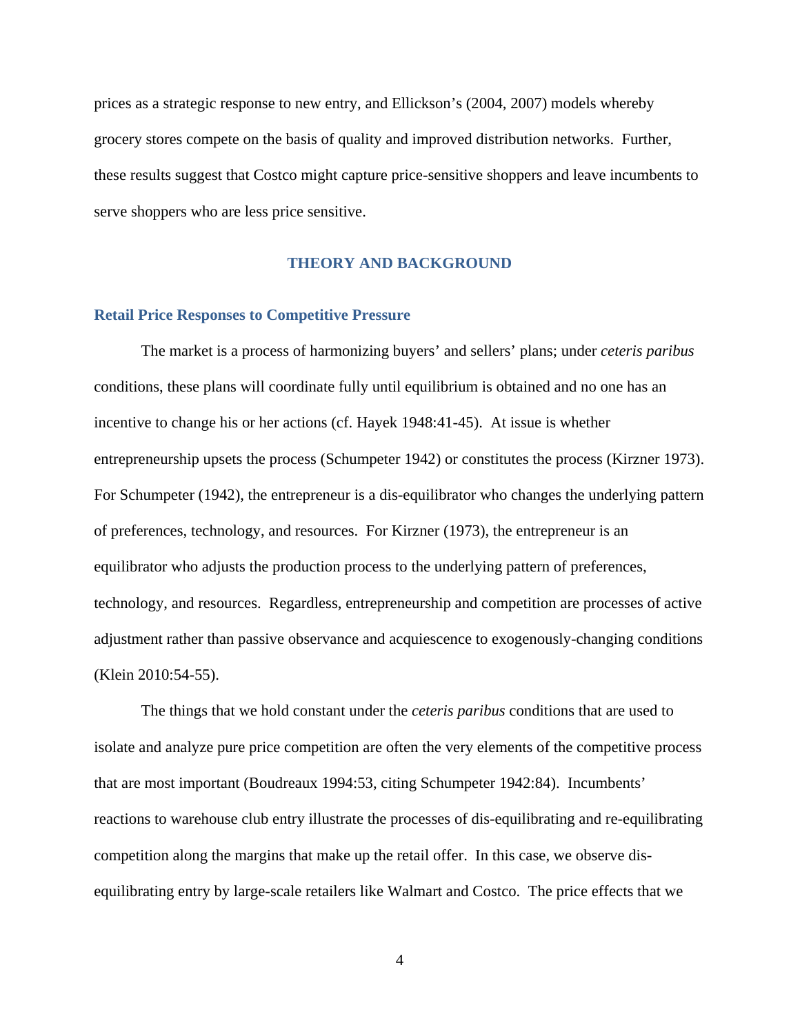prices as a strategic response to new entry, and Ellickson's (2004, 2007) models whereby grocery stores compete on the basis of quality and improved distribution networks. Further, these results suggest that Costco might capture price-sensitive shoppers and leave incumbents to serve shoppers who are less price sensitive.

## THEORY AND BACKGROUND

### Retail Price Responses to Competitive Pressure

The market is a process of harmonizing buyers' and sellers' plans; under *ceteris paribus* conditions, these plans will coordinate fully until equilibrium is obtained and no one has an incentive to change his or her actions (cf. Hayek 1948:41-45). At issue is whether entrepreneurship upsets the process (Schumpeter 1942) or constitutes the process (Kirzner 1973). For Schumpeter (1942), the entrepreneur is a dis-equilibrator who changes the underlying pattern of preferences, technology, and resources. For Kirzner (1973), the entrepreneur is an equilibrator who adjusts the production process to the underlying pattern of preferences, technology, and resources. Regardless, entrepreneurship and competition are processes of active adjustment rather than passive observance and acquiescence to exogenously-changing conditions (Klein 2010:54-55).

The things that we hold constant under the *ceteris paribus* conditions that are used to isolate and analyze pure price competition are often the very elements of the competitive process that are most important (Boudreaux 1994:53, citing Schumpeter 1942:84). Incumbents' reactions to warehouse club entry illustrate the processes of dis-equilibrating and re-equilibrating competition along the margins that make up the retail offer. In this case, we observe dis-equilibrating entry by large-scale retailers like Walmart and Costco. The price effects that we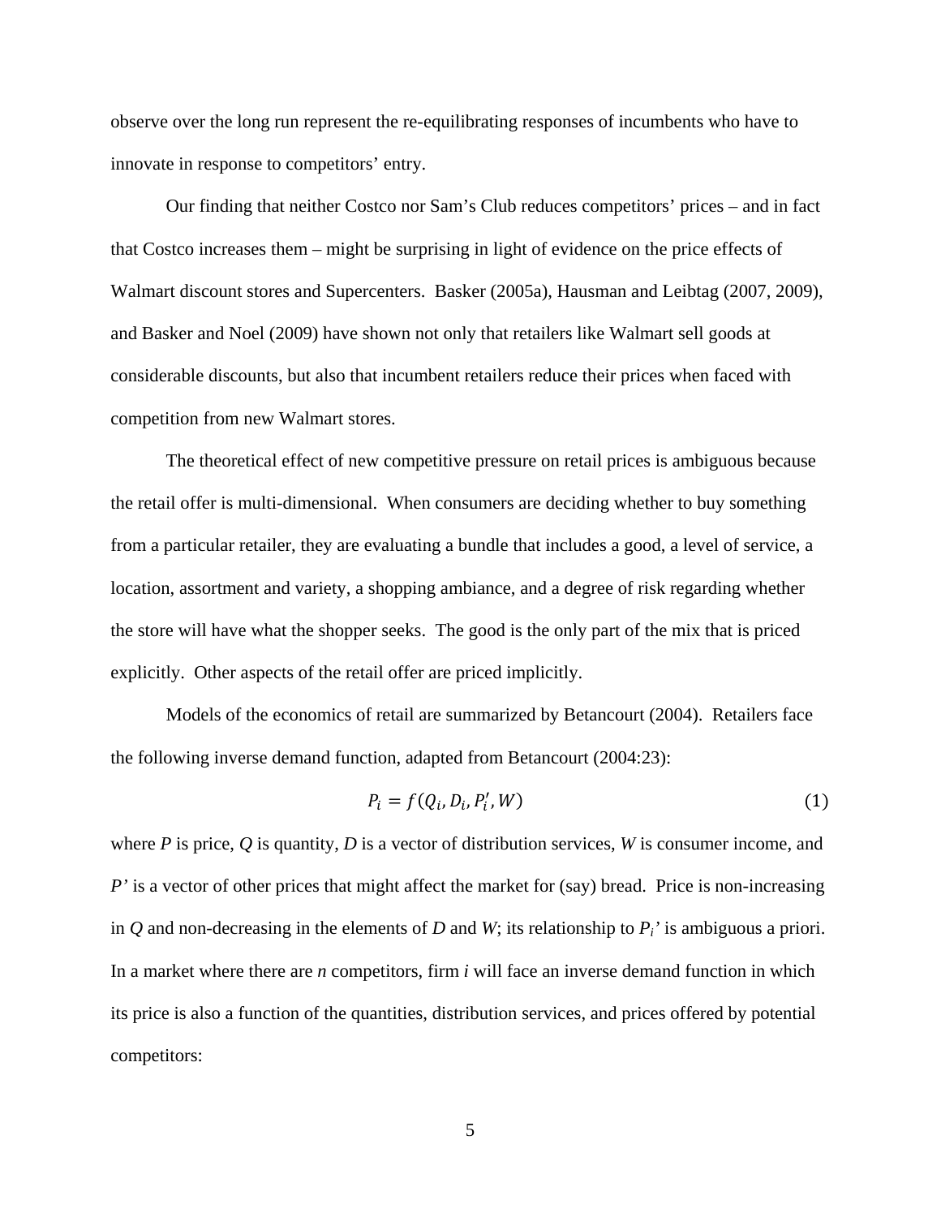observe over the long run represent the re-equilibrating responses of incumbents who have to innovate in response to competitors' entry.

Our finding that neither Costco nor Sam's Club reduces competitors' prices – and in fact that Costco increases them – might be surprising in light of evidence on the price effects of Walmart discount stores and Supercenters. Basker (2005a), Hausman and Leibtag (2007, 2009), and Basker and Noel (2009) have shown not only that retailers like Walmart sell goods at considerable discounts, but also that incumbent retailers reduce their prices when faced with competition from new Walmart stores.

The theoretical effect of new competitive pressure on retail prices is ambiguous because the retail offer is multi-dimensional. When consumers are deciding whether to buy something from a particular retailer, they are evaluating a bundle that includes a good, a level of service, a location, assortment and variety, a shopping ambiance, and a degree of risk regarding whether the store will have what the shopper seeks. The good is the only part of the mix that is priced explicitly. Other aspects of the retail offer are priced implicitly.

Models of the economics of retail are summarized by Betancourt (2004). Retailers face the following inverse demand function, adapted from Betancourt (2004:23):

$$P_i = f(Q_i, D_i, P_i', W) \tag{1}$$

where *P* is price, *Q* is quantity, *D* is a vector of distribution services, *W* is consumer income, and *P'* is a vector of other prices that might affect the market for (say) bread. Price is non-increasing in *Q* and non-decreasing in the elements of *D* and *W*; its relationship to $P_i'$ is ambiguous a priori. In a market where there are *n* competitors, firm *i* will face an inverse demand function in which its price is also a function of the quantities, distribution services, and prices offered by potential competitors: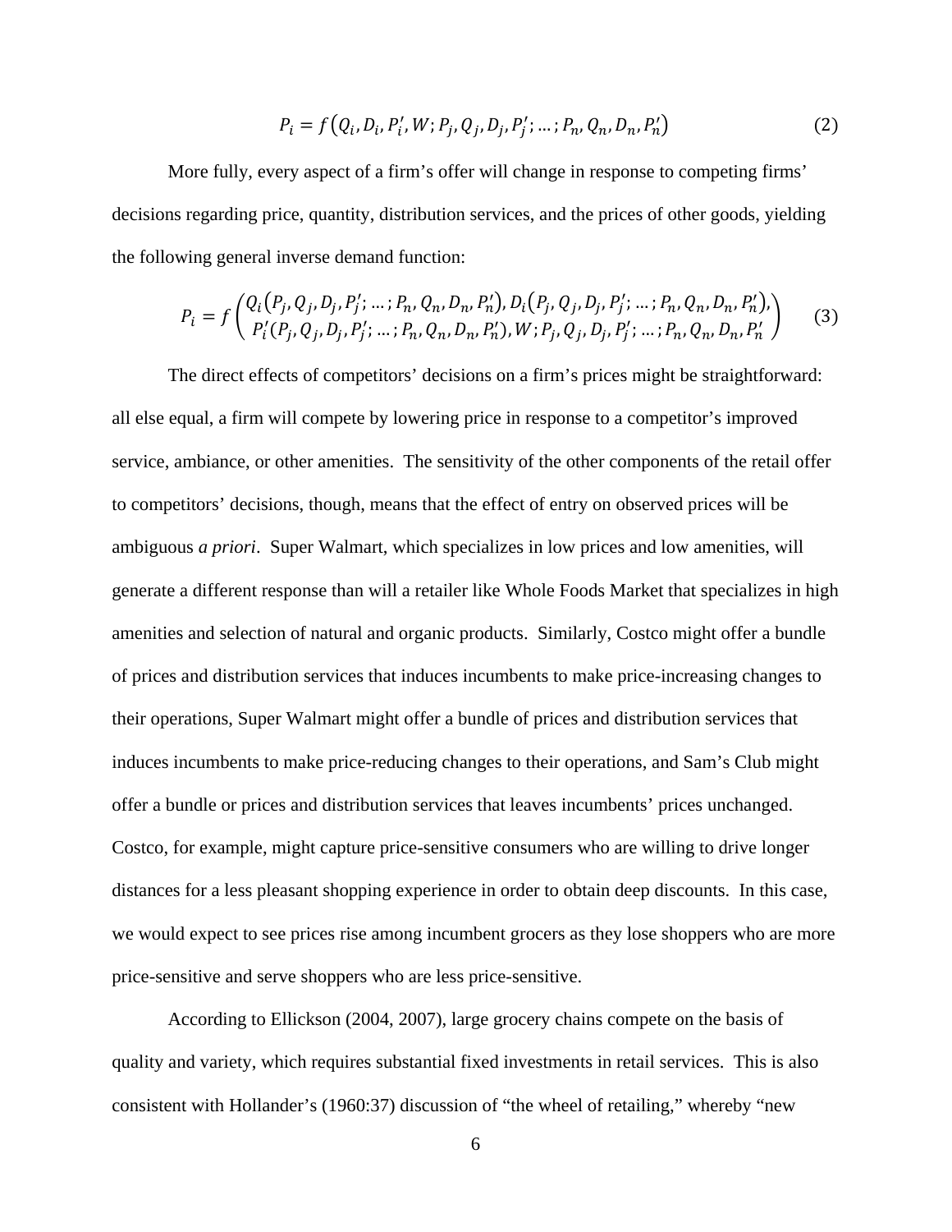$$P_i = f\left(Q_i, D_i, P_i', W; P_j, Q_j, D_j, P_j'; \ldots; P_n, Q_n, D_n, P_n'\right) \quad (2)$$

More fully, every aspect of a firm's offer will change in response to competing firms' decisions regarding price, quantity, distribution services, and the prices of other goods, yielding the following general inverse demand function:

$$P_i = f\begin{pmatrix} Q_i\left(P_j, Q_j, D_j, P_j'; \ldots; P_n, Q_n, D_n, P_n'\right), D_i\left(P_j, Q_j, D_j, P_j'; \ldots; P_n, Q_n, D_n, P_n'\right), \\ P_i'(P_j, Q_j, D_j, P_j'; \ldots; P_n, Q_n, D_n, P_n'), W; P_j, Q_j, D_j, P_j'; \ldots; P_n, Q_n, D_n, P_n' \end{pmatrix} \quad (3)$$

The direct effects of competitors' decisions on a firm's prices might be straightforward: all else equal, a firm will compete by lowering price in response to a competitor's improved service, ambiance, or other amenities. The sensitivity of the other components of the retail offer to competitors' decisions, though, means that the effect of entry on observed prices will be ambiguous *a priori*. Super Walmart, which specializes in low prices and low amenities, will generate a different response than will a retailer like Whole Foods Market that specializes in high amenities and selection of natural and organic products. Similarly, Costco might offer a bundle of prices and distribution services that induces incumbents to make price-increasing changes to their operations, Super Walmart might offer a bundle of prices and distribution services that induces incumbents to make price-reducing changes to their operations, and Sam's Club might offer a bundle or prices and distribution services that leaves incumbents' prices unchanged. Costco, for example, might capture price-sensitive consumers who are willing to drive longer distances for a less pleasant shopping experience in order to obtain deep discounts. In this case, we would expect to see prices rise among incumbent grocers as they lose shoppers who are more price-sensitive and serve shoppers who are less price-sensitive.

According to Ellickson (2004, 2007), large grocery chains compete on the basis of quality and variety, which requires substantial fixed investments in retail services. This is also consistent with Hollander's (1960:37) discussion of "the wheel of retailing," whereby "new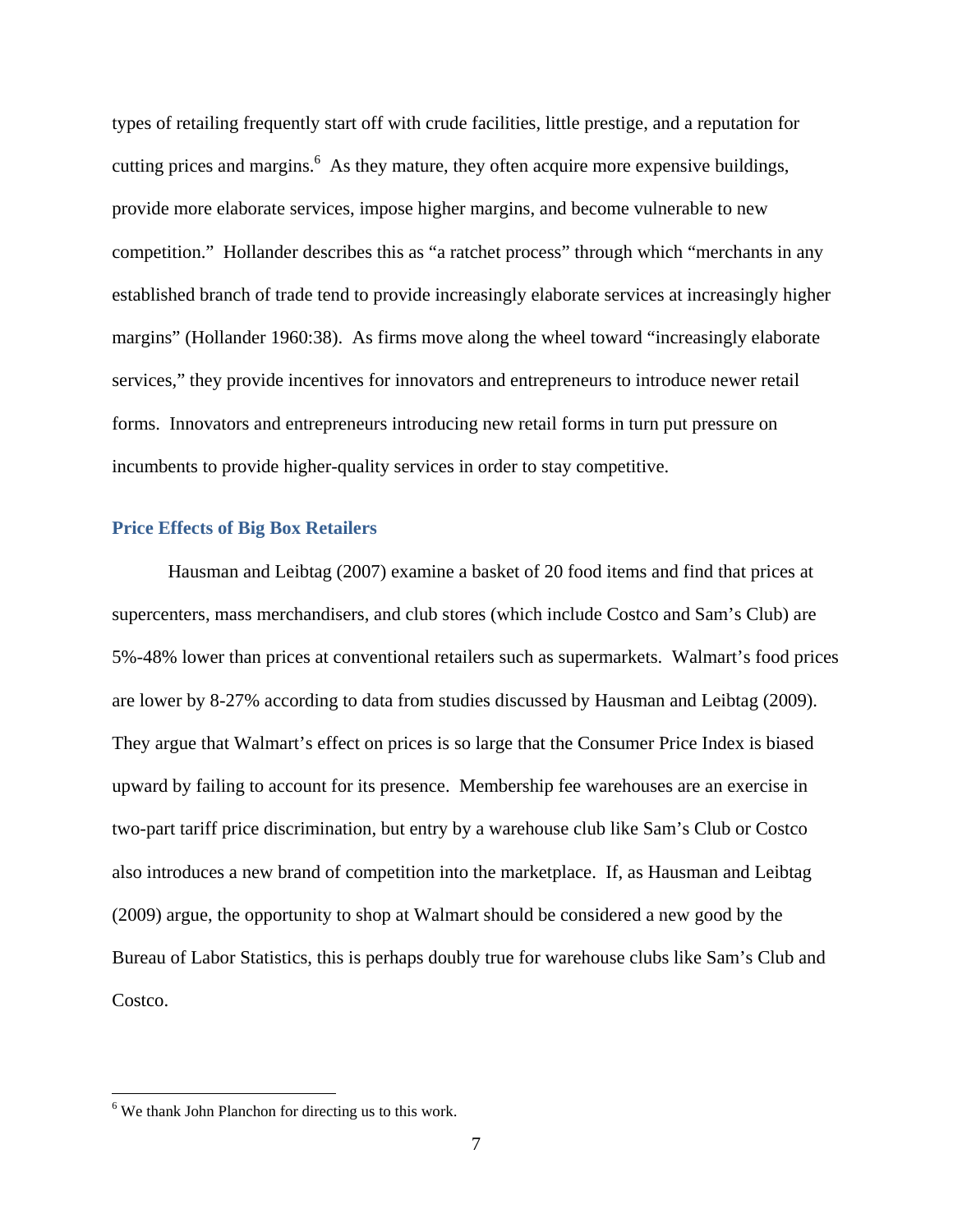types of retailing frequently start off with crude facilities, little prestige, and a reputation for cutting prices and margins.[6] As they mature, they often acquire more expensive buildings, provide more elaborate services, impose higher margins, and become vulnerable to new competition." Hollander describes this as "a ratchet process" through which "merchants in any established branch of trade tend to provide increasingly elaborate services at increasingly higher margins" (Hollander 1960:38). As firms move along the wheel toward "increasingly elaborate services," they provide incentives for innovators and entrepreneurs to introduce newer retail forms. Innovators and entrepreneurs introducing new retail forms in turn put pressure on incumbents to provide higher-quality services in order to stay competitive.

## Price Effects of Big Box Retailers

Hausman and Leibtag (2007) examine a basket of 20 food items and find that prices at supercenters, mass merchandisers, and club stores (which include Costco and Sam's Club) are 5%-48% lower than prices at conventional retailers such as supermarkets. Walmart's food prices are lower by 8-27% according to data from studies discussed by Hausman and Leibtag (2009). They argue that Walmart's effect on prices is so large that the Consumer Price Index is biased upward by failing to account for its presence. Membership fee warehouses are an exercise in two-part tariff price discrimination, but entry by a warehouse club like Sam's Club or Costco also introduces a new brand of competition into the marketplace. If, as Hausman and Leibtag (2009) argue, the opportunity to shop at Walmart should be considered a new good by the Bureau of Labor Statistics, this is perhaps doubly true for warehouse clubs like Sam's Club and Costco.

[6] We thank John Planchon for directing us to this work.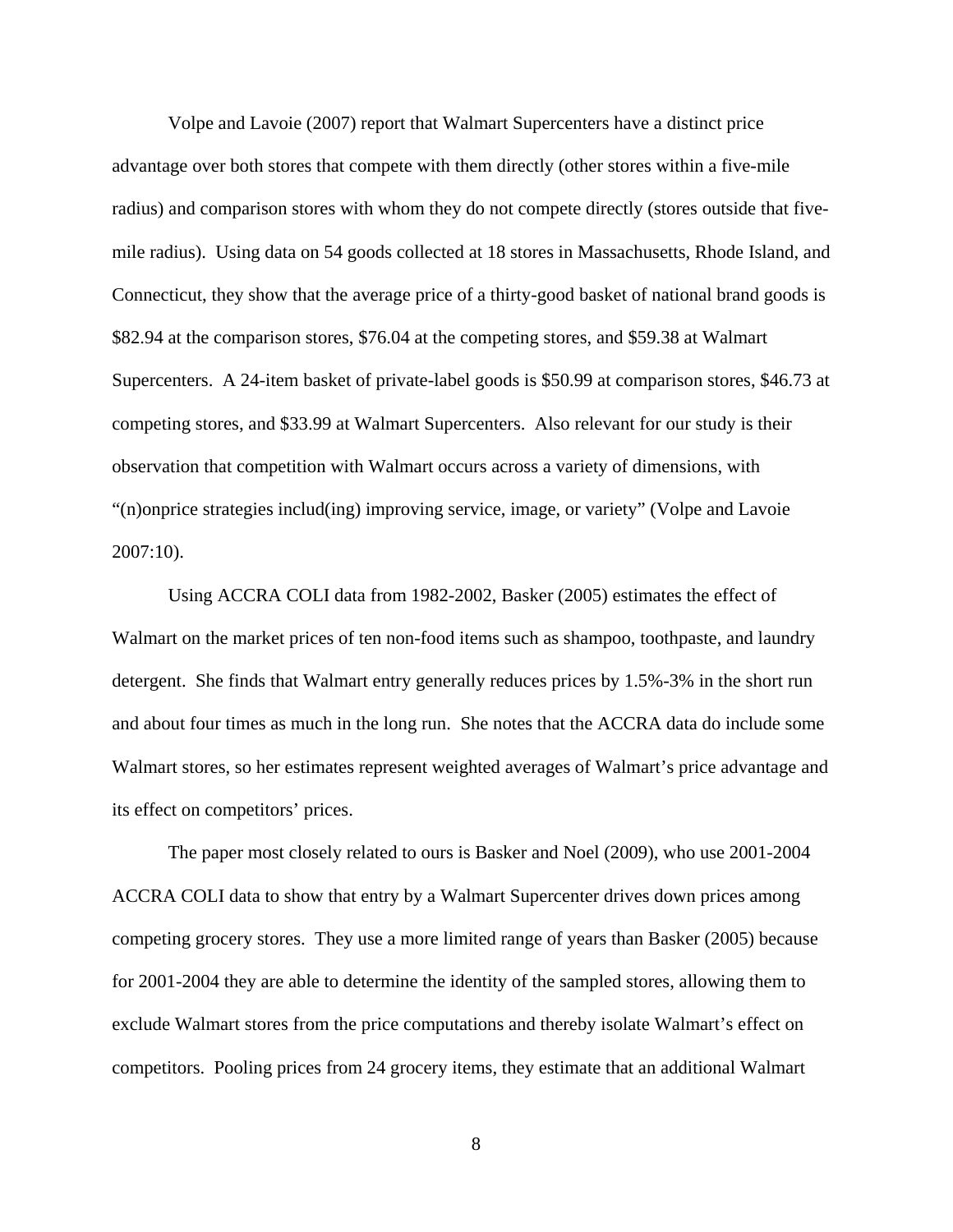Volpe and Lavoie (2007) report that Walmart Supercenters have a distinct price advantage over both stores that compete with them directly (other stores within a five-mile radius) and comparison stores with whom they do not compete directly (stores outside that five-mile radius). Using data on 54 goods collected at 18 stores in Massachusetts, Rhode Island, and Connecticut, they show that the average price of a thirty-good basket of national brand goods is $82.94 at the comparison stores, $76.04 at the competing stores, and $59.38 at Walmart Supercenters. A 24-item basket of private-label goods is $50.99 at comparison stores, $46.73 at competing stores, and $33.99 at Walmart Supercenters. Also relevant for our study is their observation that competition with Walmart occurs across a variety of dimensions, with "(n)onprice strategies includ(ing) improving service, image, or variety" (Volpe and Lavoie 2007:10).

Using ACCRA COLI data from 1982-2002, Basker (2005) estimates the effect of Walmart on the market prices of ten non-food items such as shampoo, toothpaste, and laundry detergent. She finds that Walmart entry generally reduces prices by 1.5%-3% in the short run and about four times as much in the long run. She notes that the ACCRA data do include some Walmart stores, so her estimates represent weighted averages of Walmart's price advantage and its effect on competitors' prices.

The paper most closely related to ours is Basker and Noel (2009), who use 2001-2004 ACCRA COLI data to show that entry by a Walmart Supercenter drives down prices among competing grocery stores. They use a more limited range of years than Basker (2005) because for 2001-2004 they are able to determine the identity of the sampled stores, allowing them to exclude Walmart stores from the price computations and thereby isolate Walmart's effect on competitors. Pooling prices from 24 grocery items, they estimate that an additional Walmart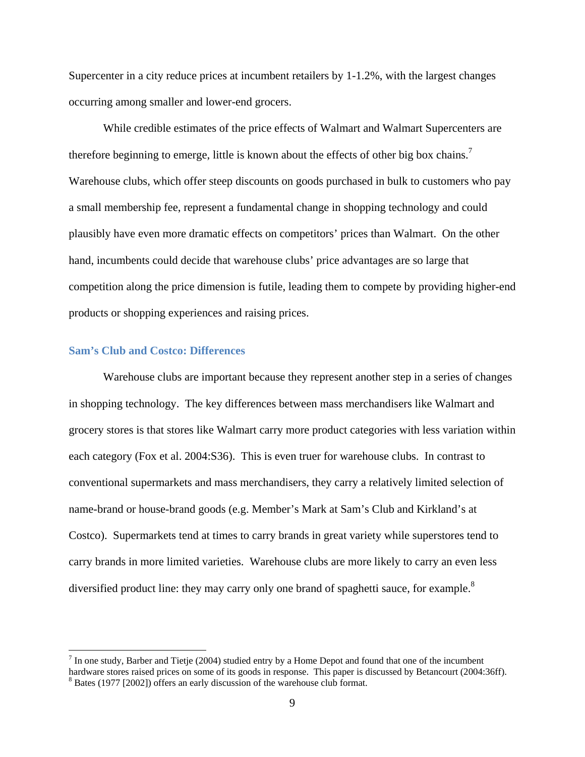Supercenter in a city reduce prices at incumbent retailers by 1-1.2%, with the largest changes occurring among smaller and lower-end grocers.

While credible estimates of the price effects of Walmart and Walmart Supercenters are therefore beginning to emerge, little is known about the effects of other big box chains.[7] Warehouse clubs, which offer steep discounts on goods purchased in bulk to customers who pay a small membership fee, represent a fundamental change in shopping technology and could plausibly have even more dramatic effects on competitors' prices than Walmart. On the other hand, incumbents could decide that warehouse clubs' price advantages are so large that competition along the price dimension is futile, leading them to compete by providing higher-end products or shopping experiences and raising prices.

### Sam's Club and Costco: Differences

Warehouse clubs are important because they represent another step in a series of changes in shopping technology. The key differences between mass merchandisers like Walmart and grocery stores is that stores like Walmart carry more product categories with less variation within each category (Fox et al. 2004:S36). This is even truer for warehouse clubs. In contrast to conventional supermarkets and mass merchandisers, they carry a relatively limited selection of name-brand or house-brand goods (e.g. Member's Mark at Sam's Club and Kirkland's at Costco). Supermarkets tend at times to carry brands in great variety while superstores tend to carry brands in more limited varieties. Warehouse clubs are more likely to carry an even less diversified product line: they may carry only one brand of spaghetti sauce, for example.[8]

---

[7] In one study, Barber and Tietje (2004) studied entry by a Home Depot and found that one of the incumbent hardware stores raised prices on some of its goods in response. This paper is discussed by Betancourt (2004:36ff).

[8] Bates (1977 [2002]) offers an early discussion of the warehouse club format.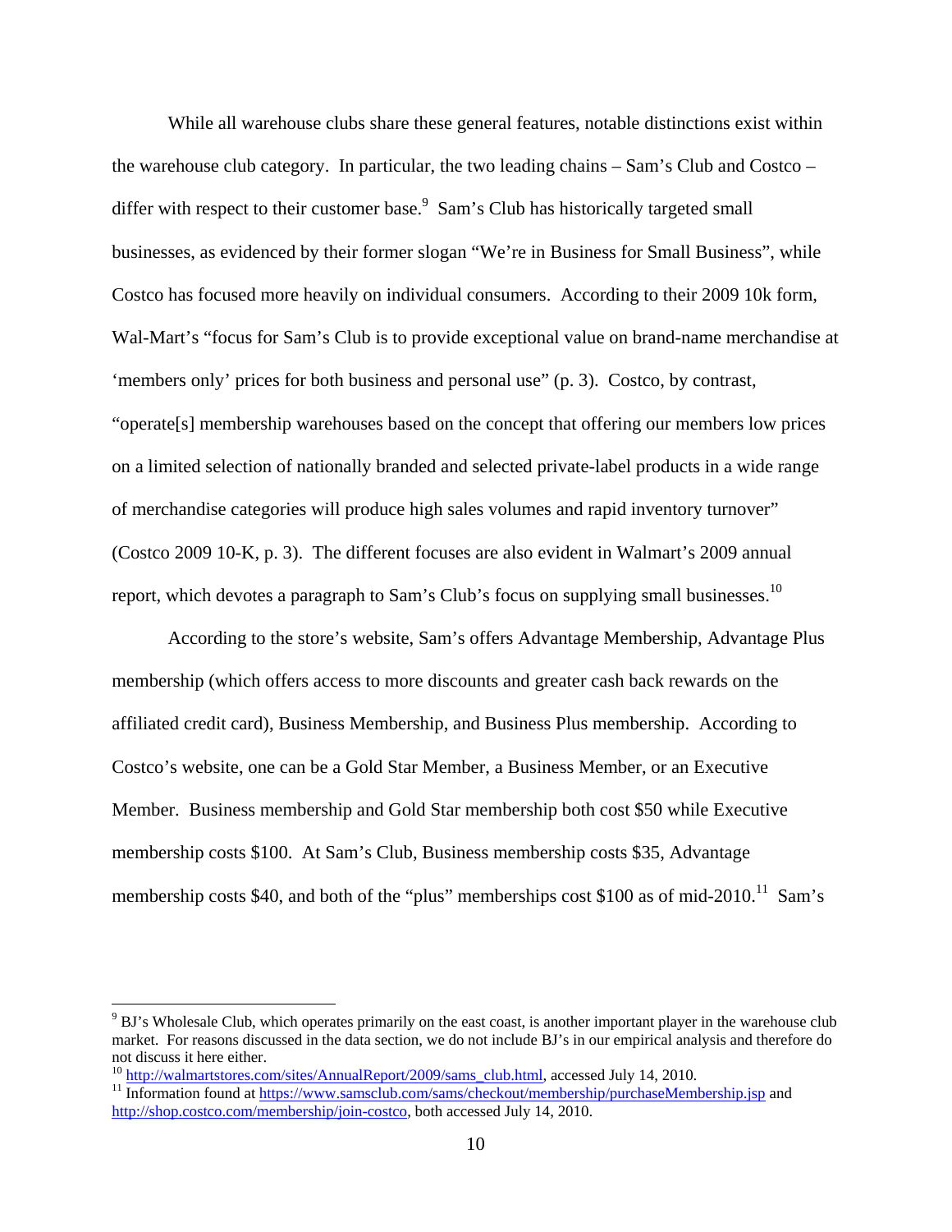While all warehouse clubs share these general features, notable distinctions exist within the warehouse club category. In particular, the two leading chains – Sam's Club and Costco – differ with respect to their customer base.[9] Sam's Club has historically targeted small businesses, as evidenced by their former slogan "We're in Business for Small Business", while Costco has focused more heavily on individual consumers. According to their 2009 10k form, Wal-Mart's "focus for Sam's Club is to provide exceptional value on brand-name merchandise at 'members only' prices for both business and personal use" (p. 3). Costco, by contrast, "operate[s] membership warehouses based on the concept that offering our members low prices on a limited selection of nationally branded and selected private-label products in a wide range of merchandise categories will produce high sales volumes and rapid inventory turnover" (Costco 2009 10-K, p. 3). The different focuses are also evident in Walmart's 2009 annual report, which devotes a paragraph to Sam's Club's focus on supplying small businesses.[10]

According to the store's website, Sam's offers Advantage Membership, Advantage Plus membership (which offers access to more discounts and greater cash back rewards on the affiliated credit card), Business Membership, and Business Plus membership. According to Costco's website, one can be a Gold Star Member, a Business Member, or an Executive Member. Business membership and Gold Star membership both cost $50 while Executive membership costs $100. At Sam's Club, Business membership costs $35, Advantage membership costs $40, and both of the "plus" memberships cost $100 as of mid-2010.[11] Sam's

---

[9] BJ's Wholesale Club, which operates primarily on the east coast, is another important player in the warehouse club market. For reasons discussed in the data section, we do not include BJ's in our empirical analysis and therefore do not discuss it here either.

[10] http://walmartstores.com/sites/AnnualReport/2009/sams_club.html, accessed July 14, 2010.

[11] Information found at https://www.samsclub.com/sams/checkout/membership/purchaseMembership.jsp and http://shop.costco.com/membership/join-costco, both accessed July 14, 2010.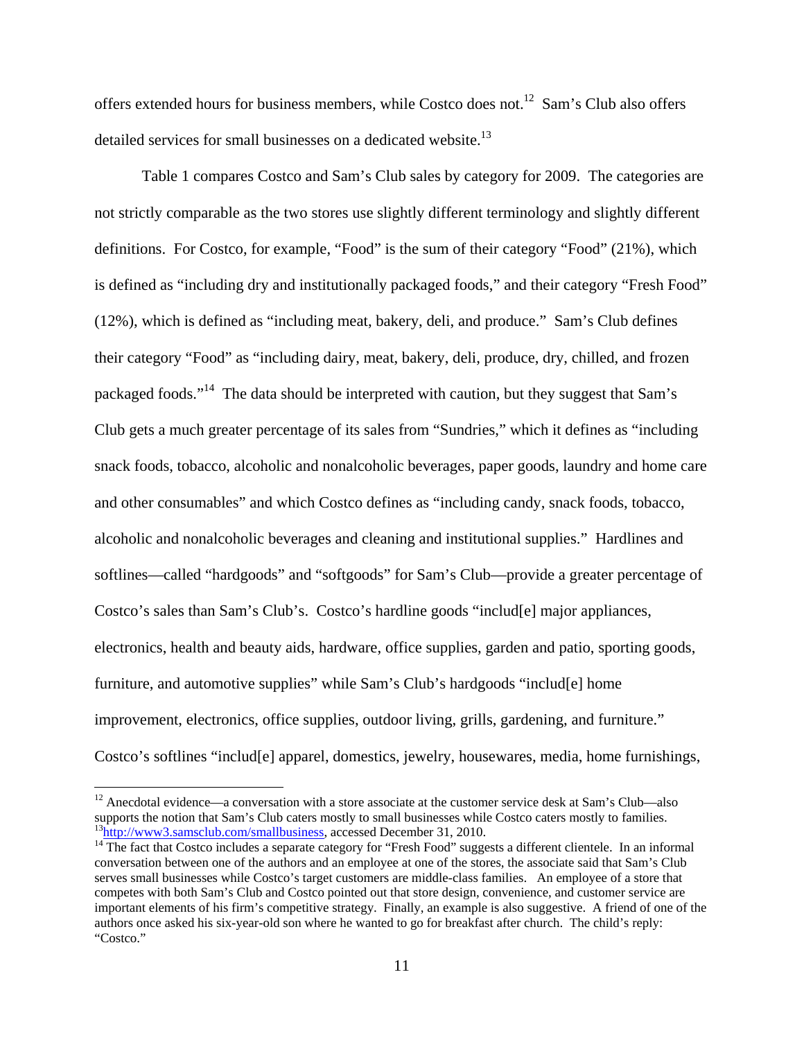offers extended hours for business members, while Costco does not.[12] Sam's Club also offers detailed services for small businesses on a dedicated website.[13]

Table 1 compares Costco and Sam's Club sales by category for 2009. The categories are not strictly comparable as the two stores use slightly different terminology and slightly different definitions. For Costco, for example, "Food" is the sum of their category "Food" (21%), which is defined as "including dry and institutionally packaged foods," and their category "Fresh Food" (12%), which is defined as "including meat, bakery, deli, and produce." Sam's Club defines their category "Food" as "including dairy, meat, bakery, deli, produce, dry, chilled, and frozen packaged foods."[14] The data should be interpreted with caution, but they suggest that Sam's Club gets a much greater percentage of its sales from "Sundries," which it defines as "including snack foods, tobacco, alcoholic and nonalcoholic beverages, paper goods, laundry and home care and other consumables" and which Costco defines as "including candy, snack foods, tobacco, alcoholic and nonalcoholic beverages and cleaning and institutional supplies." Hardlines and softlines—called "hardgoods" and "softgoods" for Sam's Club—provide a greater percentage of Costco's sales than Sam's Club's. Costco's hardline goods "includ[e] major appliances, electronics, health and beauty aids, hardware, office supplies, garden and patio, sporting goods, furniture, and automotive supplies" while Sam's Club's hardgoods "includ[e] home improvement, electronics, office supplies, outdoor living, grills, gardening, and furniture." Costco's softlines "includ[e] apparel, domestics, jewelry, housewares, media, home furnishings,

---

[12] Anecdotal evidence—a conversation with a store associate at the customer service desk at Sam's Club—also supports the notion that Sam's Club caters mostly to small businesses while Costco caters mostly to families.

[13] http://www3.samsclub.com/smallbusiness, accessed December 31, 2010.

[14] The fact that Costco includes a separate category for "Fresh Food" suggests a different clientele. In an informal conversation between one of the authors and an employee at one of the stores, the associate said that Sam's Club serves small businesses while Costco's target customers are middle-class families. An employee of a store that competes with both Sam's Club and Costco pointed out that store design, convenience, and customer service are important elements of his firm's competitive strategy. Finally, an example is also suggestive. A friend of one of the authors once asked his six-year-old son where he wanted to go for breakfast after church. The child's reply: "Costco."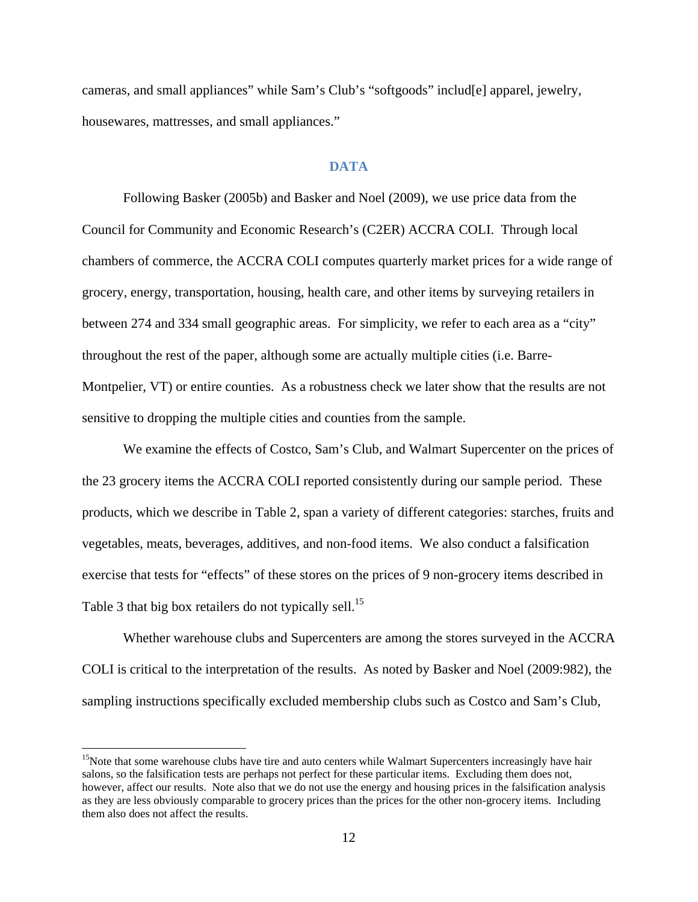cameras, and small appliances" while Sam's Club's "softgoods" includ[e] apparel, jewelry, housewares, mattresses, and small appliances."

## DATA

Following Basker (2005b) and Basker and Noel (2009), we use price data from the Council for Community and Economic Research's (C2ER) ACCRA COLI. Through local chambers of commerce, the ACCRA COLI computes quarterly market prices for a wide range of grocery, energy, transportation, housing, health care, and other items by surveying retailers in between 274 and 334 small geographic areas. For simplicity, we refer to each area as a "city" throughout the rest of the paper, although some are actually multiple cities (i.e. Barre-Montpelier, VT) or entire counties. As a robustness check we later show that the results are not sensitive to dropping the multiple cities and counties from the sample.

We examine the effects of Costco, Sam's Club, and Walmart Supercenter on the prices of the 23 grocery items the ACCRA COLI reported consistently during our sample period. These products, which we describe in Table 2, span a variety of different categories: starches, fruits and vegetables, meats, beverages, additives, and non-food items. We also conduct a falsification exercise that tests for "effects" of these stores on the prices of 9 non-grocery items described in Table 3 that big box retailers do not typically sell.[15]

Whether warehouse clubs and Supercenters are among the stores surveyed in the ACCRA COLI is critical to the interpretation of the results. As noted by Basker and Noel (2009:982), the sampling instructions specifically excluded membership clubs such as Costco and Sam's Club,

[15] Note that some warehouse clubs have tire and auto centers while Walmart Supercenters increasingly have hair salons, so the falsification tests are perhaps not perfect for these particular items. Excluding them does not, however, affect our results. Note also that we do not use the energy and housing prices in the falsification analysis as they are less obviously comparable to grocery prices than the prices for the other non-grocery items. Including them also does not affect the results.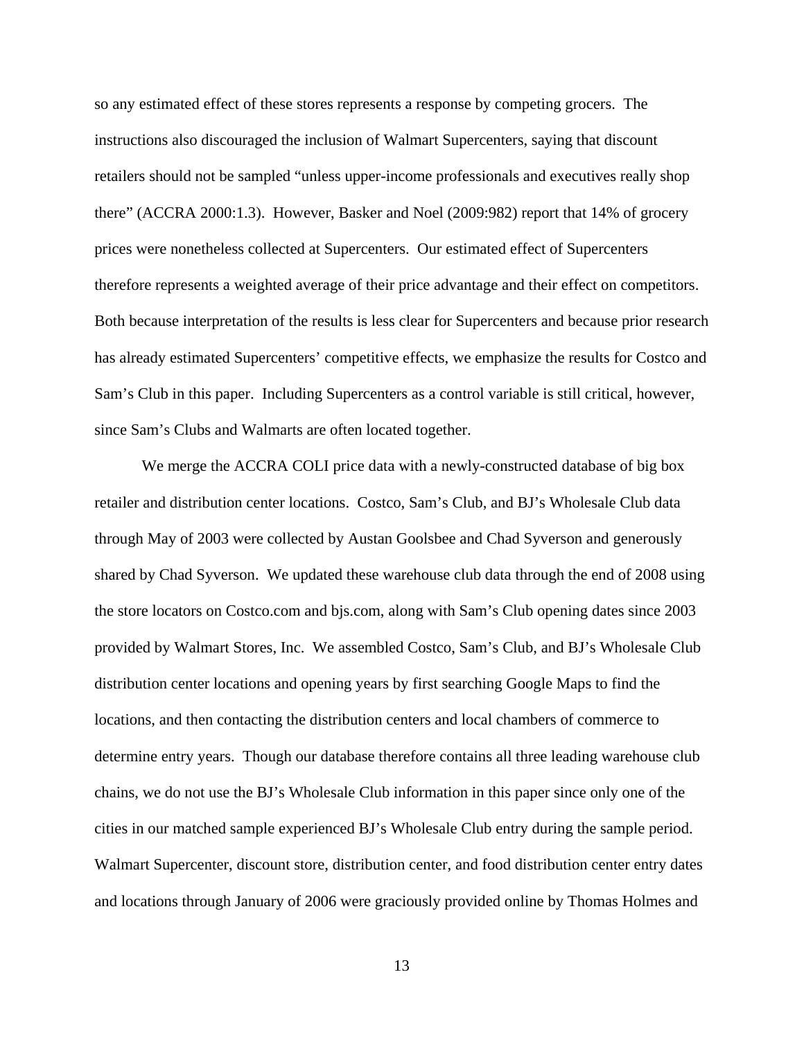so any estimated effect of these stores represents a response by competing grocers. The instructions also discouraged the inclusion of Walmart Supercenters, saying that discount retailers should not be sampled "unless upper-income professionals and executives really shop there" (ACCRA 2000:1.3). However, Basker and Noel (2009:982) report that 14% of grocery prices were nonetheless collected at Supercenters. Our estimated effect of Supercenters therefore represents a weighted average of their price advantage and their effect on competitors. Both because interpretation of the results is less clear for Supercenters and because prior research has already estimated Supercenters' competitive effects, we emphasize the results for Costco and Sam's Club in this paper. Including Supercenters as a control variable is still critical, however, since Sam's Clubs and Walmarts are often located together.

We merge the ACCRA COLI price data with a newly-constructed database of big box retailer and distribution center locations. Costco, Sam's Club, and BJ's Wholesale Club data through May of 2003 were collected by Austan Goolsbee and Chad Syverson and generously shared by Chad Syverson. We updated these warehouse club data through the end of 2008 using the store locators on Costco.com and bjs.com, along with Sam's Club opening dates since 2003 provided by Walmart Stores, Inc. We assembled Costco, Sam's Club, and BJ's Wholesale Club distribution center locations and opening years by first searching Google Maps to find the locations, and then contacting the distribution centers and local chambers of commerce to determine entry years. Though our database therefore contains all three leading warehouse club chains, we do not use the BJ's Wholesale Club information in this paper since only one of the cities in our matched sample experienced BJ's Wholesale Club entry during the sample period. Walmart Supercenter, discount store, distribution center, and food distribution center entry dates and locations through January of 2006 were graciously provided online by Thomas Holmes and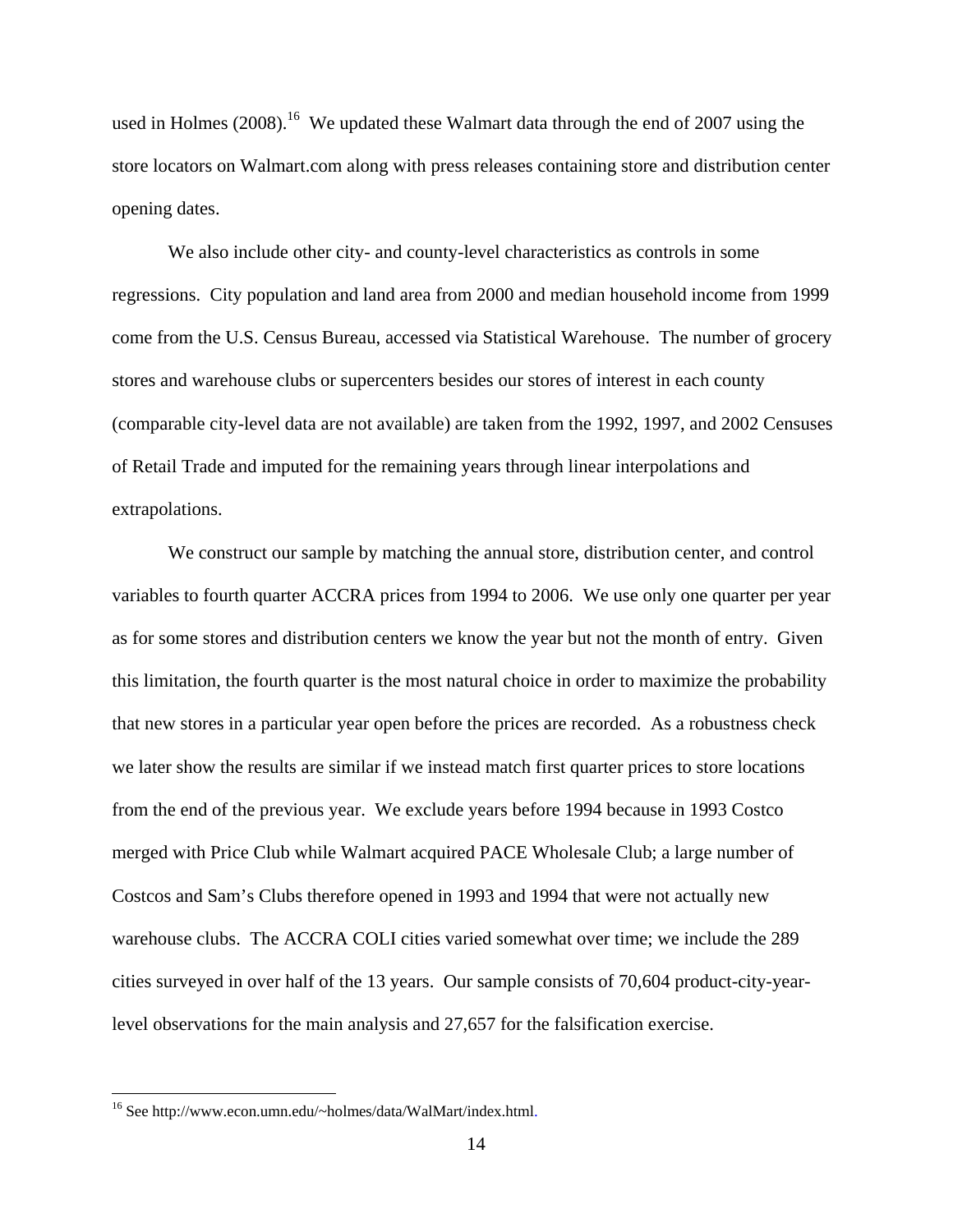used in Holmes (2008).[16] We updated these Walmart data through the end of 2007 using the store locators on Walmart.com along with press releases containing store and distribution center opening dates.

We also include other city- and county-level characteristics as controls in some regressions. City population and land area from 2000 and median household income from 1999 come from the U.S. Census Bureau, accessed via Statistical Warehouse. The number of grocery stores and warehouse clubs or supercenters besides our stores of interest in each county (comparable city-level data are not available) are taken from the 1992, 1997, and 2002 Censuses of Retail Trade and imputed for the remaining years through linear interpolations and extrapolations.

We construct our sample by matching the annual store, distribution center, and control variables to fourth quarter ACCRA prices from 1994 to 2006. We use only one quarter per year as for some stores and distribution centers we know the year but not the month of entry. Given this limitation, the fourth quarter is the most natural choice in order to maximize the probability that new stores in a particular year open before the prices are recorded. As a robustness check we later show the results are similar if we instead match first quarter prices to store locations from the end of the previous year. We exclude years before 1994 because in 1993 Costco merged with Price Club while Walmart acquired PACE Wholesale Club; a large number of Costcos and Sam's Clubs therefore opened in 1993 and 1994 that were not actually new warehouse clubs. The ACCRA COLI cities varied somewhat over time; we include the 289 cities surveyed in over half of the 13 years. Our sample consists of 70,604 product-city-year-level observations for the main analysis and 27,657 for the falsification exercise.

[16] See http://www.econ.umn.edu/~holmes/data/WalMart/index.html.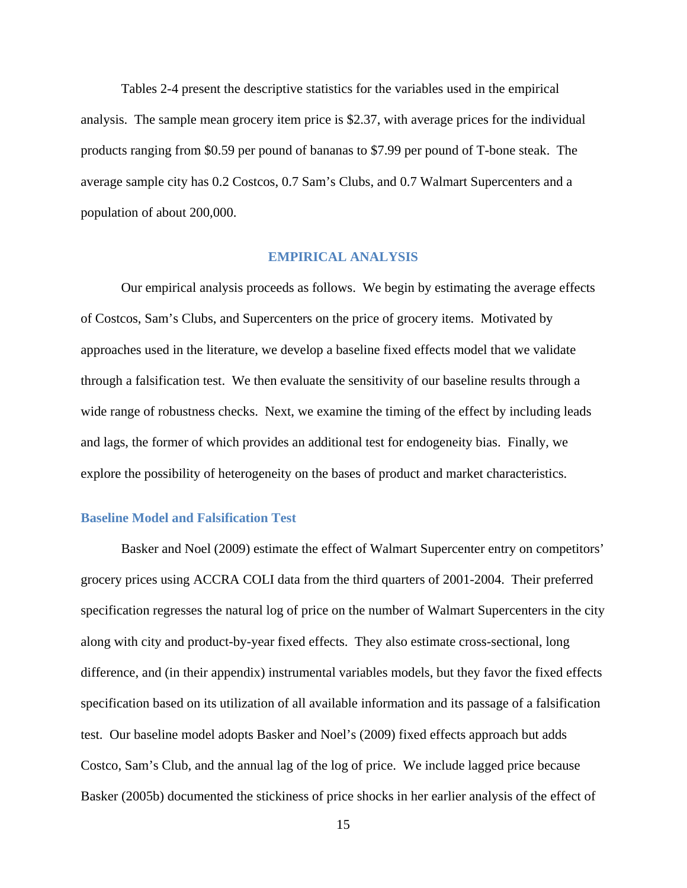Tables 2-4 present the descriptive statistics for the variables used in the empirical analysis. The sample mean grocery item price is $2.37, with average prices for the individual products ranging from $0.59 per pound of bananas to $7.99 per pound of T-bone steak. The average sample city has 0.2 Costcos, 0.7 Sam's Clubs, and 0.7 Walmart Supercenters and a population of about 200,000.

## EMPIRICAL ANALYSIS

Our empirical analysis proceeds as follows. We begin by estimating the average effects of Costcos, Sam's Clubs, and Supercenters on the price of grocery items. Motivated by approaches used in the literature, we develop a baseline fixed effects model that we validate through a falsification test. We then evaluate the sensitivity of our baseline results through a wide range of robustness checks. Next, we examine the timing of the effect by including leads and lags, the former of which provides an additional test for endogeneity bias. Finally, we explore the possibility of heterogeneity on the bases of product and market characteristics.

### Baseline Model and Falsification Test

Basker and Noel (2009) estimate the effect of Walmart Supercenter entry on competitors' grocery prices using ACCRA COLI data from the third quarters of 2001-2004. Their preferred specification regresses the natural log of price on the number of Walmart Supercenters in the city along with city and product-by-year fixed effects. They also estimate cross-sectional, long difference, and (in their appendix) instrumental variables models, but they favor the fixed effects specification based on its utilization of all available information and its passage of a falsification test. Our baseline model adopts Basker and Noel's (2009) fixed effects approach but adds Costco, Sam's Club, and the annual lag of the log of price. We include lagged price because Basker (2005b) documented the stickiness of price shocks in her earlier analysis of the effect of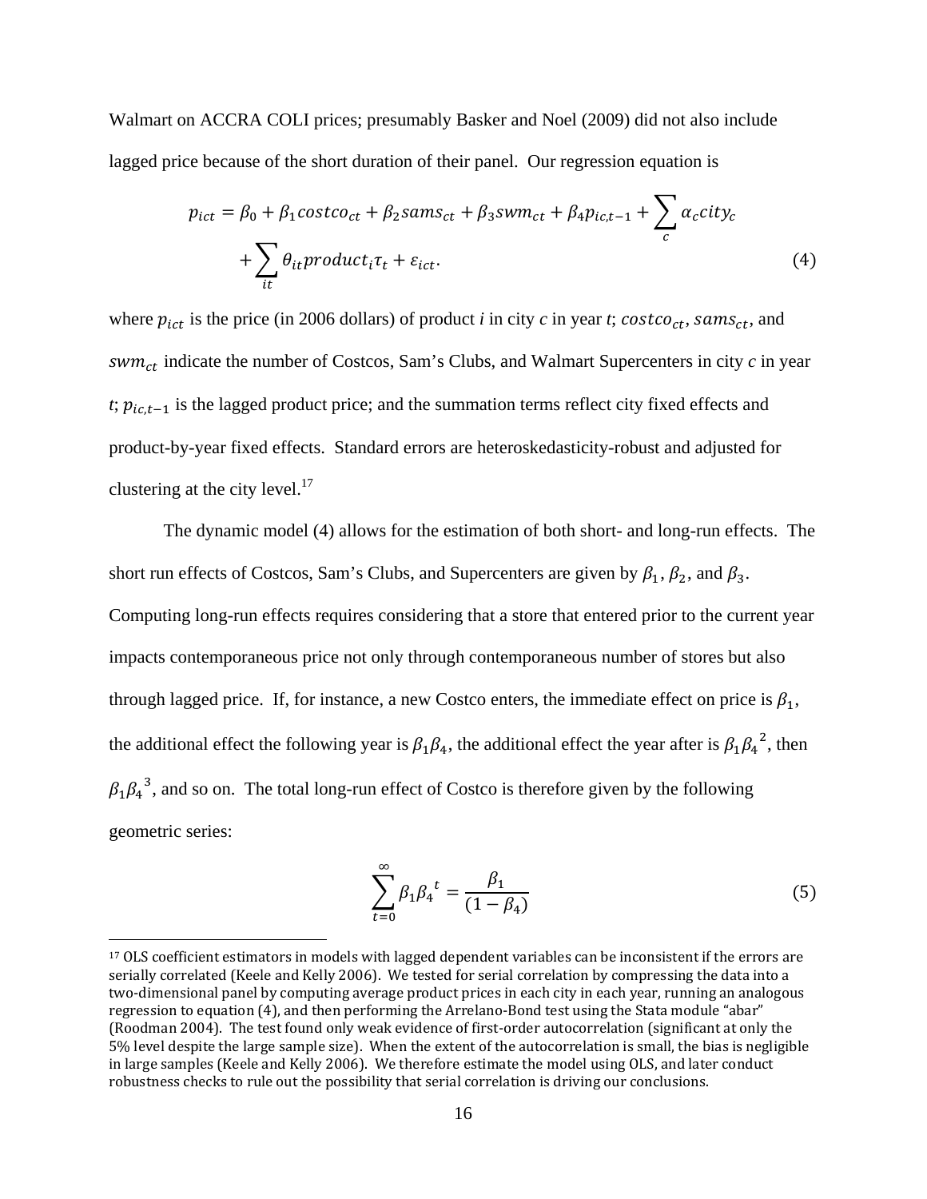Walmart on ACCRA COLI prices; presumably Basker and Noel (2009) did not also include lagged price because of the short duration of their panel. Our regression equation is

$$p_{ict} = \beta_0 + \beta_1 costco_{ct} + \beta_2 sams_{ct} + \beta_3 swm_{ct} + \beta_4 p_{ic,t-1} + \sum_c \alpha_c city_c + \sum_{it} \theta_{it} product_i \tau_t + \varepsilon_{ict}. \tag{4}$$

where $p_{ict}$ is the price (in 2006 dollars) of product *i* in city *c* in year *t*; $costco_{ct}$, $sams_{ct}$, and $swm_{ct}$ indicate the number of Costcos, Sam's Clubs, and Walmart Supercenters in city *c* in year *t*; $p_{ic,t-1}$ is the lagged product price; and the summation terms reflect city fixed effects and product-by-year fixed effects. Standard errors are heteroskedasticity-robust and adjusted for clustering at the city level.[17]

The dynamic model (4) allows for the estimation of both short- and long-run effects. The short run effects of Costcos, Sam's Clubs, and Supercenters are given by $\beta_1$, $\beta_2$, and $\beta_3$. Computing long-run effects requires considering that a store that entered prior to the current year impacts contemporaneous price not only through contemporaneous number of stores but also through lagged price. If, for instance, a new Costco enters, the immediate effect on price is $\beta_1$, the additional effect the following year is $\beta_1\beta_4$, the additional effect the year after is $\beta_1{\beta_4}^2$, then $\beta_1{\beta_4}^3$, and so on. The total long-run effect of Costco is therefore given by the following geometric series:

$$\sum_{t=0}^{\infty} \beta_1 {\beta_4}^t = \frac{\beta_1}{(1-\beta_4)} \tag{5}$$

[17] OLS coefficient estimators in models with lagged dependent variables can be inconsistent if the errors are serially correlated (Keele and Kelly 2006). We tested for serial correlation by compressing the data into a two-dimensional panel by computing average product prices in each city in each year, running an analogous regression to equation (4), and then performing the Arellano-Bond test using the Stata module "abar" (Roodman 2004). The test found only weak evidence of first-order autocorrelation (significant at only the 5% level despite the large sample size). When the extent of the autocorrelation is small, the bias is negligible in large samples (Keele and Kelly 2006). We therefore estimate the model using OLS, and later conduct robustness checks to rule out the possibility that serial correlation is driving our conclusions.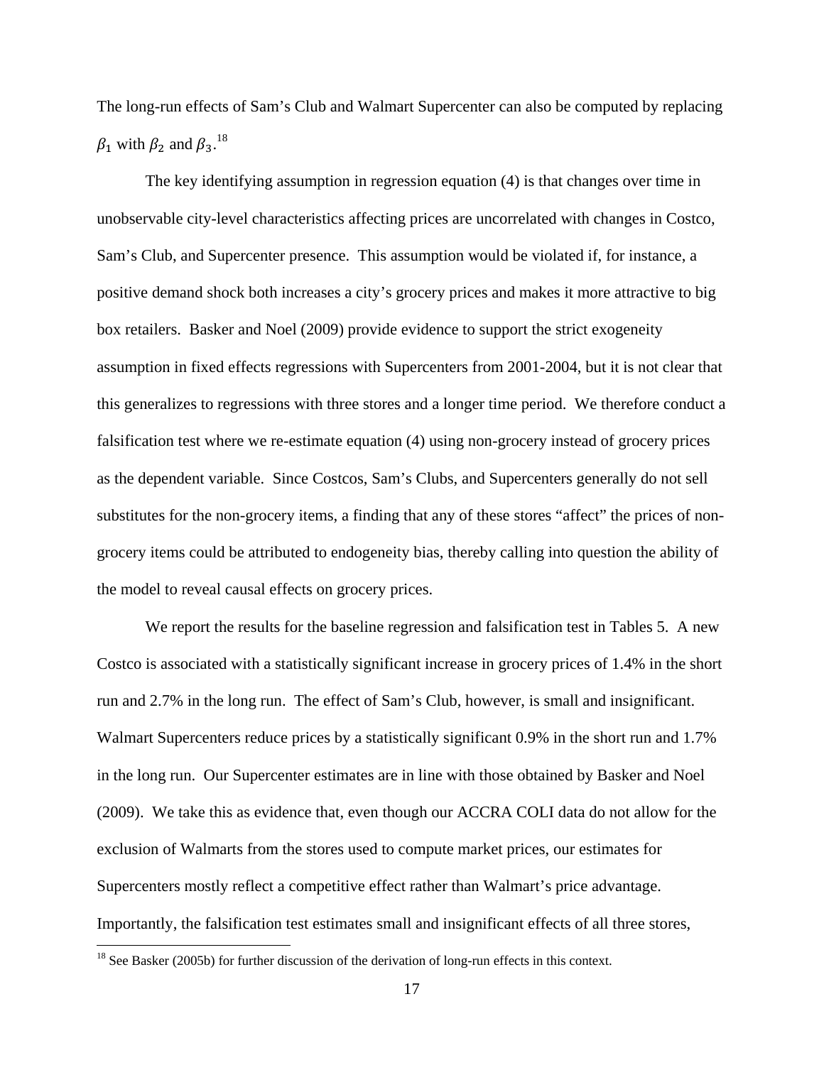The long-run effects of Sam's Club and Walmart Supercenter can also be computed by replacing $\beta_1$ with $\beta_2$ and $\beta_3$.[18]

The key identifying assumption in regression equation (4) is that changes over time in unobservable city-level characteristics affecting prices are uncorrelated with changes in Costco, Sam's Club, and Supercenter presence. This assumption would be violated if, for instance, a positive demand shock both increases a city's grocery prices and makes it more attractive to big box retailers. Basker and Noel (2009) provide evidence to support the strict exogeneity assumption in fixed effects regressions with Supercenters from 2001-2004, but it is not clear that this generalizes to regressions with three stores and a longer time period. We therefore conduct a falsification test where we re-estimate equation (4) using non-grocery instead of grocery prices as the dependent variable. Since Costcos, Sam's Clubs, and Supercenters generally do not sell substitutes for the non-grocery items, a finding that any of these stores "affect" the prices of non-grocery items could be attributed to endogeneity bias, thereby calling into question the ability of the model to reveal causal effects on grocery prices.

We report the results for the baseline regression and falsification test in Tables 5. A new Costco is associated with a statistically significant increase in grocery prices of 1.4% in the short run and 2.7% in the long run. The effect of Sam's Club, however, is small and insignificant. Walmart Supercenters reduce prices by a statistically significant 0.9% in the short run and 1.7% in the long run. Our Supercenter estimates are in line with those obtained by Basker and Noel (2009). We take this as evidence that, even though our ACCRA COLI data do not allow for the exclusion of Walmarts from the stores used to compute market prices, our estimates for Supercenters mostly reflect a competitive effect rather than Walmart's price advantage. Importantly, the falsification test estimates small and insignificant effects of all three stores,

[18] See Basker (2005b) for further discussion of the derivation of long-run effects in this context.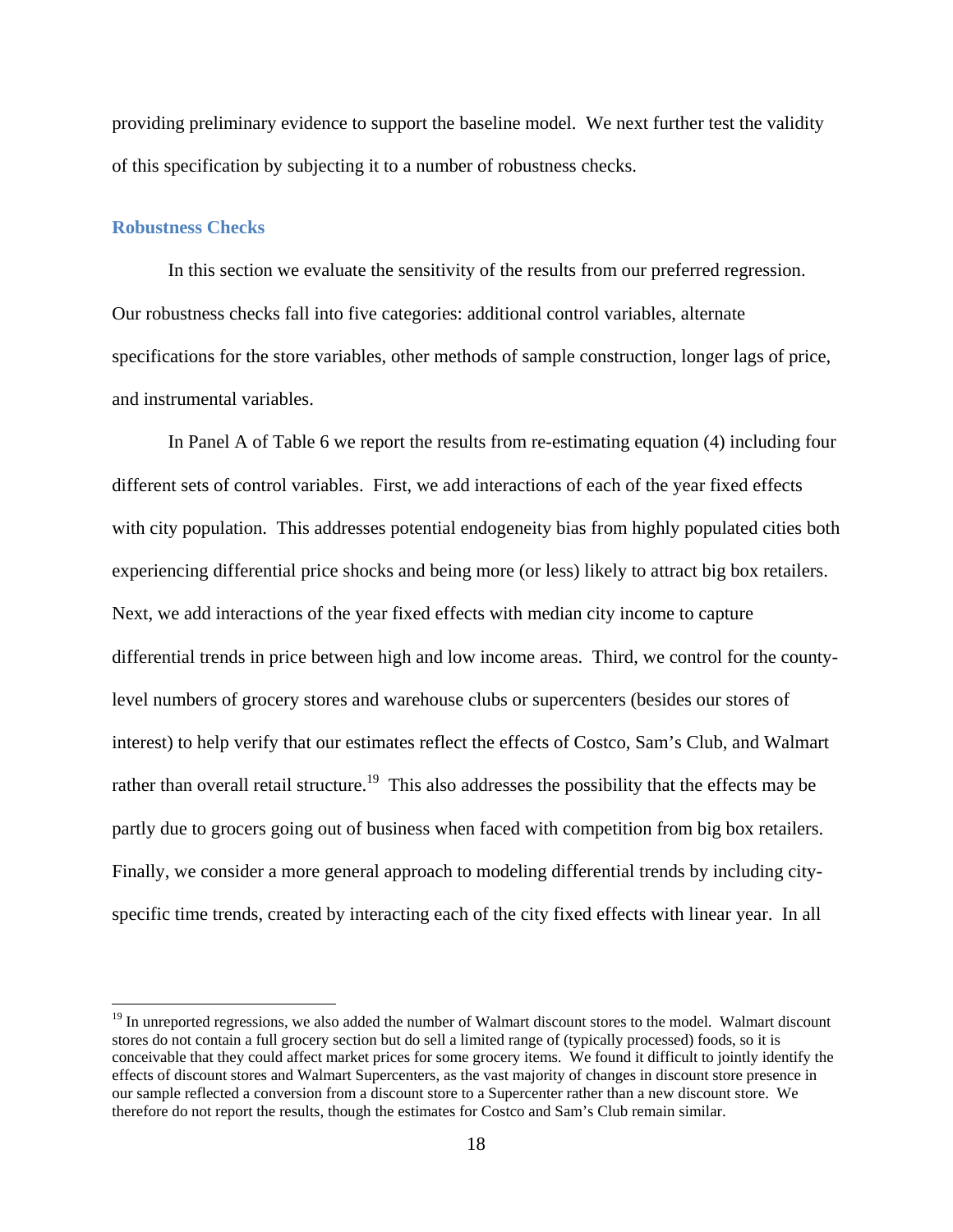providing preliminary evidence to support the baseline model. We next further test the validity of this specification by subjecting it to a number of robustness checks.

### Robustness Checks

In this section we evaluate the sensitivity of the results from our preferred regression. Our robustness checks fall into five categories: additional control variables, alternate specifications for the store variables, other methods of sample construction, longer lags of price, and instrumental variables.

In Panel A of Table 6 we report the results from re-estimating equation (4) including four different sets of control variables. First, we add interactions of each of the year fixed effects with city population. This addresses potential endogeneity bias from highly populated cities both experiencing differential price shocks and being more (or less) likely to attract big box retailers. Next, we add interactions of the year fixed effects with median city income to capture differential trends in price between high and low income areas. Third, we control for the county-level numbers of grocery stores and warehouse clubs or supercenters (besides our stores of interest) to help verify that our estimates reflect the effects of Costco, Sam's Club, and Walmart rather than overall retail structure.[19] This also addresses the possibility that the effects may be partly due to grocers going out of business when faced with competition from big box retailers. Finally, we consider a more general approach to modeling differential trends by including city-specific time trends, created by interacting each of the city fixed effects with linear year. In all

[19] In unreported regressions, we also added the number of Walmart discount stores to the model. Walmart discount stores do not contain a full grocery section but do sell a limited range of (typically processed) foods, so it is conceivable that they could affect market prices for some grocery items. We found it difficult to jointly identify the effects of discount stores and Walmart Supercenters, as the vast majority of changes in discount store presence in our sample reflected a conversion from a discount store to a Supercenter rather than a new discount store. We therefore do not report the results, though the estimates for Costco and Sam's Club remain similar.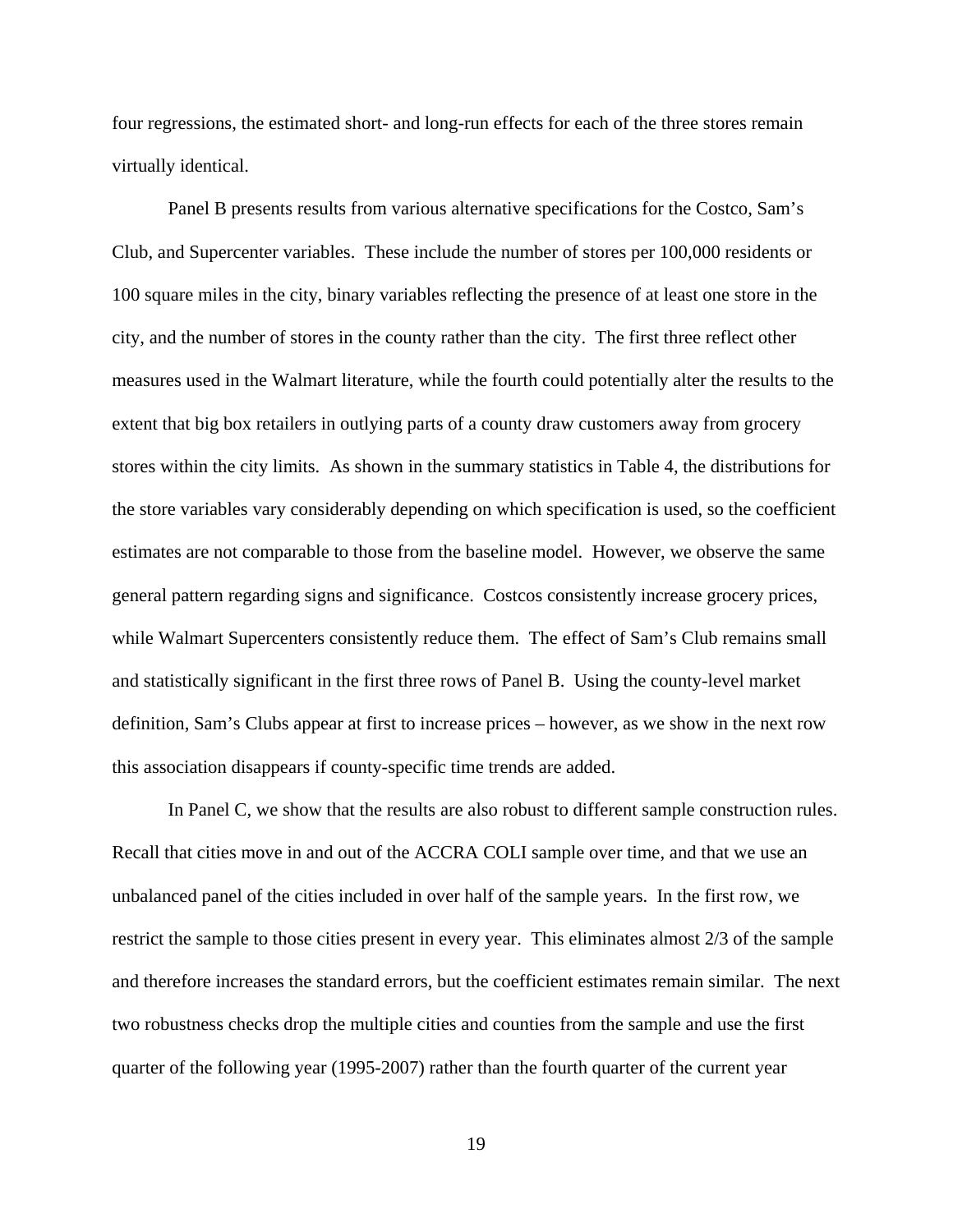four regressions, the estimated short- and long-run effects for each of the three stores remain virtually identical.

Panel B presents results from various alternative specifications for the Costco, Sam's Club, and Supercenter variables. These include the number of stores per 100,000 residents or 100 square miles in the city, binary variables reflecting the presence of at least one store in the city, and the number of stores in the county rather than the city. The first three reflect other measures used in the Walmart literature, while the fourth could potentially alter the results to the extent that big box retailers in outlying parts of a county draw customers away from grocery stores within the city limits. As shown in the summary statistics in Table 4, the distributions for the store variables vary considerably depending on which specification is used, so the coefficient estimates are not comparable to those from the baseline model. However, we observe the same general pattern regarding signs and significance. Costcos consistently increase grocery prices, while Walmart Supercenters consistently reduce them. The effect of Sam's Club remains small and statistically significant in the first three rows of Panel B. Using the county-level market definition, Sam's Clubs appear at first to increase prices – however, as we show in the next row this association disappears if county-specific time trends are added.

In Panel C, we show that the results are also robust to different sample construction rules. Recall that cities move in and out of the ACCRA COLI sample over time, and that we use an unbalanced panel of the cities included in over half of the sample years. In the first row, we restrict the sample to those cities present in every year. This eliminates almost 2/3 of the sample and therefore increases the standard errors, but the coefficient estimates remain similar. The next two robustness checks drop the multiple cities and counties from the sample and use the first quarter of the following year (1995-2007) rather than the fourth quarter of the current year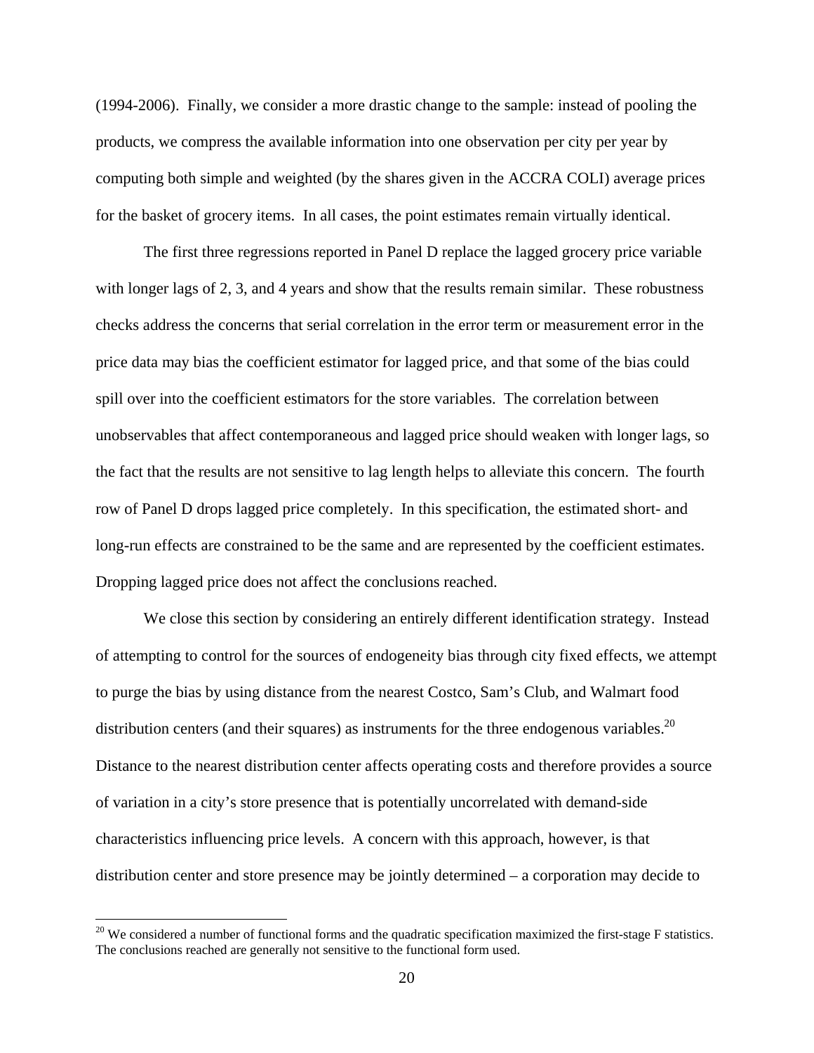(1994-2006). Finally, we consider a more drastic change to the sample: instead of pooling the products, we compress the available information into one observation per city per year by computing both simple and weighted (by the shares given in the ACCRA COLI) average prices for the basket of grocery items. In all cases, the point estimates remain virtually identical.

The first three regressions reported in Panel D replace the lagged grocery price variable with longer lags of 2, 3, and 4 years and show that the results remain similar. These robustness checks address the concerns that serial correlation in the error term or measurement error in the price data may bias the coefficient estimator for lagged price, and that some of the bias could spill over into the coefficient estimators for the store variables. The correlation between unobservables that affect contemporaneous and lagged price should weaken with longer lags, so the fact that the results are not sensitive to lag length helps to alleviate this concern. The fourth row of Panel D drops lagged price completely. In this specification, the estimated short- and long-run effects are constrained to be the same and are represented by the coefficient estimates. Dropping lagged price does not affect the conclusions reached.

We close this section by considering an entirely different identification strategy. Instead of attempting to control for the sources of endogeneity bias through city fixed effects, we attempt to purge the bias by using distance from the nearest Costco, Sam's Club, and Walmart food distribution centers (and their squares) as instruments for the three endogenous variables.[20] Distance to the nearest distribution center affects operating costs and therefore provides a source of variation in a city's store presence that is potentially uncorrelated with demand-side characteristics influencing price levels. A concern with this approach, however, is that distribution center and store presence may be jointly determined – a corporation may decide to

[20] We considered a number of functional forms and the quadratic specification maximized the first-stage F statistics. The conclusions reached are generally not sensitive to the functional form used.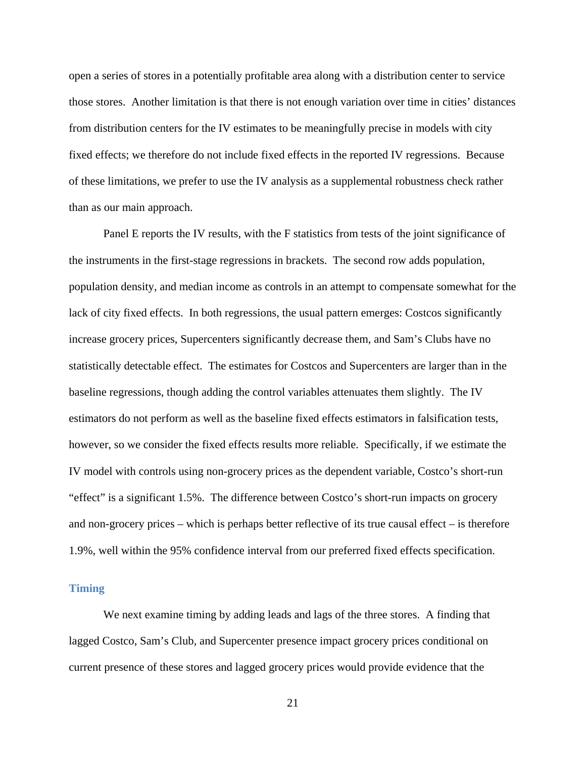open a series of stores in a potentially profitable area along with a distribution center to service those stores. Another limitation is that there is not enough variation over time in cities' distances from distribution centers for the IV estimates to be meaningfully precise in models with city fixed effects; we therefore do not include fixed effects in the reported IV regressions. Because of these limitations, we prefer to use the IV analysis as a supplemental robustness check rather than as our main approach.

Panel E reports the IV results, with the F statistics from tests of the joint significance of the instruments in the first-stage regressions in brackets. The second row adds population, population density, and median income as controls in an attempt to compensate somewhat for the lack of city fixed effects. In both regressions, the usual pattern emerges: Costcos significantly increase grocery prices, Supercenters significantly decrease them, and Sam's Clubs have no statistically detectable effect. The estimates for Costcos and Supercenters are larger than in the baseline regressions, though adding the control variables attenuates them slightly. The IV estimators do not perform as well as the baseline fixed effects estimators in falsification tests, however, so we consider the fixed effects results more reliable. Specifically, if we estimate the IV model with controls using non-grocery prices as the dependent variable, Costco's short-run "effect" is a significant 1.5%. The difference between Costco's short-run impacts on grocery and non-grocery prices – which is perhaps better reflective of its true causal effect – is therefore 1.9%, well within the 95% confidence interval from our preferred fixed effects specification.

### Timing

We next examine timing by adding leads and lags of the three stores. A finding that lagged Costco, Sam's Club, and Supercenter presence impact grocery prices conditional on current presence of these stores and lagged grocery prices would provide evidence that the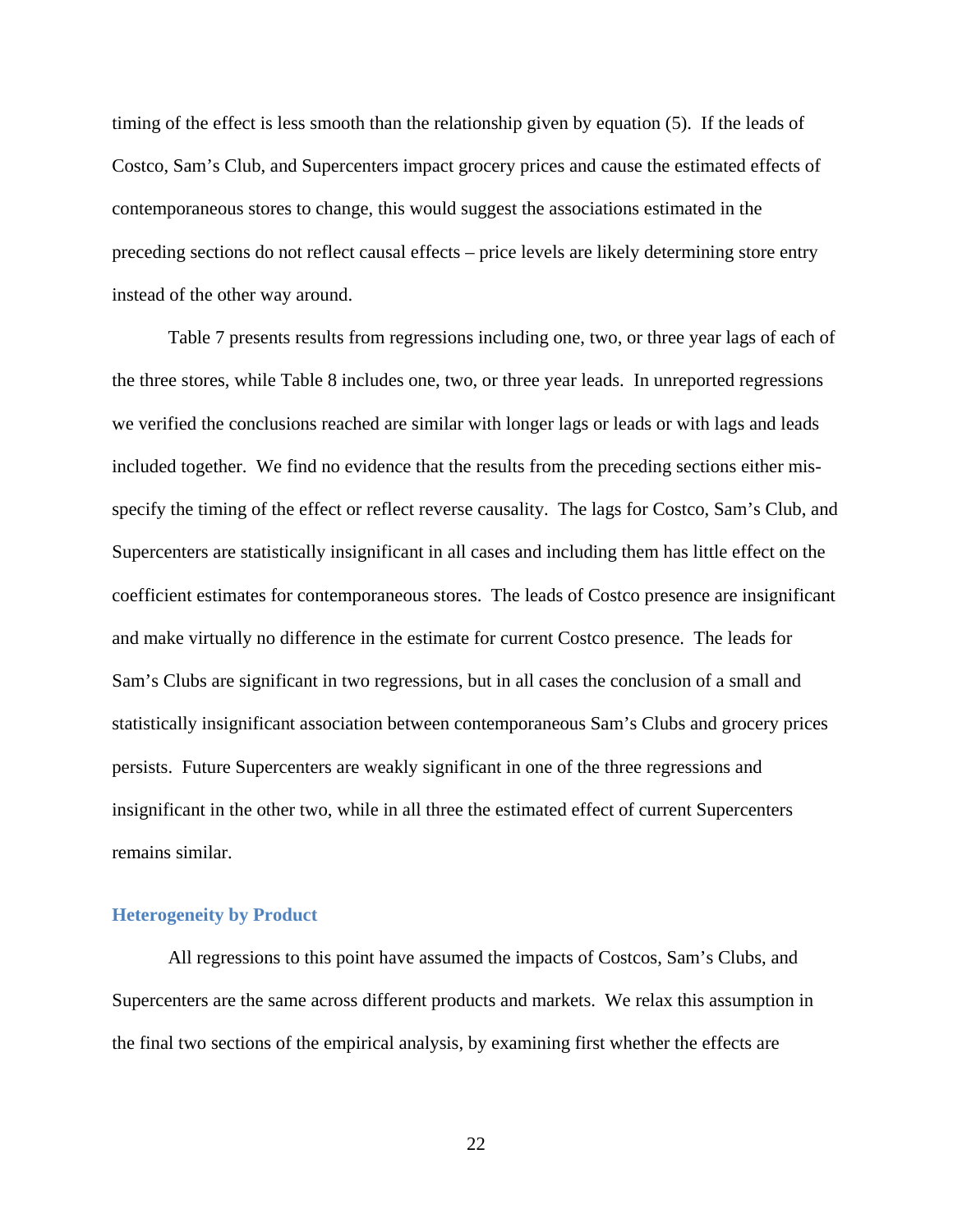timing of the effect is less smooth than the relationship given by equation (5). If the leads of Costco, Sam's Club, and Supercenters impact grocery prices and cause the estimated effects of contemporaneous stores to change, this would suggest the associations estimated in the preceding sections do not reflect causal effects – price levels are likely determining store entry instead of the other way around.

Table 7 presents results from regressions including one, two, or three year lags of each of the three stores, while Table 8 includes one, two, or three year leads. In unreported regressions we verified the conclusions reached are similar with longer lags or leads or with lags and leads included together. We find no evidence that the results from the preceding sections either mis-specify the timing of the effect or reflect reverse causality. The lags for Costco, Sam's Club, and Supercenters are statistically insignificant in all cases and including them has little effect on the coefficient estimates for contemporaneous stores. The leads of Costco presence are insignificant and make virtually no difference in the estimate for current Costco presence. The leads for Sam's Clubs are significant in two regressions, but in all cases the conclusion of a small and statistically insignificant association between contemporaneous Sam's Clubs and grocery prices persists. Future Supercenters are weakly significant in one of the three regressions and insignificant in the other two, while in all three the estimated effect of current Supercenters remains similar.

## Heterogeneity by Product

All regressions to this point have assumed the impacts of Costcos, Sam's Clubs, and Supercenters are the same across different products and markets. We relax this assumption in the final two sections of the empirical analysis, by examining first whether the effects are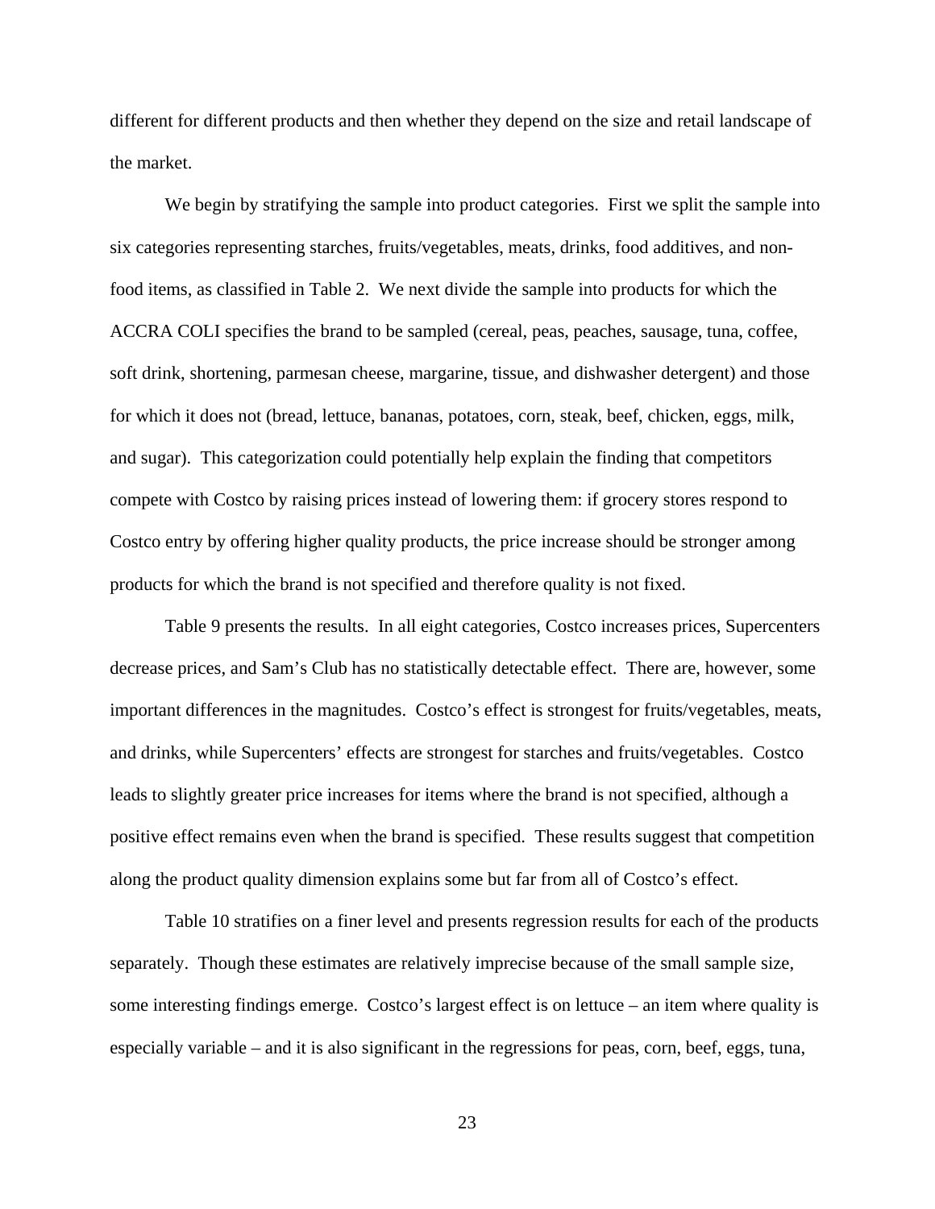different for different products and then whether they depend on the size and retail landscape of the market.

We begin by stratifying the sample into product categories. First we split the sample into six categories representing starches, fruits/vegetables, meats, drinks, food additives, and non-food items, as classified in Table 2. We next divide the sample into products for which the ACCRA COLI specifies the brand to be sampled (cereal, peas, peaches, sausage, tuna, coffee, soft drink, shortening, parmesan cheese, margarine, tissue, and dishwasher detergent) and those for which it does not (bread, lettuce, bananas, potatoes, corn, steak, beef, chicken, eggs, milk, and sugar). This categorization could potentially help explain the finding that competitors compete with Costco by raising prices instead of lowering them: if grocery stores respond to Costco entry by offering higher quality products, the price increase should be stronger among products for which the brand is not specified and therefore quality is not fixed.

Table 9 presents the results. In all eight categories, Costco increases prices, Supercenters decrease prices, and Sam's Club has no statistically detectable effect. There are, however, some important differences in the magnitudes. Costco's effect is strongest for fruits/vegetables, meats, and drinks, while Supercenters' effects are strongest for starches and fruits/vegetables. Costco leads to slightly greater price increases for items where the brand is not specified, although a positive effect remains even when the brand is specified. These results suggest that competition along the product quality dimension explains some but far from all of Costco's effect.

Table 10 stratifies on a finer level and presents regression results for each of the products separately. Though these estimates are relatively imprecise because of the small sample size, some interesting findings emerge. Costco's largest effect is on lettuce – an item where quality is especially variable – and it is also significant in the regressions for peas, corn, beef, eggs, tuna,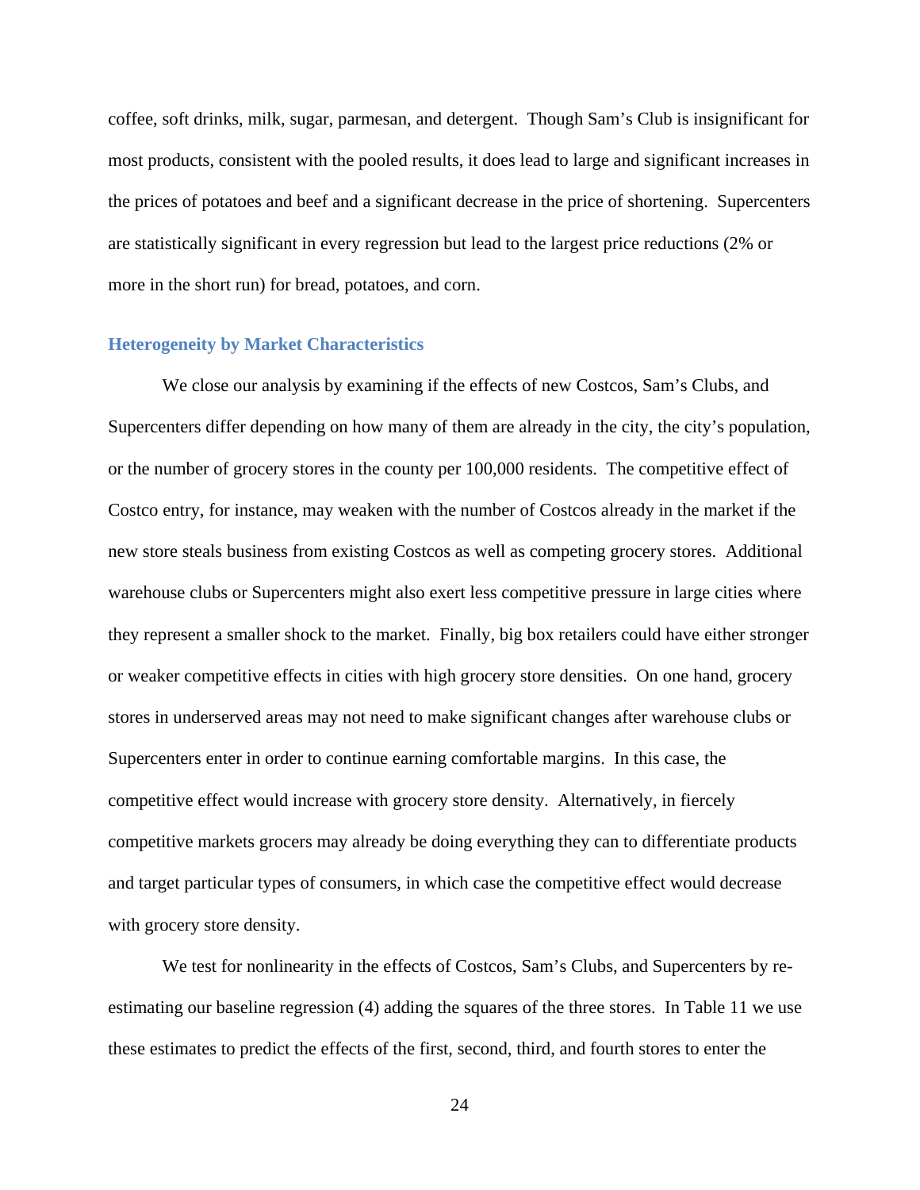coffee, soft drinks, milk, sugar, parmesan, and detergent. Though Sam's Club is insignificant for most products, consistent with the pooled results, it does lead to large and significant increases in the prices of potatoes and beef and a significant decrease in the price of shortening. Supercenters are statistically significant in every regression but lead to the largest price reductions (2% or more in the short run) for bread, potatoes, and corn.

### Heterogeneity by Market Characteristics

We close our analysis by examining if the effects of new Costcos, Sam's Clubs, and Supercenters differ depending on how many of them are already in the city, the city's population, or the number of grocery stores in the county per 100,000 residents. The competitive effect of Costco entry, for instance, may weaken with the number of Costcos already in the market if the new store steals business from existing Costcos as well as competing grocery stores. Additional warehouse clubs or Supercenters might also exert less competitive pressure in large cities where they represent a smaller shock to the market. Finally, big box retailers could have either stronger or weaker competitive effects in cities with high grocery store densities. On one hand, grocery stores in underserved areas may not need to make significant changes after warehouse clubs or Supercenters enter in order to continue earning comfortable margins. In this case, the competitive effect would increase with grocery store density. Alternatively, in fiercely competitive markets grocers may already be doing everything they can to differentiate products and target particular types of consumers, in which case the competitive effect would decrease with grocery store density.

We test for nonlinearity in the effects of Costcos, Sam's Clubs, and Supercenters by re-estimating our baseline regression (4) adding the squares of the three stores. In Table 11 we use these estimates to predict the effects of the first, second, third, and fourth stores to enter the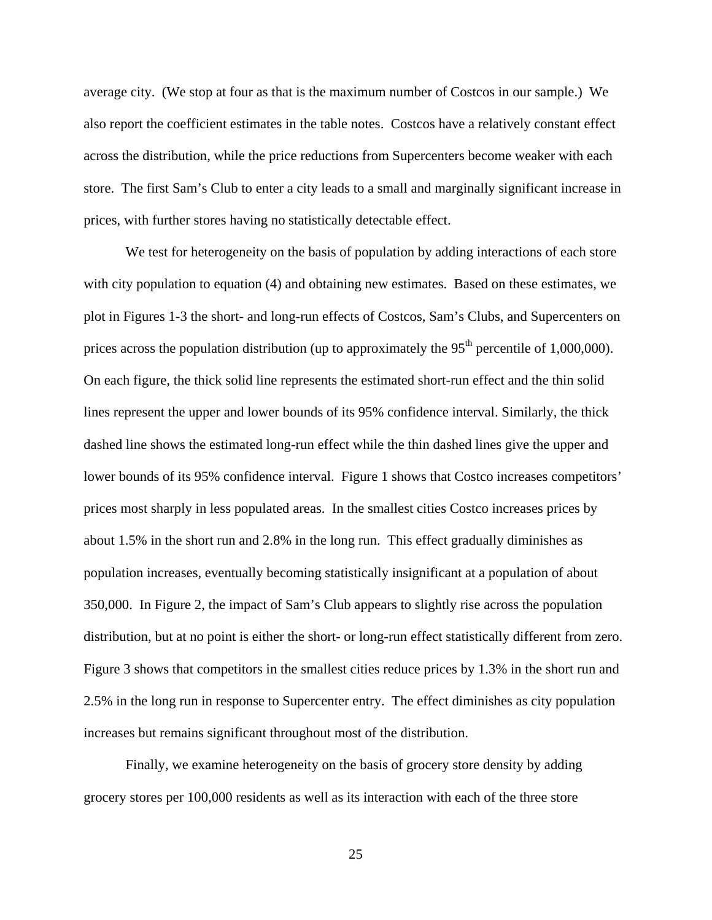average city. (We stop at four as that is the maximum number of Costcos in our sample.) We also report the coefficient estimates in the table notes. Costcos have a relatively constant effect across the distribution, while the price reductions from Supercenters become weaker with each store. The first Sam's Club to enter a city leads to a small and marginally significant increase in prices, with further stores having no statistically detectable effect.

We test for heterogeneity on the basis of population by adding interactions of each store with city population to equation (4) and obtaining new estimates. Based on these estimates, we plot in Figures 1-3 the short- and long-run effects of Costcos, Sam's Clubs, and Supercenters on prices across the population distribution (up to approximately the 95$^{th}$ percentile of 1,000,000). On each figure, the thick solid line represents the estimated short-run effect and the thin solid lines represent the upper and lower bounds of its 95% confidence interval. Similarly, the thick dashed line shows the estimated long-run effect while the thin dashed lines give the upper and lower bounds of its 95% confidence interval. Figure 1 shows that Costco increases competitors' prices most sharply in less populated areas. In the smallest cities Costco increases prices by about 1.5% in the short run and 2.8% in the long run. This effect gradually diminishes as population increases, eventually becoming statistically insignificant at a population of about 350,000. In Figure 2, the impact of Sam's Club appears to slightly rise across the population distribution, but at no point is either the short- or long-run effect statistically different from zero. Figure 3 shows that competitors in the smallest cities reduce prices by 1.3% in the short run and 2.5% in the long run in response to Supercenter entry. The effect diminishes as city population increases but remains significant throughout most of the distribution.

Finally, we examine heterogeneity on the basis of grocery store density by adding grocery stores per 100,000 residents as well as its interaction with each of the three store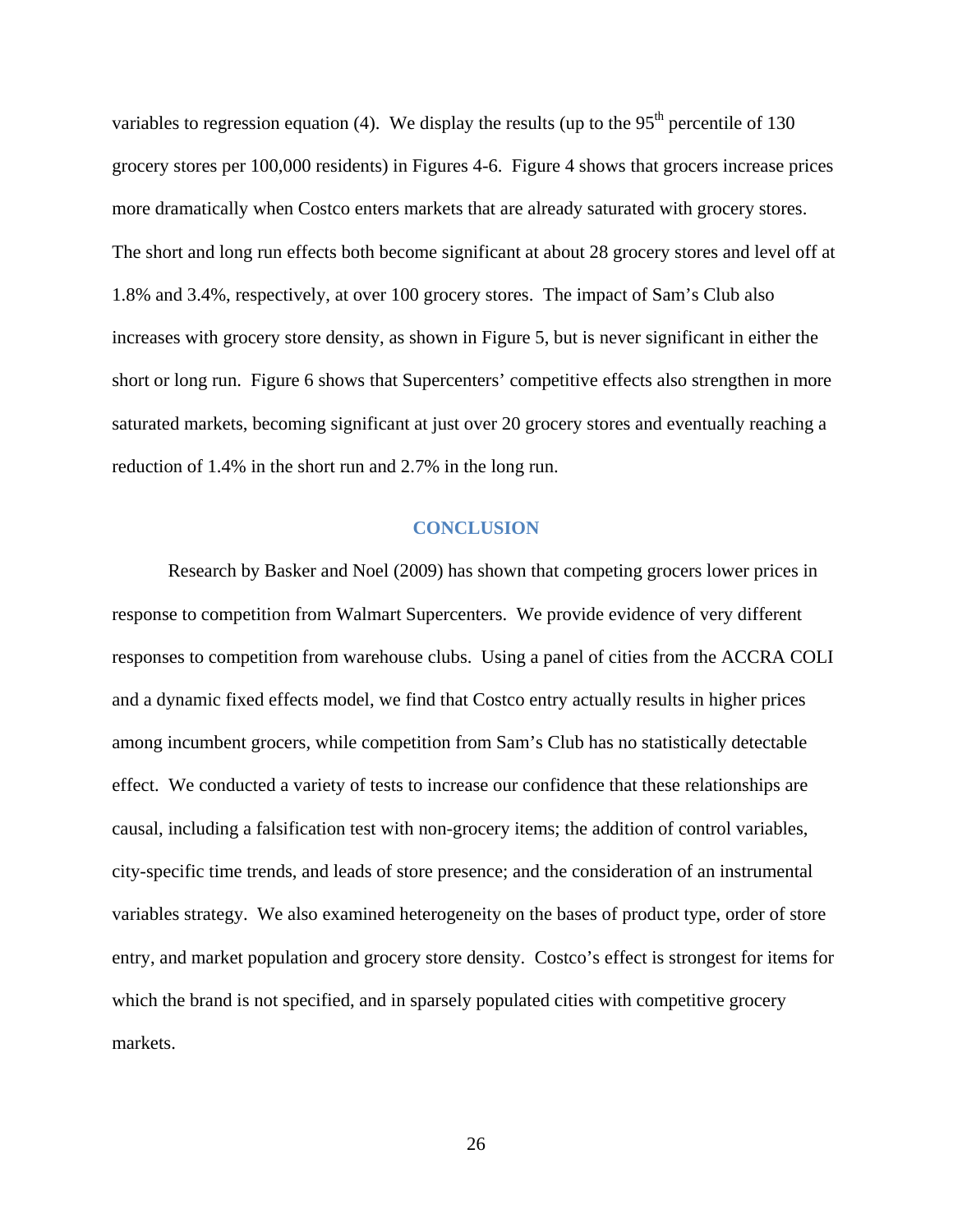variables to regression equation (4). We display the results (up to the $95^{th}$ percentile of 130 grocery stores per 100,000 residents) in Figures 4-6. Figure 4 shows that grocers increase prices more dramatically when Costco enters markets that are already saturated with grocery stores. The short and long run effects both become significant at about 28 grocery stores and level off at 1.8% and 3.4%, respectively, at over 100 grocery stores. The impact of Sam's Club also increases with grocery store density, as shown in Figure 5, but is never significant in either the short or long run. Figure 6 shows that Supercenters' competitive effects also strengthen in more saturated markets, becoming significant at just over 20 grocery stores and eventually reaching a reduction of 1.4% in the short run and 2.7% in the long run.

## CONCLUSION

Research by Basker and Noel (2009) has shown that competing grocers lower prices in response to competition from Walmart Supercenters. We provide evidence of very different responses to competition from warehouse clubs. Using a panel of cities from the ACCRA COLI and a dynamic fixed effects model, we find that Costco entry actually results in higher prices among incumbent grocers, while competition from Sam's Club has no statistically detectable effect. We conducted a variety of tests to increase our confidence that these relationships are causal, including a falsification test with non-grocery items; the addition of control variables, city-specific time trends, and leads of store presence; and the consideration of an instrumental variables strategy. We also examined heterogeneity on the bases of product type, order of store entry, and market population and grocery store density. Costco's effect is strongest for items for which the brand is not specified, and in sparsely populated cities with competitive grocery markets.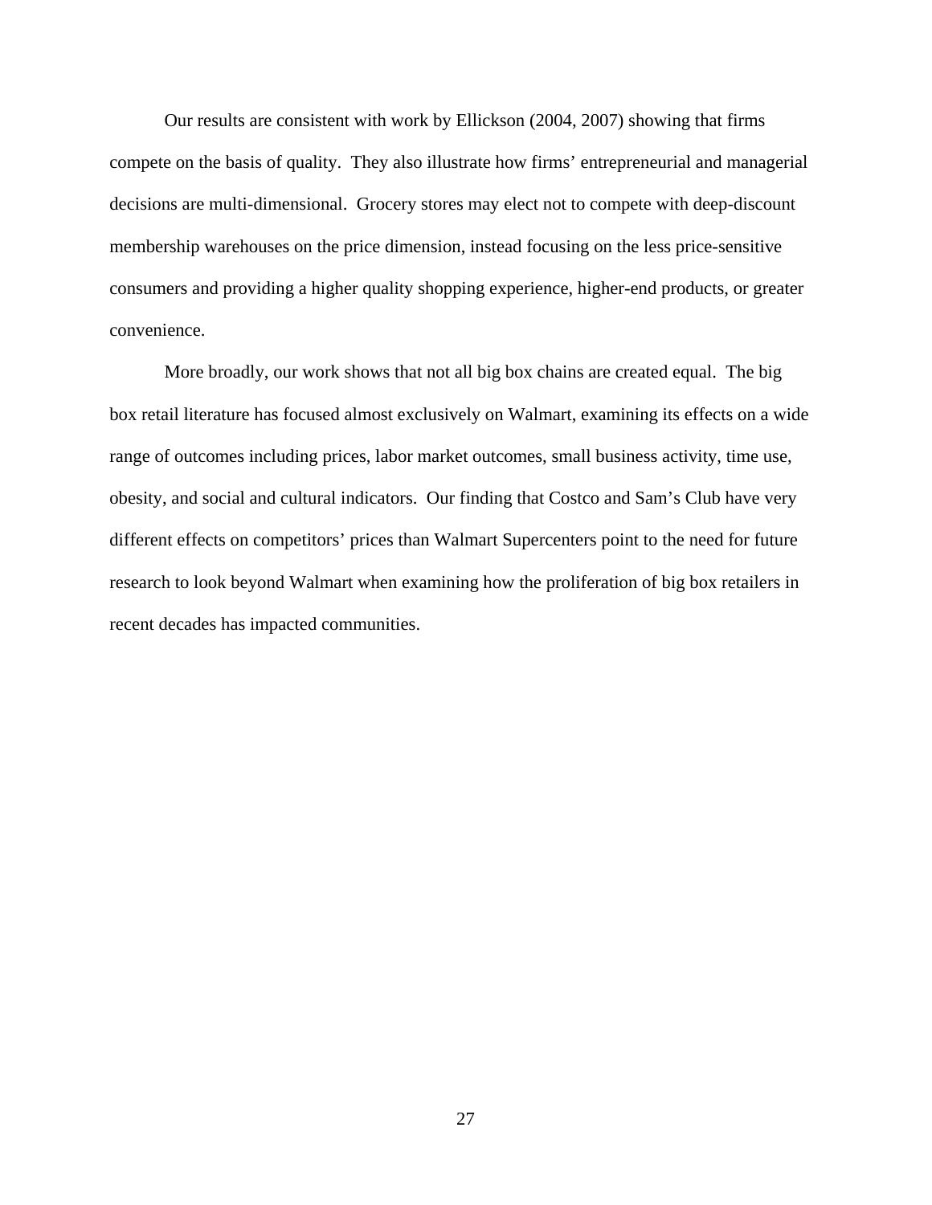Our results are consistent with work by Ellickson (2004, 2007) showing that firms compete on the basis of quality. They also illustrate how firms' entrepreneurial and managerial decisions are multi-dimensional. Grocery stores may elect not to compete with deep-discount membership warehouses on the price dimension, instead focusing on the less price-sensitive consumers and providing a higher quality shopping experience, higher-end products, or greater convenience.

More broadly, our work shows that not all big box chains are created equal. The big box retail literature has focused almost exclusively on Walmart, examining its effects on a wide range of outcomes including prices, labor market outcomes, small business activity, time use, obesity, and social and cultural indicators. Our finding that Costco and Sam's Club have very different effects on competitors' prices than Walmart Supercenters point to the need for future research to look beyond Walmart when examining how the proliferation of big box retailers in recent decades has impacted communities.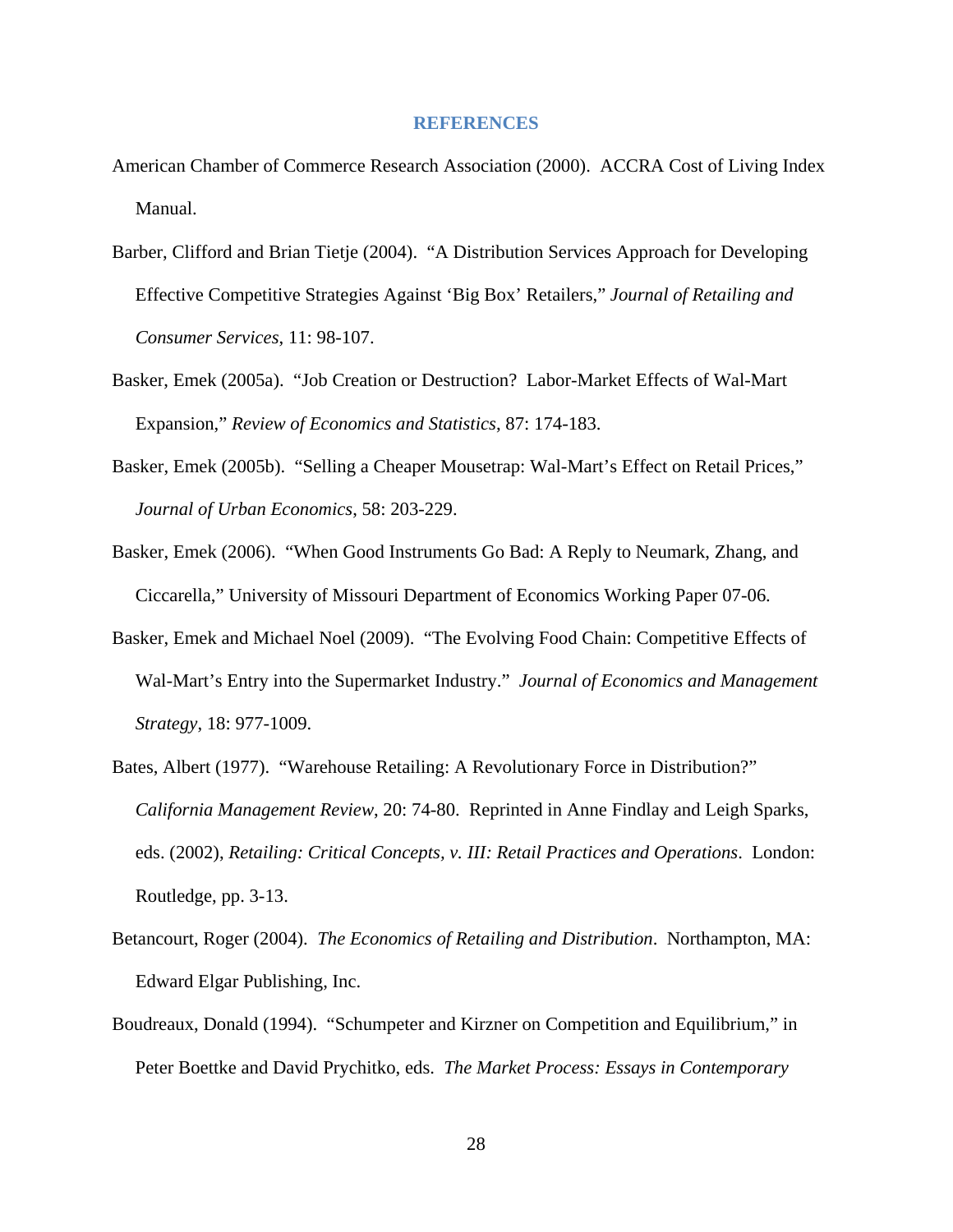## REFERENCES

American Chamber of Commerce Research Association (2000). ACCRA Cost of Living Index Manual.

Barber, Clifford and Brian Tietje (2004). "A Distribution Services Approach for Developing Effective Competitive Strategies Against 'Big Box' Retailers," *Journal of Retailing and Consumer Services*, 11: 98-107.

Basker, Emek (2005a). "Job Creation or Destruction? Labor-Market Effects of Wal-Mart Expansion," *Review of Economics and Statistics*, 87: 174-183.

Basker, Emek (2005b). "Selling a Cheaper Mousetrap: Wal-Mart's Effect on Retail Prices," *Journal of Urban Economics*, 58: 203-229.

Basker, Emek (2006). "When Good Instruments Go Bad: A Reply to Neumark, Zhang, and Ciccarella," University of Missouri Department of Economics Working Paper 07-06.

Basker, Emek and Michael Noel (2009). "The Evolving Food Chain: Competitive Effects of Wal-Mart's Entry into the Supermarket Industry." *Journal of Economics and Management Strategy*, 18: 977-1009.

Bates, Albert (1977). "Warehouse Retailing: A Revolutionary Force in Distribution?" *California Management Review*, 20: 74-80. Reprinted in Anne Findlay and Leigh Sparks, eds. (2002), *Retailing: Critical Concepts, v. III: Retail Practices and Operations*. London: Routledge, pp. 3-13.

Betancourt, Roger (2004). *The Economics of Retailing and Distribution*. Northampton, MA: Edward Elgar Publishing, Inc.

Boudreaux, Donald (1994). "Schumpeter and Kirzner on Competition and Equilibrium," in Peter Boettke and David Prychitko, eds. *The Market Process: Essays in Contemporary*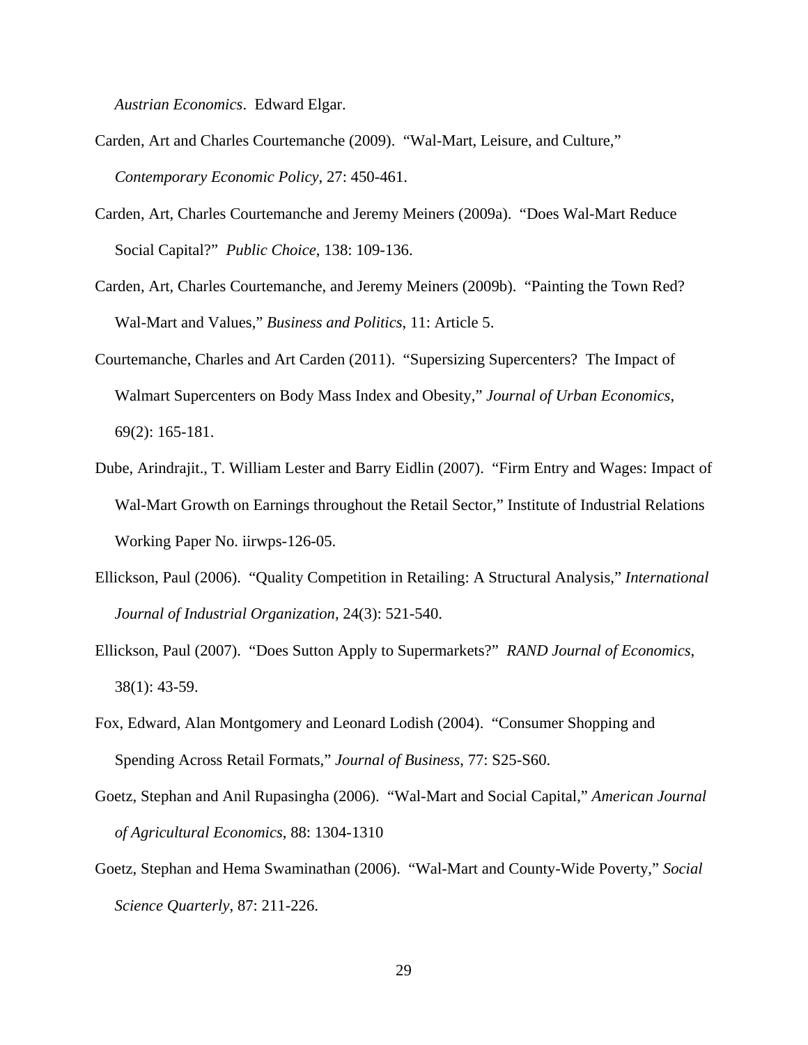*Austrian Economics*. Edward Elgar.

Carden, Art and Charles Courtemanche (2009). "Wal-Mart, Leisure, and Culture," *Contemporary Economic Policy*, 27: 450-461.

Carden, Art, Charles Courtemanche and Jeremy Meiners (2009a). "Does Wal-Mart Reduce Social Capital?" *Public Choice*, 138: 109-136.

Carden, Art, Charles Courtemanche, and Jeremy Meiners (2009b). "Painting the Town Red? Wal-Mart and Values," *Business and Politics*, 11: Article 5.

Courtemanche, Charles and Art Carden (2011). "Supersizing Supercenters? The Impact of Walmart Supercenters on Body Mass Index and Obesity," *Journal of Urban Economics*, 69(2): 165-181.

Dube, Arindrajit., T. William Lester and Barry Eidlin (2007). "Firm Entry and Wages: Impact of Wal-Mart Growth on Earnings throughout the Retail Sector," Institute of Industrial Relations Working Paper No. iirwps-126-05.

Ellickson, Paul (2006). "Quality Competition in Retailing: A Structural Analysis," *International Journal of Industrial Organization*, 24(3): 521-540.

Ellickson, Paul (2007). "Does Sutton Apply to Supermarkets?" *RAND Journal of Economics*, 38(1): 43-59.

Fox, Edward, Alan Montgomery and Leonard Lodish (2004). "Consumer Shopping and Spending Across Retail Formats," *Journal of Business*, 77: S25-S60.

Goetz, Stephan and Anil Rupasingha (2006). "Wal-Mart and Social Capital," *American Journal of Agricultural Economics*, 88: 1304-1310

Goetz, Stephan and Hema Swaminathan (2006). "Wal-Mart and County-Wide Poverty," *Social Science Quarterly*, 87: 211-226.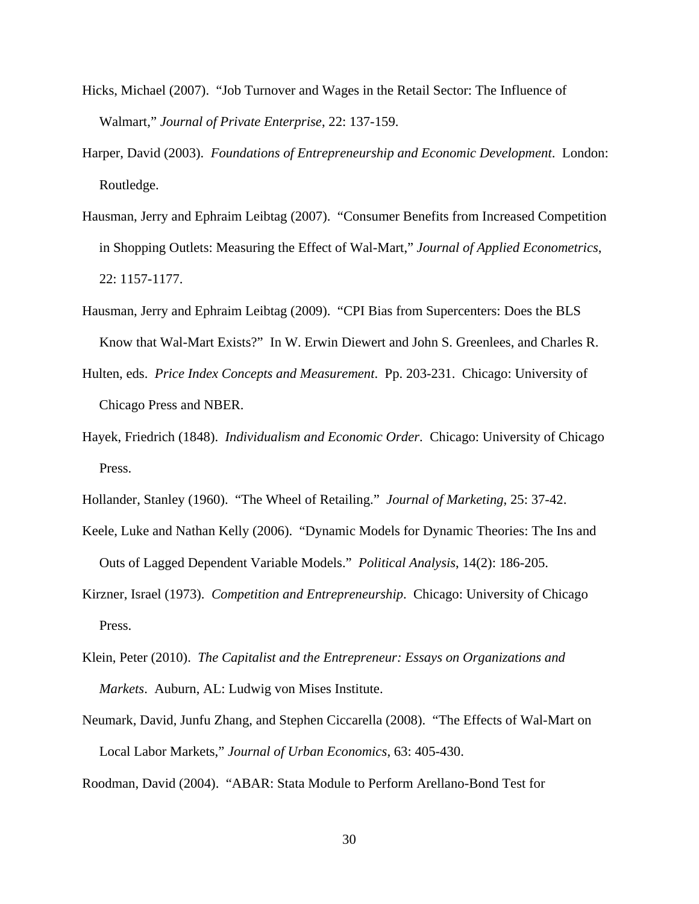Hicks, Michael (2007). "Job Turnover and Wages in the Retail Sector: The Influence of Walmart," *Journal of Private Enterprise*, 22: 137-159.

Harper, David (2003). *Foundations of Entrepreneurship and Economic Development*. London: Routledge.

Hausman, Jerry and Ephraim Leibtag (2007). "Consumer Benefits from Increased Competition in Shopping Outlets: Measuring the Effect of Wal-Mart," *Journal of Applied Econometrics*, 22: 1157-1177.

Hausman, Jerry and Ephraim Leibtag (2009). "CPI Bias from Supercenters: Does the BLS Know that Wal-Mart Exists?" In W. Erwin Diewert and John S. Greenlees, and Charles R. Hulten, eds. *Price Index Concepts and Measurement*. Pp. 203-231. Chicago: University of Chicago Press and NBER.

Hayek, Friedrich (1848). *Individualism and Economic Order*. Chicago: University of Chicago Press.

Hollander, Stanley (1960). "The Wheel of Retailing." *Journal of Marketing*, 25: 37-42.

Keele, Luke and Nathan Kelly (2006). "Dynamic Models for Dynamic Theories: The Ins and Outs of Lagged Dependent Variable Models." *Political Analysis*, 14(2): 186-205.

Kirzner, Israel (1973). *Competition and Entrepreneurship*. Chicago: University of Chicago Press.

Klein, Peter (2010). *The Capitalist and the Entrepreneur: Essays on Organizations and Markets*. Auburn, AL: Ludwig von Mises Institute.

Neumark, David, Junfu Zhang, and Stephen Ciccarella (2008). "The Effects of Wal-Mart on Local Labor Markets," *Journal of Urban Economics*, 63: 405-430.

Roodman, David (2004). "ABAR: Stata Module to Perform Arellano-Bond Test for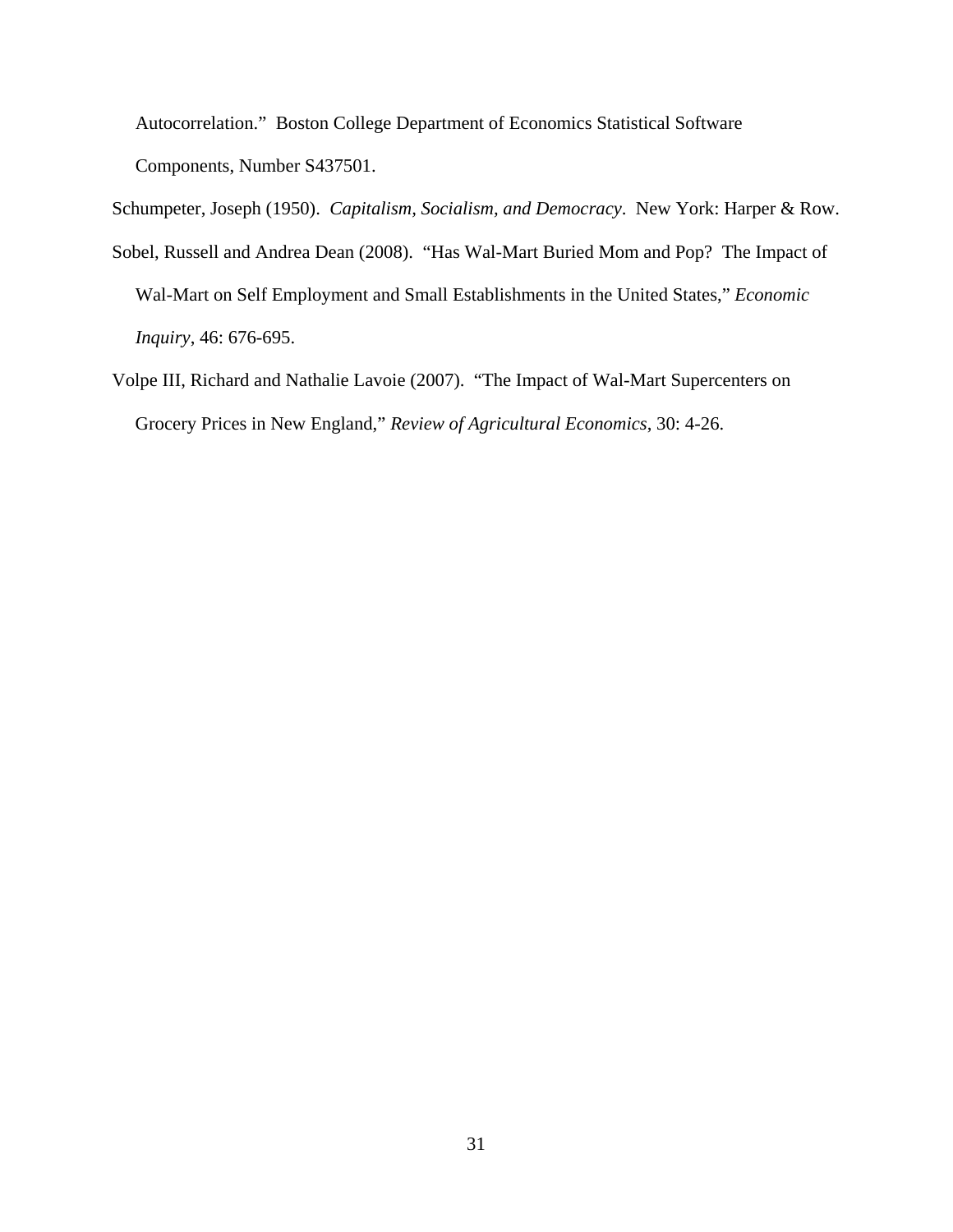Autocorrelation." Boston College Department of Economics Statistical Software Components, Number S437501.

Schumpeter, Joseph (1950). *Capitalism, Socialism, and Democracy*. New York: Harper & Row.

Sobel, Russell and Andrea Dean (2008). "Has Wal-Mart Buried Mom and Pop? The Impact of Wal-Mart on Self Employment and Small Establishments in the United States," *Economic Inquiry*, 46: 676-695.

Volpe III, Richard and Nathalie Lavoie (2007). "The Impact of Wal-Mart Supercenters on Grocery Prices in New England," *Review of Agricultural Economics*, 30: 4-26.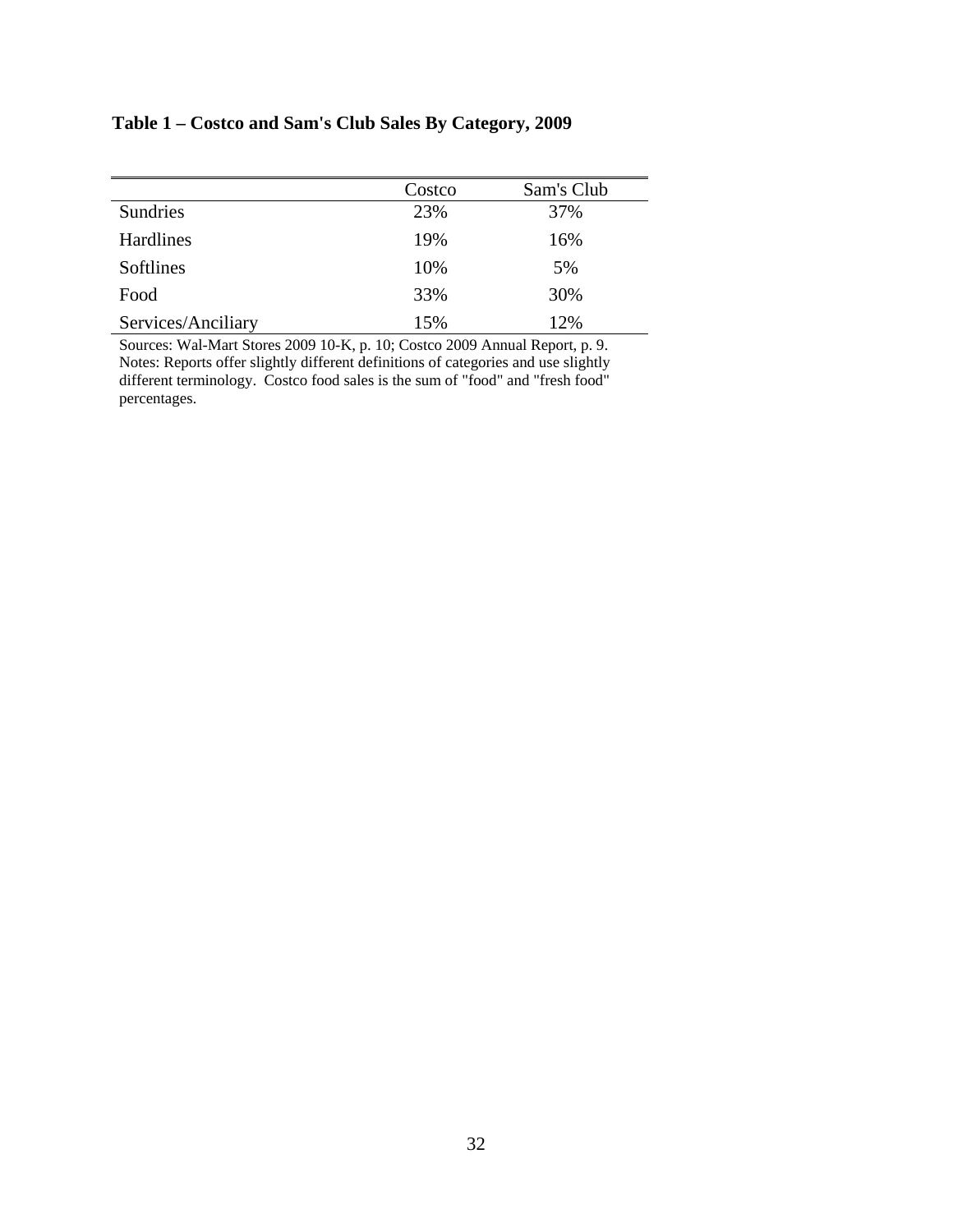**Table 1 – Costco and Sam's Club Sales By Category, 2009**

| | Costco | Sam's Club |
|---|---|---|
| Sundries | 23% | 37% |
| Hardlines | 19% | 16% |
| Softlines | 10% | 5% |
| Food | 33% | 30% |
| Services/Anciliary | 15% | 12% |

Sources: Wal-Mart Stores 2009 10-K, p. 10; Costco 2009 Annual Report, p. 9.
Notes: Reports offer slightly different definitions of categories and use slightly different terminology. Costco food sales is the sum of "food" and "fresh food" percentages.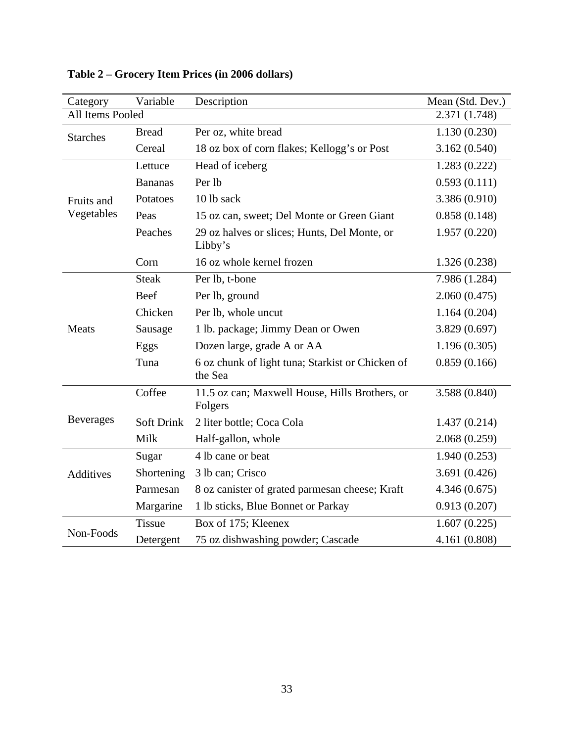**Table 2 – Grocery Item Prices (in 2006 dollars)**

| Category | Variable | Description | Mean (Std. Dev.) |
|---|---|---|---|
| All Items Pooled | | | 2.371 (1.748) |
| Starches | Bread | Per oz, white bread | 1.130 (0.230) |
| | Cereal | 18 oz box of corn flakes; Kellogg's or Post | 3.162 (0.540) |
| Fruits and Vegetables | Lettuce | Head of iceberg | 1.283 (0.222) |
| | Bananas | Per lb | 0.593 (0.111) |
| | Potatoes | 10 lb sack | 3.386 (0.910) |
| | Peas | 15 oz can, sweet; Del Monte or Green Giant | 0.858 (0.148) |
| | Peaches | 29 oz halves or slices; Hunts, Del Monte, or Libby's | 1.957 (0.220) |
| | Corn | 16 oz whole kernel frozen | 1.326 (0.238) |
| Meats | Steak | Per lb, t-bone | 7.986 (1.284) |
| | Beef | Per lb, ground | 2.060 (0.475) |
| | Chicken | Per lb, whole uncut | 1.164 (0.204) |
| | Sausage | 1 lb. package; Jimmy Dean or Owen | 3.829 (0.697) |
| | Eggs | Dozen large, grade A or AA | 1.196 (0.305) |
| | Tuna | 6 oz chunk of light tuna; Starkist or Chicken of the Sea | 0.859 (0.166) |
| Beverages | Coffee | 11.5 oz can; Maxwell House, Hills Brothers, or Folgers | 3.588 (0.840) |
| | Soft Drink | 2 liter bottle; Coca Cola | 1.437 (0.214) |
| | Milk | Half-gallon, whole | 2.068 (0.259) |
| Additives | Sugar | 4 lb cane or beat | 1.940 (0.253) |
| | Shortening | 3 lb can; Crisco | 3.691 (0.426) |
| | Parmesan | 8 oz canister of grated parmesan cheese; Kraft | 4.346 (0.675) |
| | Margarine | 1 lb sticks, Blue Bonnet or Parkay | 0.913 (0.207) |
| Non-Foods | Tissue | Box of 175; Kleenex | 1.607 (0.225) |
| | Detergent | 75 oz dishwashing powder; Cascade | 4.161 (0.808) |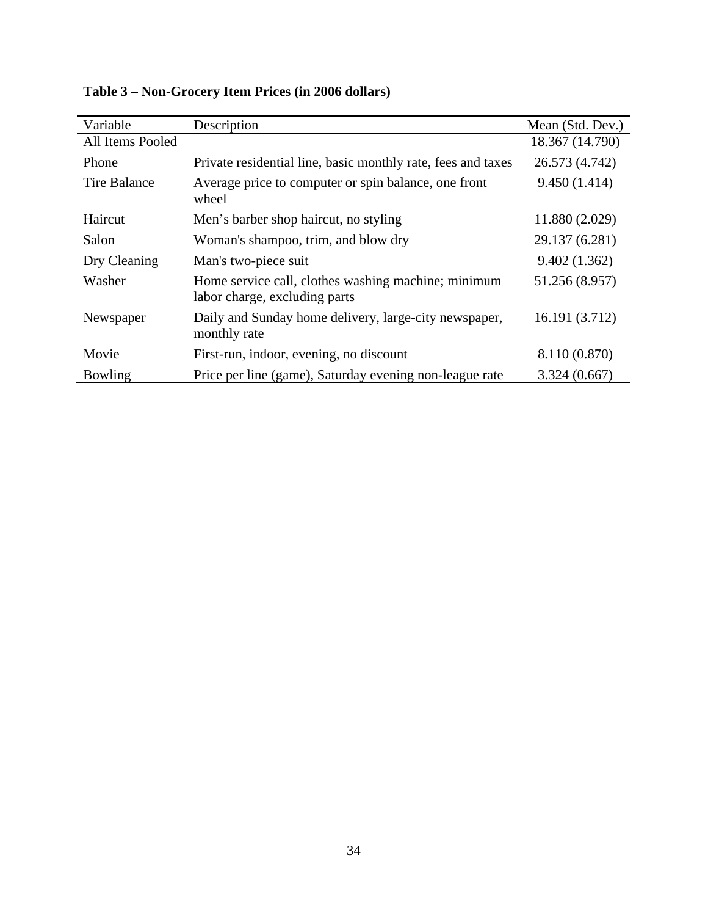**Table 3 – Non-Grocery Item Prices (in 2006 dollars)**

| Variable | Description | Mean (Std. Dev.) |
|---|---|---|
| All Items Pooled | | 18.367 (14.790) |
| Phone | Private residential line, basic monthly rate, fees and taxes | 26.573 (4.742) |
| Tire Balance | Average price to computer or spin balance, one front wheel | 9.450 (1.414) |
| Haircut | Men’s barber shop haircut, no styling | 11.880 (2.029) |
| Salon | Woman's shampoo, trim, and blow dry | 29.137 (6.281) |
| Dry Cleaning | Man's two-piece suit | 9.402 (1.362) |
| Washer | Home service call, clothes washing machine; minimum labor charge, excluding parts | 51.256 (8.957) |
| Newspaper | Daily and Sunday home delivery, large-city newspaper, monthly rate | 16.191 (3.712) |
| Movie | First-run, indoor, evening, no discount | 8.110 (0.870) |
| Bowling | Price per line (game), Saturday evening non-league rate | 3.324 (0.667) |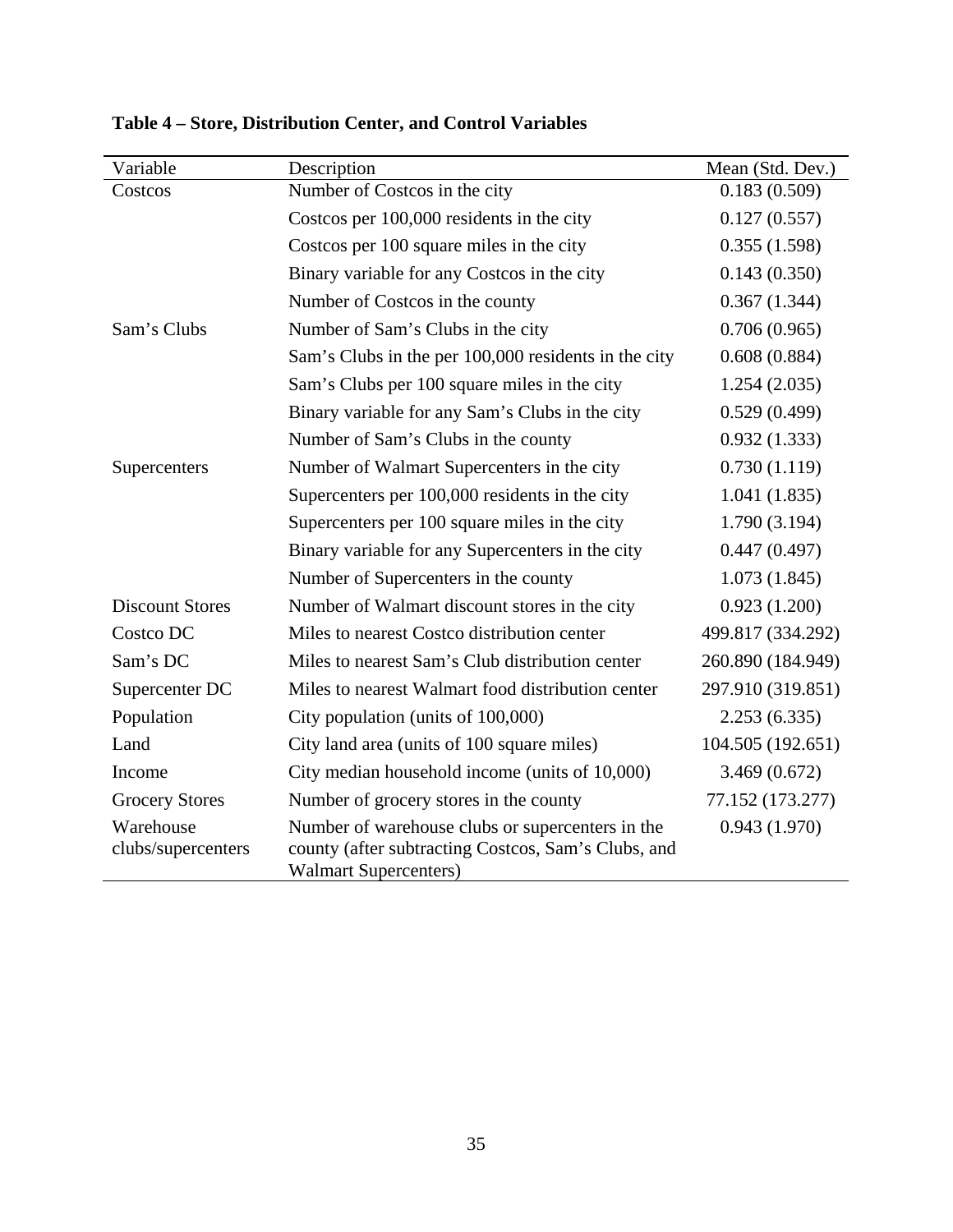**Table 4 – Store, Distribution Center, and Control Variables**

| Variable | Description | Mean (Std. Dev.) |
|---|---|---|
| Costcos | Number of Costcos in the city | 0.183 (0.509) |
| | Costcos per 100,000 residents in the city | 0.127 (0.557) |
| | Costcos per 100 square miles in the city | 0.355 (1.598) |
| | Binary variable for any Costcos in the city | 0.143 (0.350) |
| | Number of Costcos in the county | 0.367 (1.344) |
| Sam's Clubs | Number of Sam's Clubs in the city | 0.706 (0.965) |
| | Sam's Clubs in the per 100,000 residents in the city | 0.608 (0.884) |
| | Sam's Clubs per 100 square miles in the city | 1.254 (2.035) |
| | Binary variable for any Sam's Clubs in the city | 0.529 (0.499) |
| | Number of Sam's Clubs in the county | 0.932 (1.333) |
| Supercenters | Number of Walmart Supercenters in the city | 0.730 (1.119) |
| | Supercenters per 100,000 residents in the city | 1.041 (1.835) |
| | Supercenters per 100 square miles in the city | 1.790 (3.194) |
| | Binary variable for any Supercenters in the city | 0.447 (0.497) |
| | Number of Supercenters in the county | 1.073 (1.845) |
| Discount Stores | Number of Walmart discount stores in the city | 0.923 (1.200) |
| Costco DC | Miles to nearest Costco distribution center | 499.817 (334.292) |
| Sam's DC | Miles to nearest Sam's Club distribution center | 260.890 (184.949) |
| Supercenter DC | Miles to nearest Walmart food distribution center | 297.910 (319.851) |
| Population | City population (units of 100,000) | 2.253 (6.335) |
| Land | City land area (units of 100 square miles) | 104.505 (192.651) |
| Income | City median household income (units of 10,000) | 3.469 (0.672) |
| Grocery Stores | Number of grocery stores in the county | 77.152 (173.277) |
| Warehouse clubs/supercenters | Number of warehouse clubs or supercenters in the county (after subtracting Costcos, Sam's Clubs, and Walmart Supercenters) | 0.943 (1.970) |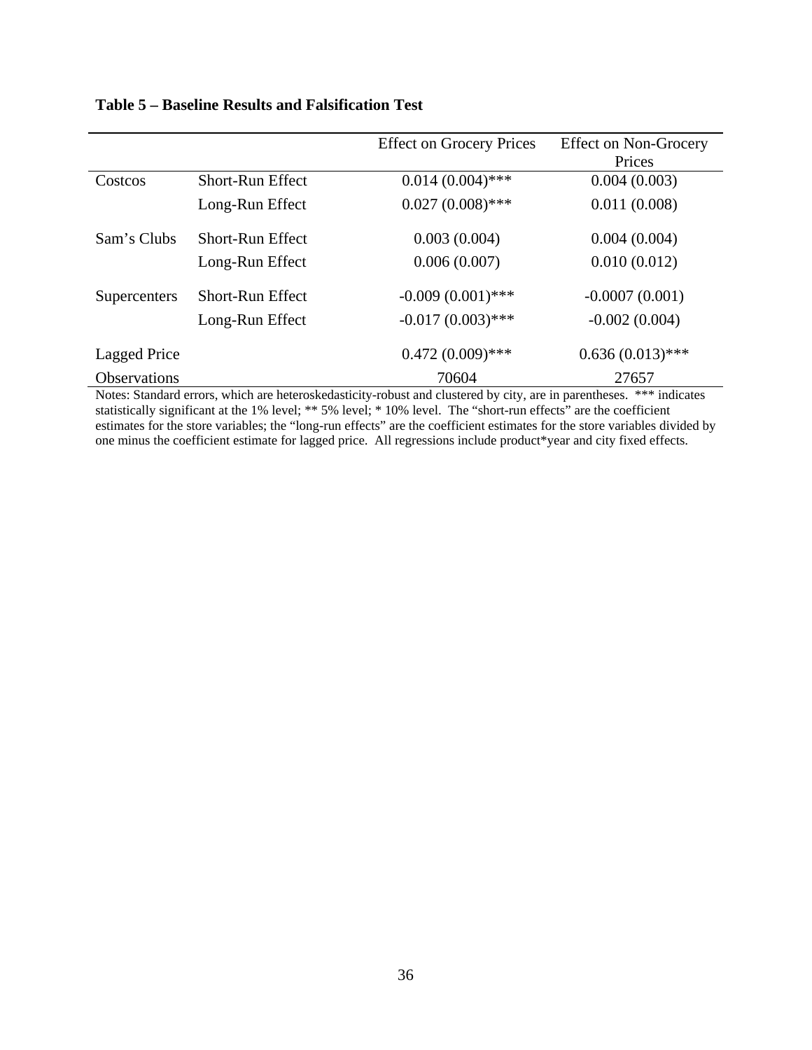**Table 5 – Baseline Results and Falsification Test**

| | | Effect on Grocery Prices | Effect on Non-Grocery Prices |
|---|---|---|---|
| Costcos | Short-Run Effect | 0.014 (0.004)*** | 0.004 (0.003) |
| | Long-Run Effect | 0.027 (0.008)*** | 0.011 (0.008) |
| Sam's Clubs | Short-Run Effect | 0.003 (0.004) | 0.004 (0.004) |
| | Long-Run Effect | 0.006 (0.007) | 0.010 (0.012) |
| Supercenters | Short-Run Effect | -0.009 (0.001)*** | -0.0007 (0.001) |
| | Long-Run Effect | -0.017 (0.003)*** | -0.002 (0.004) |
| Lagged Price | | 0.472 (0.009)*** | 0.636 (0.013)*** |
| Observations | | 70604 | 27657 |

Notes: Standard errors, which are heteroskedasticity-robust and clustered by city, are in parentheses. *** indicates statistically significant at the 1% level; ** 5% level; * 10% level. The "short-run effects" are the coefficient estimates for the store variables; the "long-run effects" are the coefficient estimates for the store variables divided by one minus the coefficient estimate for lagged price. All regressions include product*year and city fixed effects.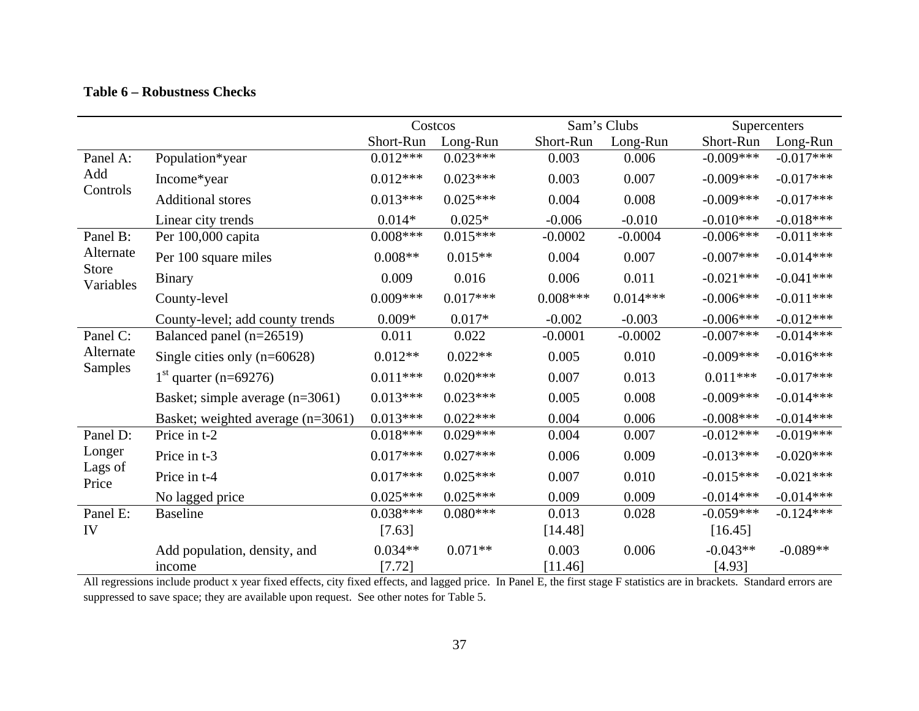**Table 6 – Robustness Checks**

| | | Costcos | | Sam's Clubs | | Supercenters | |
|---|---|---|---|---|---|---|---|
| | | Short-Run | Long-Run | Short-Run | Long-Run | Short-Run | Long-Run |
| Panel A: Add Controls | Population*year | 0.012*** | 0.023*** | 0.003 | 0.006 | -0.009*** | -0.017*** |
| | Income*year | 0.012*** | 0.023*** | 0.003 | 0.007 | -0.009*** | -0.017*** |
| | Additional stores | 0.013*** | 0.025*** | 0.004 | 0.008 | -0.009*** | -0.017*** |
| | Linear city trends | 0.014* | 0.025* | -0.006 | -0.010 | -0.010*** | -0.018*** |
| Panel B: Alternate Store Variables | Per 100,000 capita | 0.008*** | 0.015*** | -0.0002 | -0.0004 | -0.006*** | -0.011*** |
| | Per 100 square miles | 0.008** | 0.015** | 0.004 | 0.007 | -0.007*** | -0.014*** |
| | Binary | 0.009 | 0.016 | 0.006 | 0.011 | -0.021*** | -0.041*** |
| | County-level | 0.009*** | 0.017*** | 0.008*** | 0.014*** | -0.006*** | -0.011*** |
| | County-level; add county trends | 0.009* | 0.017* | -0.002 | -0.003 | -0.006*** | -0.012*** |
| Panel C: Alternate Samples | Balanced panel (n=26519) | 0.011 | 0.022 | -0.0001 | -0.0002 | -0.007*** | -0.014*** |
| | Single cities only (n=60628) | 0.012** | 0.022** | 0.005 | 0.010 | -0.009*** | -0.016*** |
| | 1st quarter (n=69276) | 0.011*** | 0.020*** | 0.007 | 0.013 | 0.011*** | -0.017*** |
| | Basket; simple average (n=3061) | 0.013*** | 0.023*** | 0.005 | 0.008 | -0.009*** | -0.014*** |
| | Basket; weighted average (n=3061) | 0.013*** | 0.022*** | 0.004 | 0.006 | -0.008*** | -0.014*** |
| Panel D: Longer Lags of Price | Price in t-2 | 0.018*** | 0.029*** | 0.004 | 0.007 | -0.012*** | -0.019*** |
| | Price in t-3 | 0.017*** | 0.027*** | 0.006 | 0.009 | -0.013*** | -0.020*** |
| | Price in t-4 | 0.017*** | 0.025*** | 0.007 | 0.010 | -0.015*** | -0.021*** |
| | No lagged price | 0.025*** | 0.025*** | 0.009 | 0.009 | -0.014*** | -0.014*** |
| Panel E: IV | Baseline | 0.038*** | 0.080*** | 0.013 | 0.028 | -0.059*** | -0.124*** |
| | | [7.63] | | [14.48] | | [16.45] | |
| | Add population, density, and income | 0.034** | 0.071** | 0.003 | 0.006 | -0.043** | -0.089** |
| | | [7.72] | | [11.46] | | [4.93] | |

All regressions include product x year fixed effects, city fixed effects, and lagged price. In Panel E, the first stage F statistics are in brackets. Standard errors are suppressed to save space; they are available upon request. See other notes for Table 5.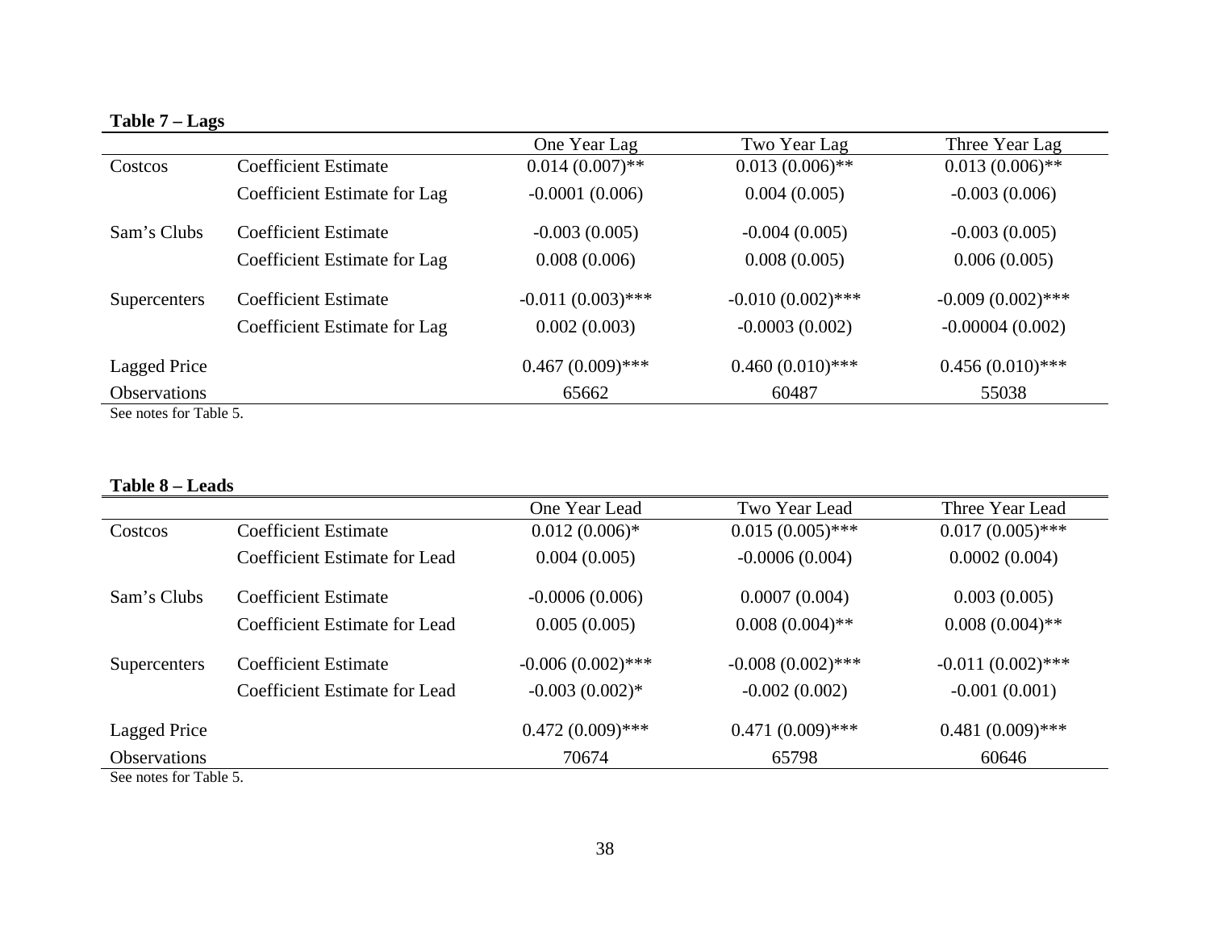**Table 7 – Lags**

| | | One Year Lag | Two Year Lag | Three Year Lag |
|---|---|---|---|---|
| Costcos | Coefficient Estimate | 0.014 (0.007)** | 0.013 (0.006)** | 0.013 (0.006)** |
| | Coefficient Estimate for Lag | -0.0001 (0.006) | 0.004 (0.005) | -0.003 (0.006) |
| Sam's Clubs | Coefficient Estimate | -0.003 (0.005) | -0.004 (0.005) | -0.003 (0.005) |
| | Coefficient Estimate for Lag | 0.008 (0.006) | 0.008 (0.005) | 0.006 (0.005) |
| Supercenters | Coefficient Estimate | -0.011 (0.003)*** | -0.010 (0.002)*** | -0.009 (0.002)*** |
| | Coefficient Estimate for Lag | 0.002 (0.003) | -0.0003 (0.002) | -0.00004 (0.002) |
| Lagged Price | | 0.467 (0.009)*** | 0.460 (0.010)*** | 0.456 (0.010)*** |
| Observations | | 65662 | 60487 | 55038 |

See notes for Table 5.

**Table 8 – Leads**

| | | One Year Lead | Two Year Lead | Three Year Lead |
|---|---|---|---|---|
| Costcos | Coefficient Estimate | 0.012 (0.006)* | 0.015 (0.005)*** | 0.017 (0.005)*** |
| | Coefficient Estimate for Lead | 0.004 (0.005) | -0.0006 (0.004) | 0.0002 (0.004) |
| Sam's Clubs | Coefficient Estimate | -0.0006 (0.006) | 0.0007 (0.004) | 0.003 (0.005) |
| | Coefficient Estimate for Lead | 0.005 (0.005) | 0.008 (0.004)** | 0.008 (0.004)** |
| Supercenters | Coefficient Estimate | -0.006 (0.002)*** | -0.008 (0.002)*** | -0.011 (0.002)*** |
| | Coefficient Estimate for Lead | -0.003 (0.002)* | -0.002 (0.002) | -0.001 (0.001) |
| Lagged Price | | 0.472 (0.009)*** | 0.471 (0.009)*** | 0.481 (0.009)*** |
| Observations | | 70674 | 65798 | 60646 |

See notes for Table 5.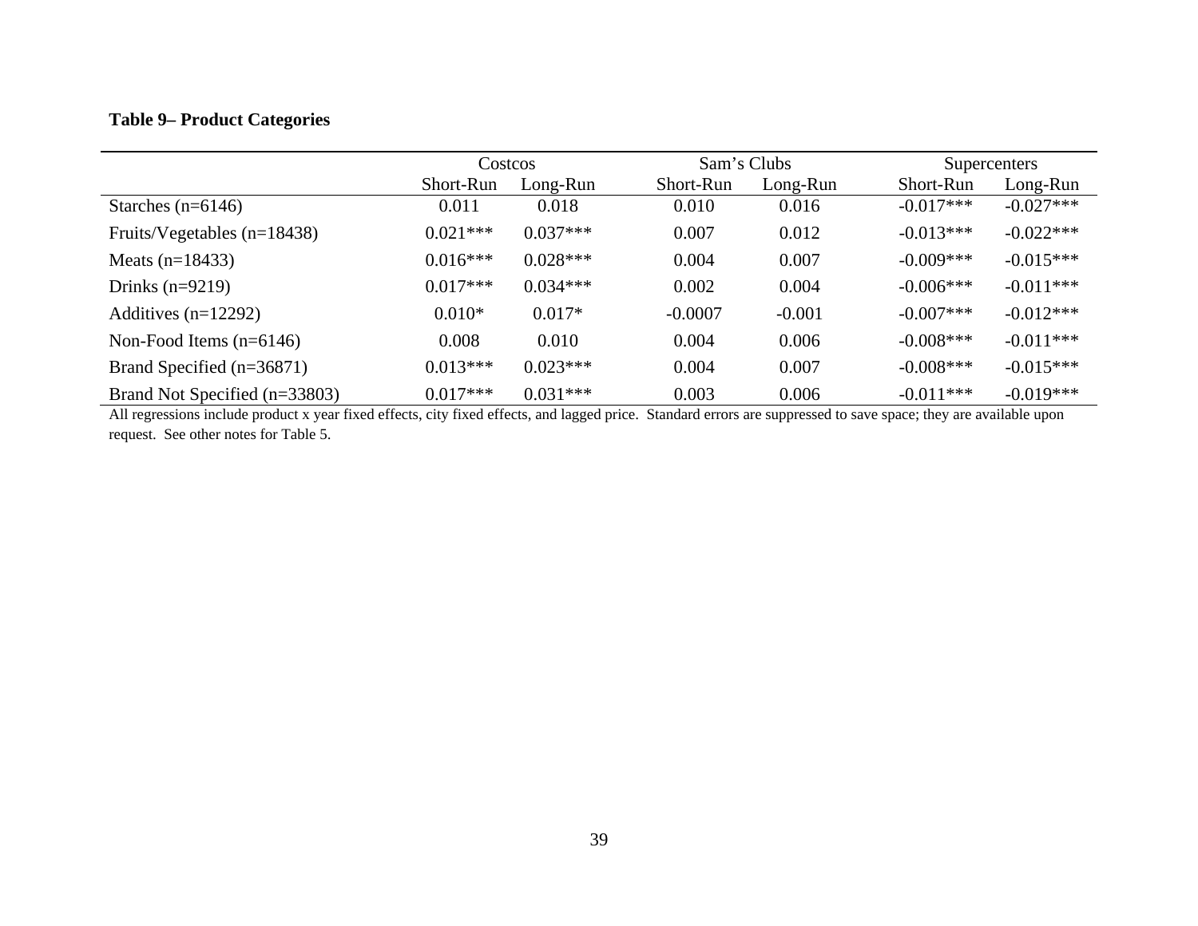**Table 9– Product Categories**

| | Costcos | | Sam's Clubs | | Supercenters | |
|---|---|---|---|---|---|---|
| | Short-Run | Long-Run | Short-Run | Long-Run | Short-Run | Long-Run |
| Starches (n=6146) | 0.011 | 0.018 | 0.010 | 0.016 | -0.017*** | -0.027*** |
| Fruits/Vegetables (n=18438) | 0.021*** | 0.037*** | 0.007 | 0.012 | -0.013*** | -0.022*** |
| Meats (n=18433) | 0.016*** | 0.028*** | 0.004 | 0.007 | -0.009*** | -0.015*** |
| Drinks (n=9219) | 0.017*** | 0.034*** | 0.002 | 0.004 | -0.006*** | -0.011*** |
| Additives (n=12292) | 0.010* | 0.017* | -0.0007 | -0.001 | -0.007*** | -0.012*** |
| Non-Food Items (n=6146) | 0.008 | 0.010 | 0.004 | 0.006 | -0.008*** | -0.011*** |
| Brand Specified (n=36871) | 0.013*** | 0.023*** | 0.004 | 0.007 | -0.008*** | -0.015*** |
| Brand Not Specified (n=33803) | 0.017*** | 0.031*** | 0.003 | 0.006 | -0.011*** | -0.019*** |

All regressions include product x year fixed effects, city fixed effects, and lagged price. Standard errors are suppressed to save space; they are available upon request. See other notes for Table 5.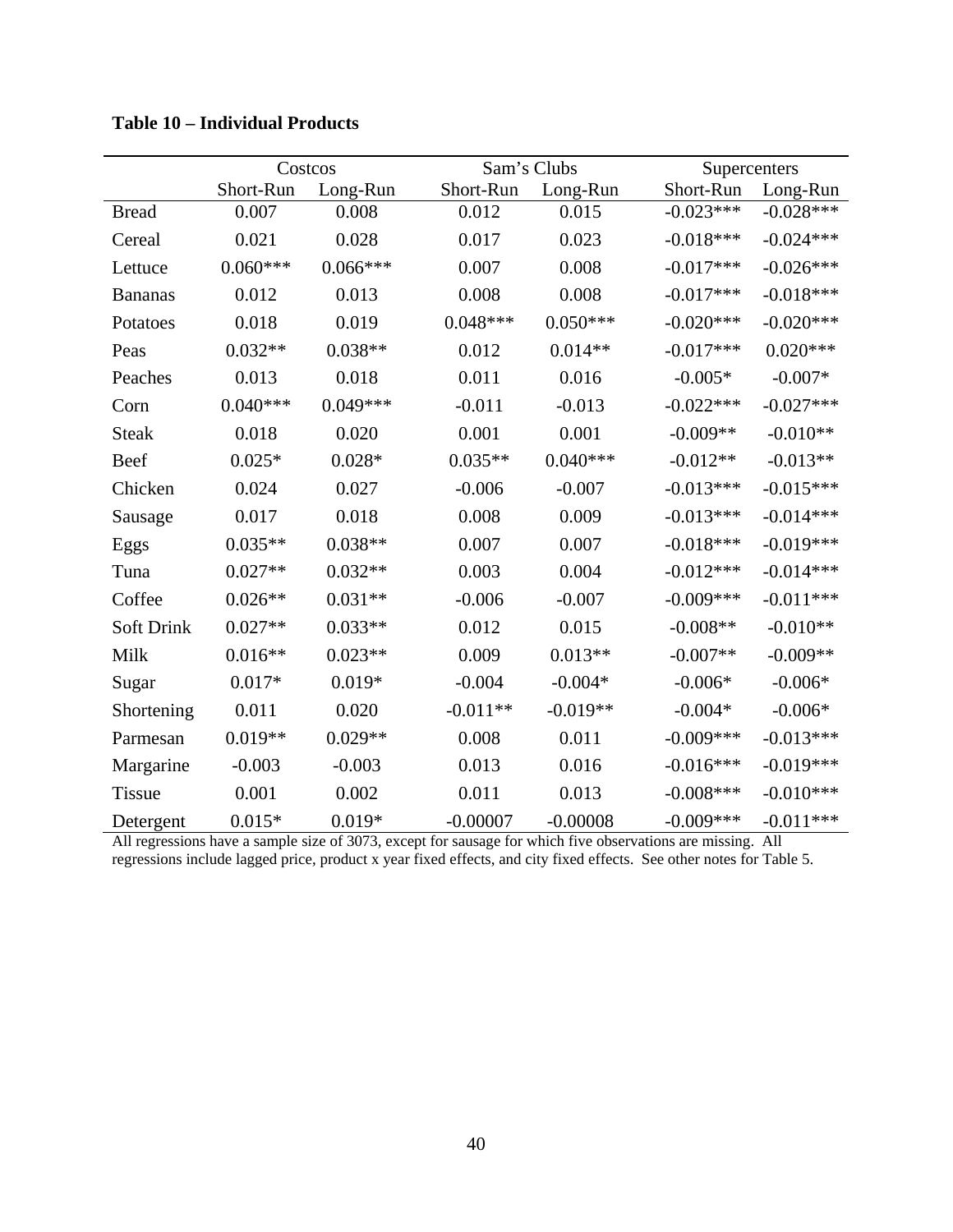**Table 10 – Individual Products**

| | Costcos | | Sam's Clubs | | Supercenters | |
|---|---|---|---|---|---|---|
| | Short-Run | Long-Run | Short-Run | Long-Run | Short-Run | Long-Run |
| Bread | 0.007 | 0.008 | 0.012 | 0.015 | -0.023*** | -0.028*** |
| Cereal | 0.021 | 0.028 | 0.017 | 0.023 | -0.018*** | -0.024*** |
| Lettuce | 0.060*** | 0.066*** | 0.007 | 0.008 | -0.017*** | -0.026*** |
| Bananas | 0.012 | 0.013 | 0.008 | 0.008 | -0.017*** | -0.018*** |
| Potatoes | 0.018 | 0.019 | 0.048*** | 0.050*** | -0.020*** | -0.020*** |
| Peas | 0.032** | 0.038** | 0.012 | 0.014** | -0.017*** | 0.020*** |
| Peaches | 0.013 | 0.018 | 0.011 | 0.016 | -0.005* | -0.007* |
| Corn | 0.040*** | 0.049*** | -0.011 | -0.013 | -0.022*** | -0.027*** |
| Steak | 0.018 | 0.020 | 0.001 | 0.001 | -0.009** | -0.010** |
| Beef | 0.025* | 0.028* | 0.035** | 0.040*** | -0.012** | -0.013** |
| Chicken | 0.024 | 0.027 | -0.006 | -0.007 | -0.013*** | -0.015*** |
| Sausage | 0.017 | 0.018 | 0.008 | 0.009 | -0.013*** | -0.014*** |
| Eggs | 0.035** | 0.038** | 0.007 | 0.007 | -0.018*** | -0.019*** |
| Tuna | 0.027** | 0.032** | 0.003 | 0.004 | -0.012*** | -0.014*** |
| Coffee | 0.026** | 0.031** | -0.006 | -0.007 | -0.009*** | -0.011*** |
| Soft Drink | 0.027** | 0.033** | 0.012 | 0.015 | -0.008** | -0.010** |
| Milk | 0.016** | 0.023** | 0.009 | 0.013** | -0.007** | -0.009** |
| Sugar | 0.017* | 0.019* | -0.004 | -0.004* | -0.006* | -0.006* |
| Shortening | 0.011 | 0.020 | -0.011** | -0.019** | -0.004* | -0.006* |
| Parmesan | 0.019** | 0.029** | 0.008 | 0.011 | -0.009*** | -0.013*** |
| Margarine | -0.003 | -0.003 | 0.013 | 0.016 | -0.016*** | -0.019*** |
| Tissue | 0.001 | 0.002 | 0.011 | 0.013 | -0.008*** | -0.010*** |
| Detergent | 0.015* | 0.019* | -0.00007 | -0.00008 | -0.009*** | -0.011*** |

All regressions have a sample size of 3073, except for sausage for which five observations are missing. All regressions include lagged price, product x year fixed effects, and city fixed effects. See other notes for Table 5.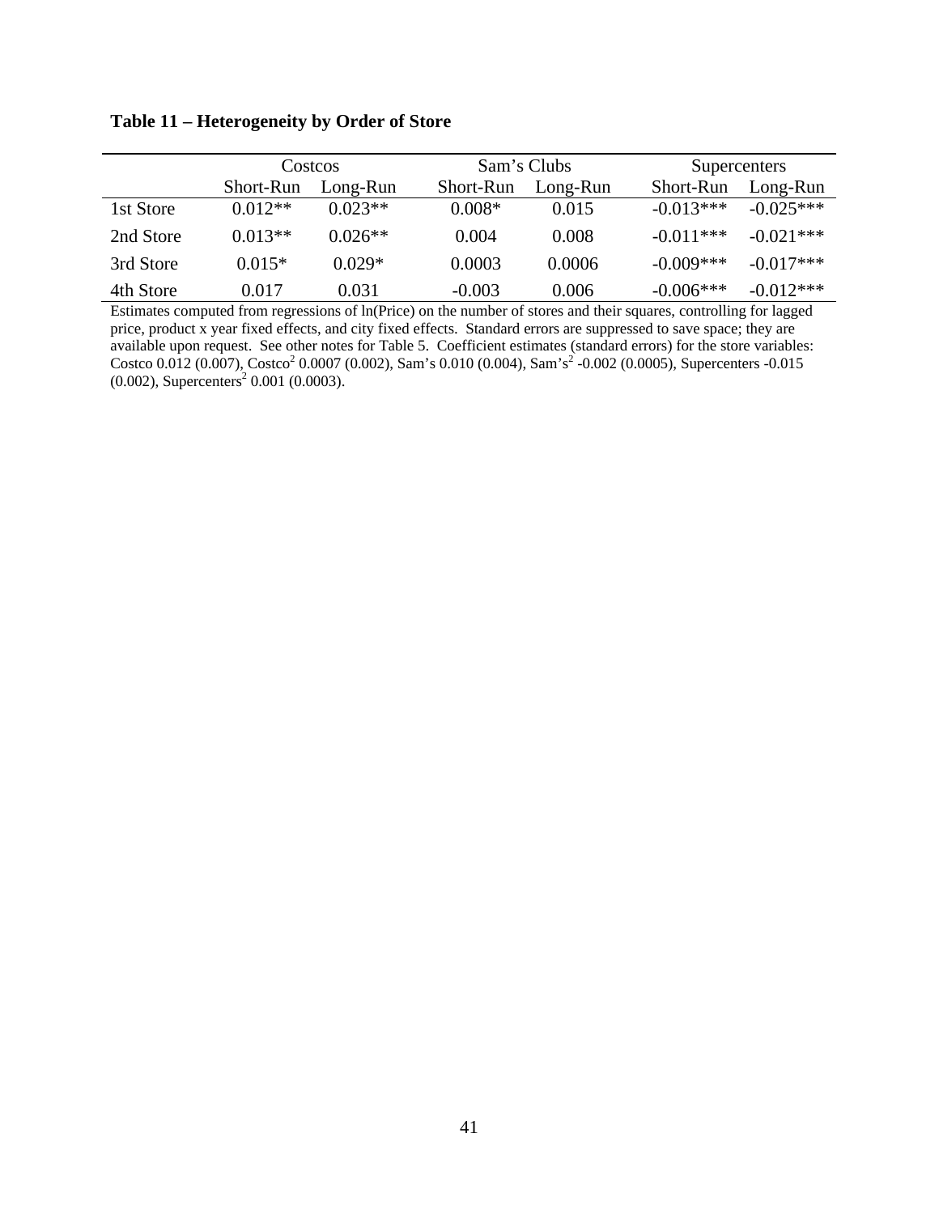**Table 11 – Heterogeneity by Order of Store**

| | Costcos | | Sam's Clubs | | Supercenters | |
|---|---|---|---|---|---|---|
| | Short-Run | Long-Run | Short-Run | Long-Run | Short-Run | Long-Run |
| 1st Store | 0.012** | 0.023** | 0.008* | 0.015 | -0.013*** | -0.025*** |
| 2nd Store | 0.013** | 0.026** | 0.004 | 0.008 | -0.011*** | -0.021*** |
| 3rd Store | 0.015* | 0.029* | 0.0003 | 0.0006 | -0.009*** | -0.017*** |
| 4th Store | 0.017 | 0.031 | -0.003 | 0.006 | -0.006*** | -0.012*** |

Estimates computed from regressions of ln(Price) on the number of stores and their squares, controlling for lagged price, product x year fixed effects, and city fixed effects. Standard errors are suppressed to save space; they are available upon request. See other notes for Table 5. Coefficient estimates (standard errors) for the store variables: Costco 0.012 (0.007), $\text{Costco}^2$ 0.0007 (0.002), Sam's 0.010 (0.004), $\text{Sam's}^2$ -0.002 (0.0005), Supercenters -0.015 (0.002), $\text{Supercenters}^2$ 0.001 (0.0003).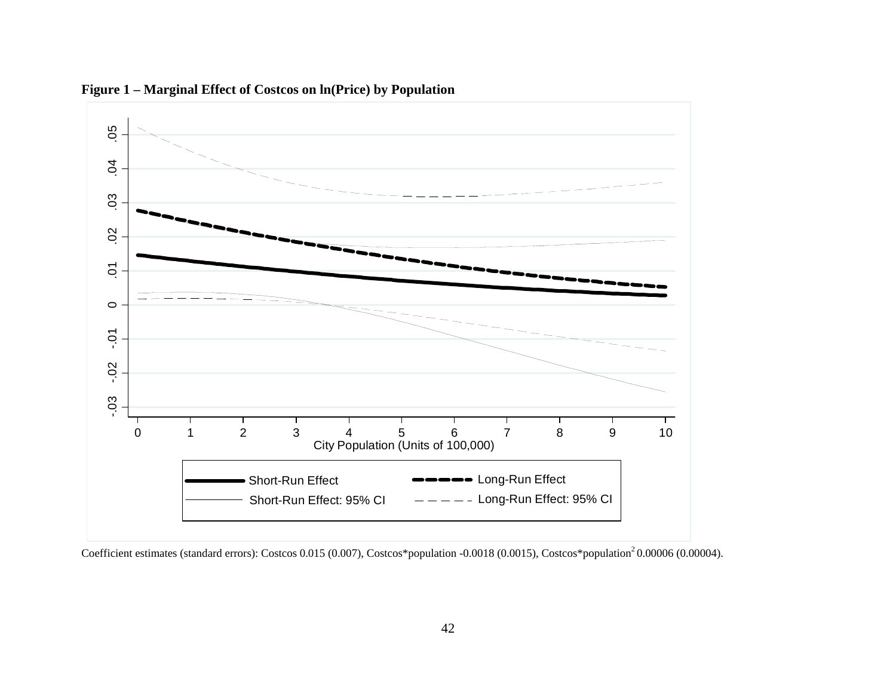**Figure 1 – Marginal Effect of Costcos on ln(Price) by Population**

Coefficient estimates (standard errors): Costcos 0.015 (0.007), Costcos*population -0.0018 (0.0015), Costcos*population$^2$ 0.00006 (0.00004).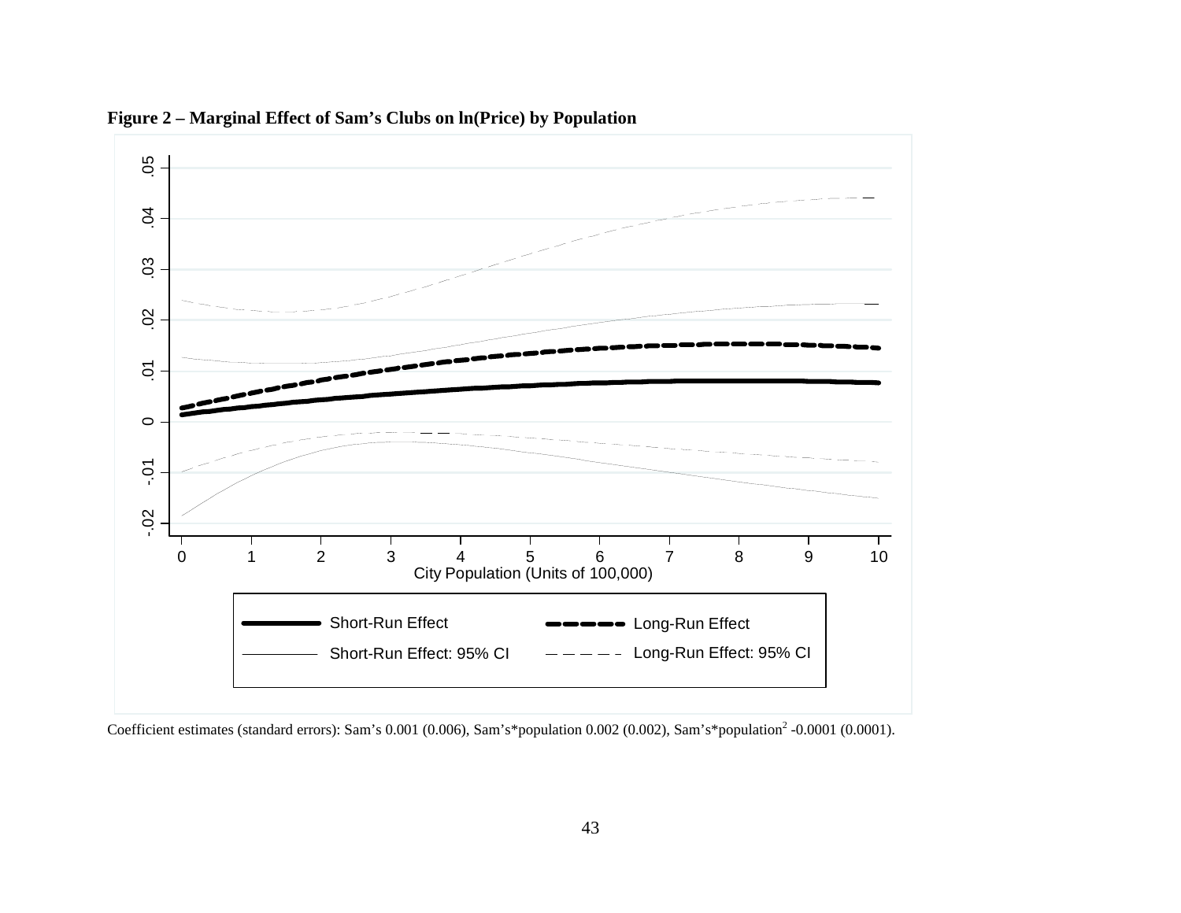**Figure 2 – Marginal Effect of Sam's Clubs on ln(Price) by Population**

Coefficient estimates (standard errors): Sam's 0.001 (0.006), Sam's*population 0.002 (0.002), Sam's*population$^2$ -0.0001 (0.0001).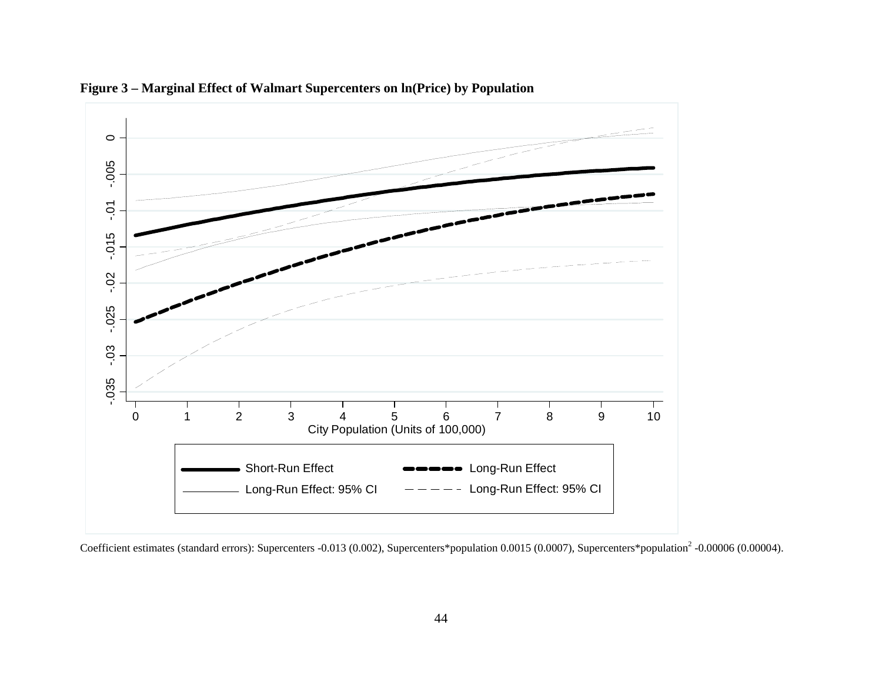**Figure 3 – Marginal Effect of Walmart Supercenters on ln(Price) by Population**

Coefficient estimates (standard errors): Supercenters -0.013 (0.002), Supercenters*population 0.0015 (0.0007), Supercenters*population$^2$ -0.00006 (0.00004).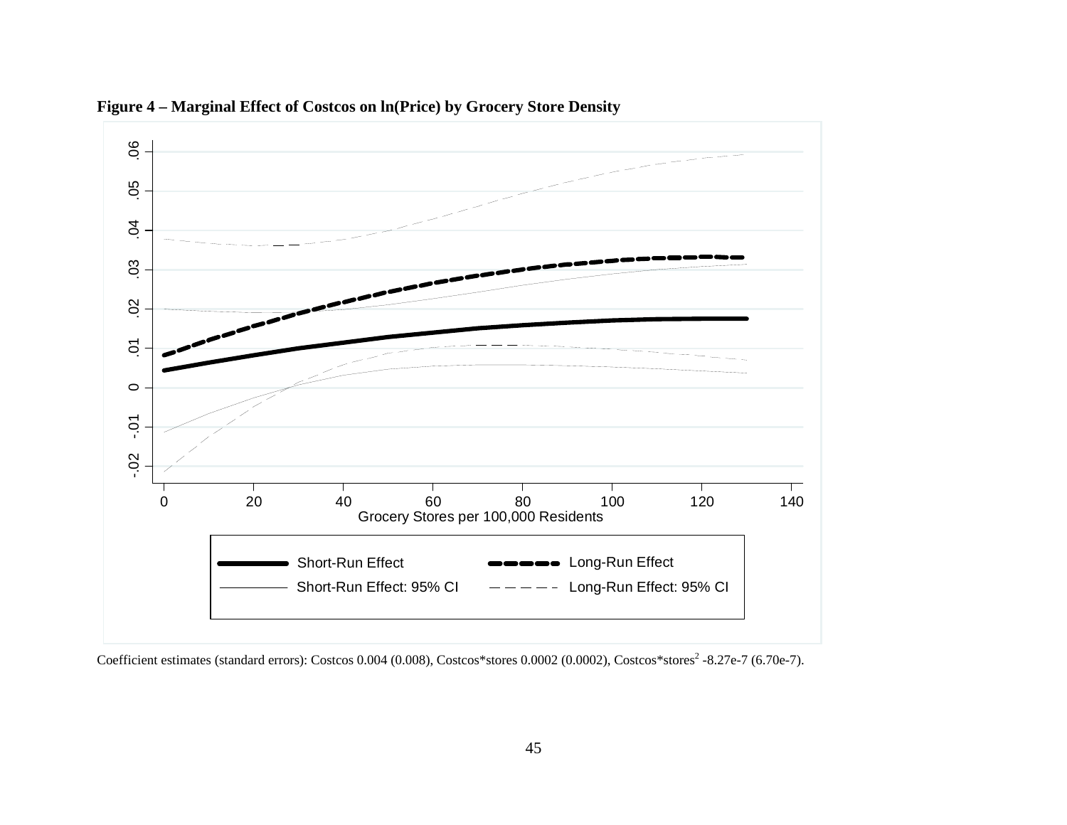**Figure 4 – Marginal Effect of Costcos on ln(Price) by Grocery Store Density**

Coefficient estimates (standard errors): Costcos 0.004 (0.008), Costcos*stores 0.0002 (0.0002), Costcos*stores$^2$ -8.27e-7 (6.70e-7).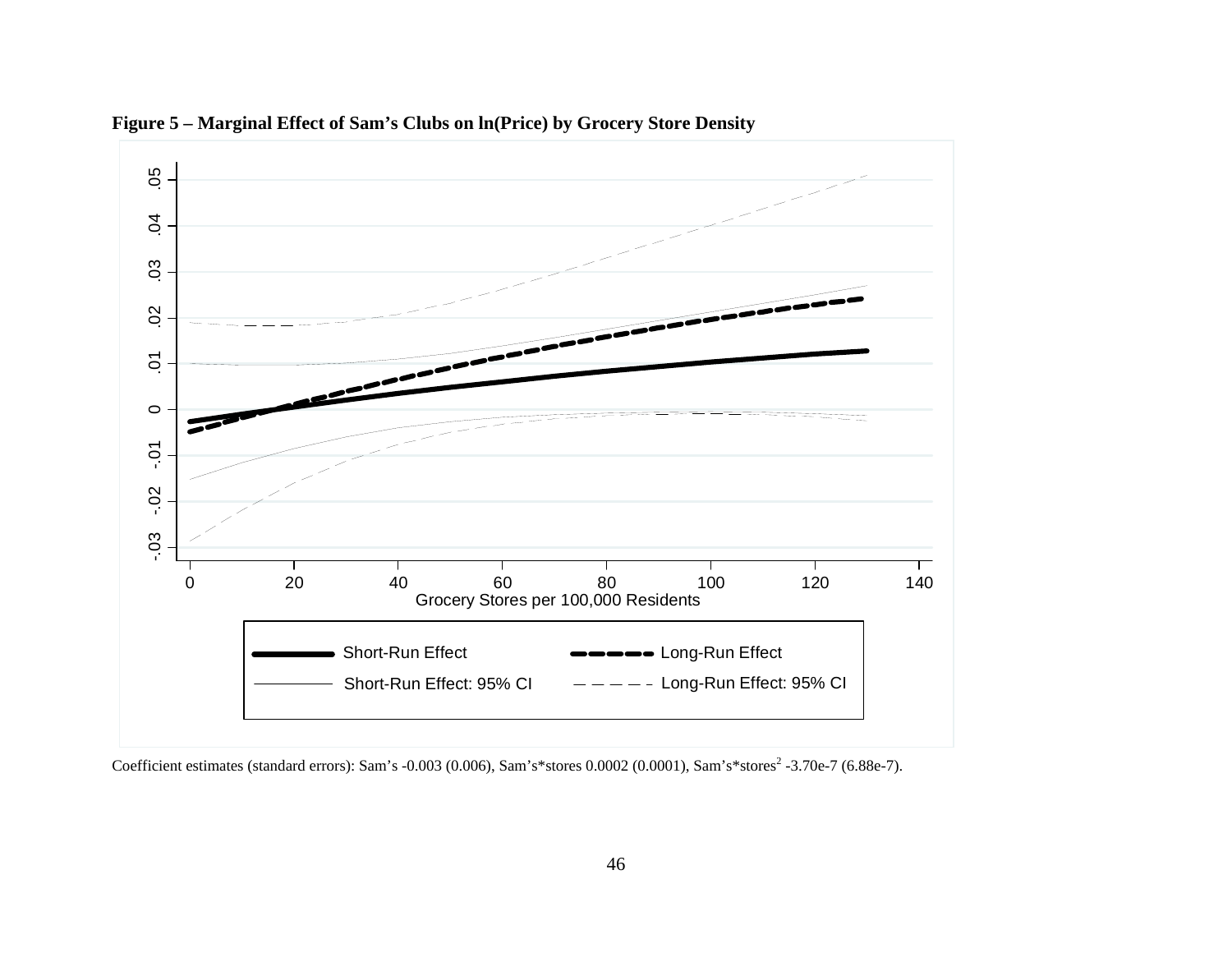**Figure 5 – Marginal Effect of Sam's Clubs on ln(Price) by Grocery Store Density**

Coefficient estimates (standard errors): Sam's -0.003 (0.006), Sam's*stores 0.0002 (0.0001), Sam's*stores$^2$ -3.70e-7 (6.88e-7).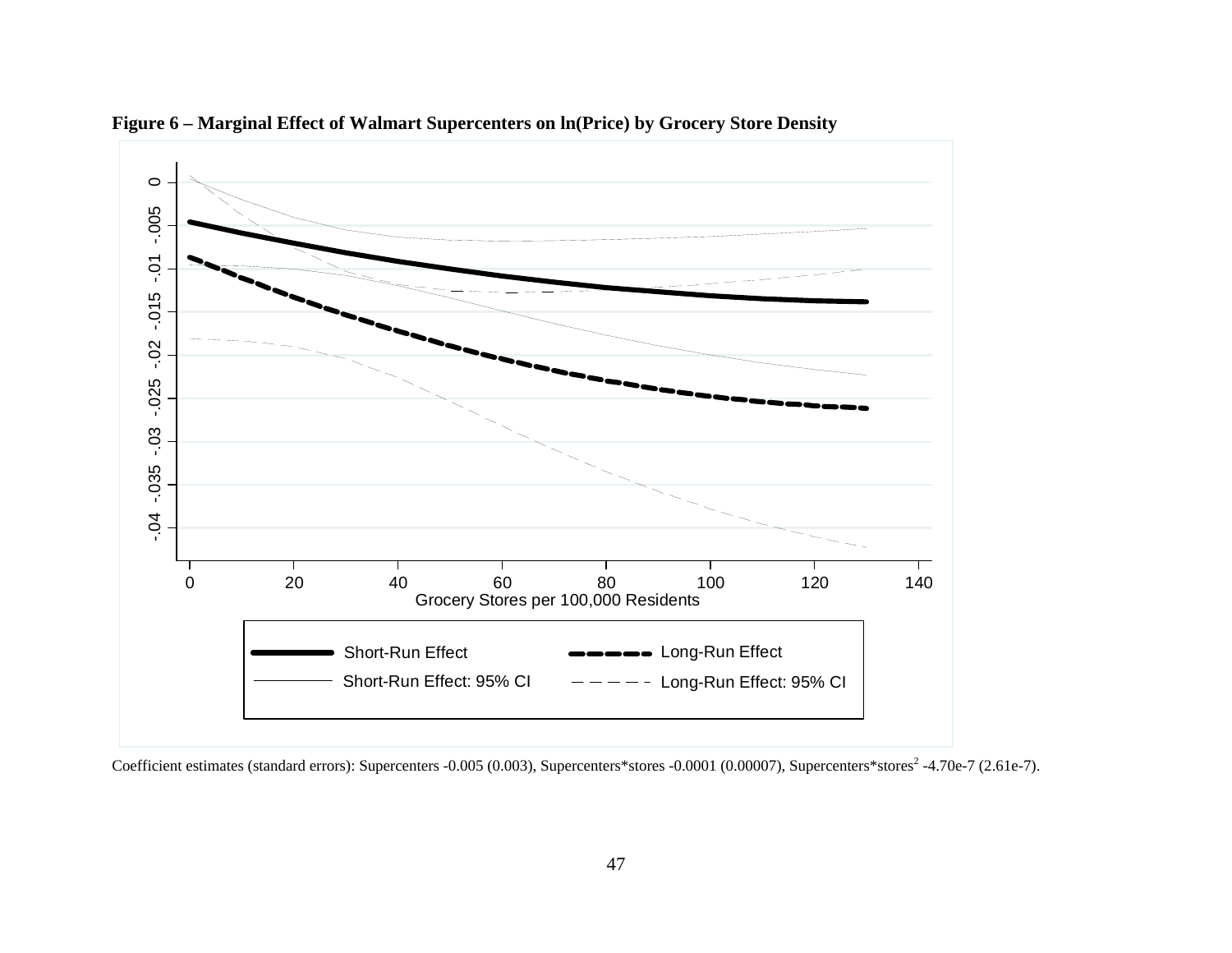**Figure 6 – Marginal Effect of Walmart Supercenters on ln(Price) by Grocery Store Density**

0
-.005
-.01
-.015
-.02
-.025
-.03
-.035
-.04

0 20 40 60 80 100 120 140

Grocery Stores per 100,000 Residents

Short-Run Effect
Long-Run Effect
Short-Run Effect: 95% CI
Long-Run Effect: 95% CI

Coefficient estimates (standard errors): Supercenters -0.005 (0.003), Supercenters*stores -0.0001 (0.00007), Supercenters*stores$^2$ -4.70e-7 (2.61e-7).